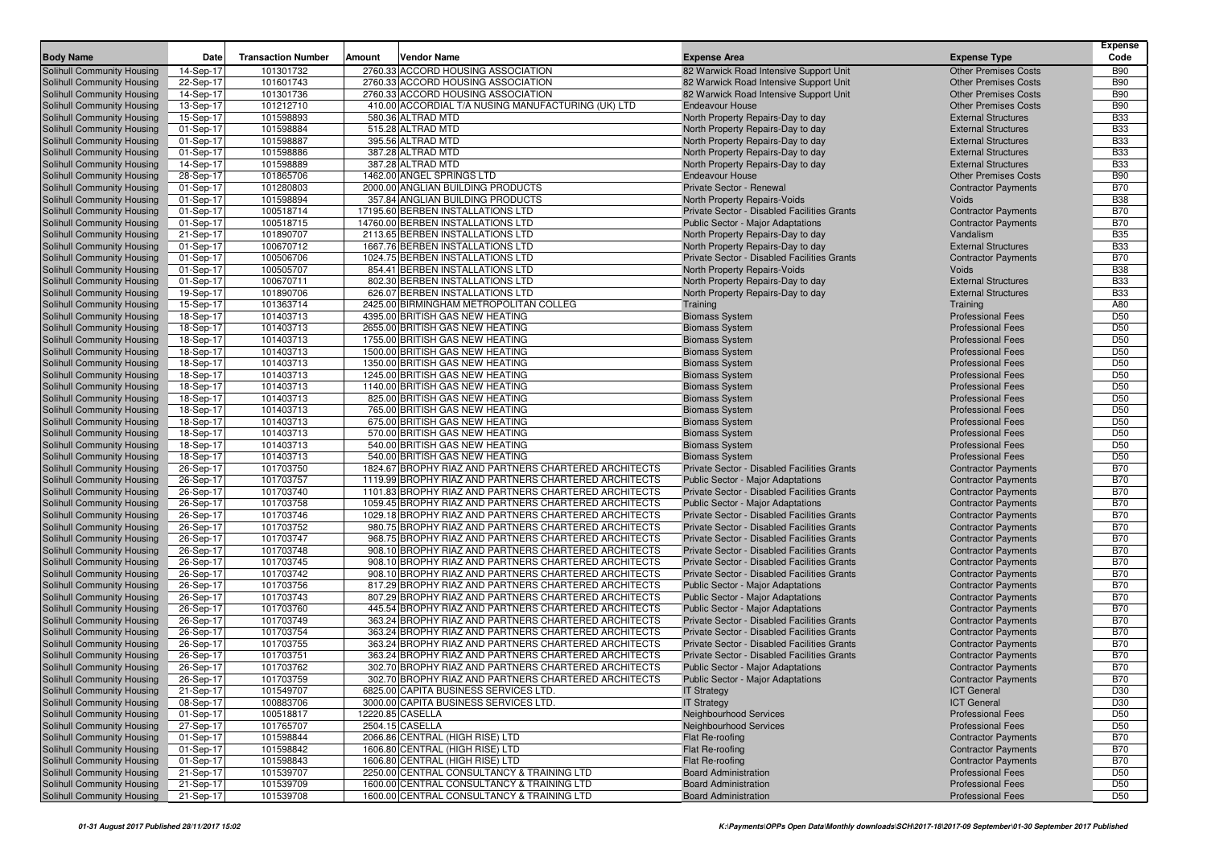| Body Name | Date | Transaction Number | Amount | Vendor Name | Expense Area | Expense Type | Expense Code |
|---|---|---|---|---|---|---|---|
| Solihull Community Housing | 14-Sep-17 | 101301732 | 2760.33 | ACCORD HOUSING ASSOCIATION | 82 Warwick Road Intensive Support Unit | Other Premises Costs | B90 |
| Solihull Community Housing | 22-Sep-17 | 101601743 | 2760.33 | ACCORD HOUSING ASSOCIATION | 82 Warwick Road Intensive Support Unit | Other Premises Costs | B90 |
| Solihull Community Housing | 14-Sep-17 | 101301736 | 2760.33 | ACCORD HOUSING ASSOCIATION | 82 Warwick Road Intensive Support Unit | Other Premises Costs | B90 |
| Solihull Community Housing | 13-Sep-17 | 101212710 | 410.00 | ACCORDIAL T/A NUSING MANUFACTURING (UK) LTD | Endeavour House | Other Premises Costs | B90 |
| Solihull Community Housing | 15-Sep-17 | 101598893 | 580.36 | ALTRAD MTD | North Property Repairs-Day to day | External Structures | B33 |
| Solihull Community Housing | 01-Sep-17 | 101598884 | 515.28 | ALTRAD MTD | North Property Repairs-Day to day | External Structures | B33 |
| Solihull Community Housing | 01-Sep-17 | 101598887 | 395.56 | ALTRAD MTD | North Property Repairs-Day to day | External Structures | B33 |
| Solihull Community Housing | 01-Sep-17 | 101598886 | 387.28 | ALTRAD MTD | North Property Repairs-Day to day | External Structures | B33 |
| Solihull Community Housing | 14-Sep-17 | 101598889 | 387.28 | ALTRAD MTD | North Property Repairs-Day to day | External Structures | B33 |
| Solihull Community Housing | 28-Sep-17 | 101865706 | 1462.00 | ANGEL SPRINGS LTD | Endeavour House | Other Premises Costs | B90 |
| Solihull Community Housing | 01-Sep-17 | 101280803 | 2000.00 | ANGLIAN BUILDING PRODUCTS | Private Sector - Renewal | Contractor Payments | B70 |
| Solihull Community Housing | 01-Sep-17 | 101598894 | 357.84 | ANGLIAN BUILDING PRODUCTS | North Property Repairs-Voids | Voids | B38 |
| Solihull Community Housing | 01-Sep-17 | 100518714 | 17195.60 | BERBEN INSTALLATIONS LTD | Private Sector - Disabled Facilities Grants | Contractor Payments | B70 |
| Solihull Community Housing | 01-Sep-17 | 100518715 | 14760.00 | BERBEN INSTALLATIONS LTD | Public Sector - Major Adaptations | Contractor Payments | B70 |
| Solihull Community Housing | 21-Sep-17 | 101890707 | 2113.65 | BERBEN INSTALLATIONS LTD | North Property Repairs-Day to day | Vandalism | B35 |
| Solihull Community Housing | 01-Sep-17 | 100670712 | 1667.76 | BERBEN INSTALLATIONS LTD | North Property Repairs-Day to day | External Structures | B33 |
| Solihull Community Housing | 01-Sep-17 | 100506706 | 1024.75 | BERBEN INSTALLATIONS LTD | Private Sector - Disabled Facilities Grants | Contractor Payments | B70 |
| Solihull Community Housing | 01-Sep-17 | 100505707 | 854.41 | BERBEN INSTALLATIONS LTD | North Property Repairs-Voids | Voids | B38 |
| Solihull Community Housing | 01-Sep-17 | 100670711 | 802.30 | BERBEN INSTALLATIONS LTD | North Property Repairs-Day to day | External Structures | B33 |
| Solihull Community Housing | 19-Sep-17 | 101890706 | 626.07 | BERBEN INSTALLATIONS LTD | North Property Repairs-Day to day | External Structures | B33 |
| Solihull Community Housing | 15-Sep-17 | 101363714 | 2425.00 | BIRMINGHAM METROPOLITAN COLLEG | Training | Training | A80 |
| Solihull Community Housing | 18-Sep-17 | 101403713 | 4395.00 | BRITISH GAS NEW HEATING | Biomass System | Professional Fees | D50 |
| Solihull Community Housing | 18-Sep-17 | 101403713 | 2655.00 | BRITISH GAS NEW HEATING | Biomass System | Professional Fees | D50 |
| Solihull Community Housing | 18-Sep-17 | 101403713 | 1755.00 | BRITISH GAS NEW HEATING | Biomass System | Professional Fees | D50 |
| Solihull Community Housing | 18-Sep-17 | 101403713 | 1500.00 | BRITISH GAS NEW HEATING | Biomass System | Professional Fees | D50 |
| Solihull Community Housing | 18-Sep-17 | 101403713 | 1350.00 | BRITISH GAS NEW HEATING | Biomass System | Professional Fees | D50 |
| Solihull Community Housing | 18-Sep-17 | 101403713 | 1245.00 | BRITISH GAS NEW HEATING | Biomass System | Professional Fees | D50 |
| Solihull Community Housing | 18-Sep-17 | 101403713 | 1140.00 | BRITISH GAS NEW HEATING | Biomass System | Professional Fees | D50 |
| Solihull Community Housing | 18-Sep-17 | 101403713 | 825.00 | BRITISH GAS NEW HEATING | Biomass System | Professional Fees | D50 |
| Solihull Community Housing | 18-Sep-17 | 101403713 | 765.00 | BRITISH GAS NEW HEATING | Biomass System | Professional Fees | D50 |
| Solihull Community Housing | 18-Sep-17 | 101403713 | 675.00 | BRITISH GAS NEW HEATING | Biomass System | Professional Fees | D50 |
| Solihull Community Housing | 18-Sep-17 | 101403713 | 570.00 | BRITISH GAS NEW HEATING | Biomass System | Professional Fees | D50 |
| Solihull Community Housing | 18-Sep-17 | 101403713 | 540.00 | BRITISH GAS NEW HEATING | Biomass System | Professional Fees | D50 |
| Solihull Community Housing | 18-Sep-17 | 101403713 | 540.00 | BRITISH GAS NEW HEATING | Biomass System | Professional Fees | D50 |
| Solihull Community Housing | 26-Sep-17 | 101703750 | 1824.67 | BROPHY RIAZ AND PARTNERS CHARTERED ARCHITECTS | Private Sector - Disabled Facilities Grants | Contractor Payments | B70 |
| Solihull Community Housing | 26-Sep-17 | 101703757 | 1119.99 | BROPHY RIAZ AND PARTNERS CHARTERED ARCHITECTS | Public Sector - Major Adaptations | Contractor Payments | B70 |
| Solihull Community Housing | 26-Sep-17 | 101703740 | 1101.83 | BROPHY RIAZ AND PARTNERS CHARTERED ARCHITECTS | Private Sector - Disabled Facilities Grants | Contractor Payments | B70 |
| Solihull Community Housing | 26-Sep-17 | 101703758 | 1059.45 | BROPHY RIAZ AND PARTNERS CHARTERED ARCHITECTS | Public Sector - Major Adaptations | Contractor Payments | B70 |
| Solihull Community Housing | 26-Sep-17 | 101703746 | 1029.18 | BROPHY RIAZ AND PARTNERS CHARTERED ARCHITECTS | Private Sector - Disabled Facilities Grants | Contractor Payments | B70 |
| Solihull Community Housing | 26-Sep-17 | 101703752 | 980.75 | BROPHY RIAZ AND PARTNERS CHARTERED ARCHITECTS | Private Sector - Disabled Facilities Grants | Contractor Payments | B70 |
| Solihull Community Housing | 26-Sep-17 | 101703747 | 968.75 | BROPHY RIAZ AND PARTNERS CHARTERED ARCHITECTS | Private Sector - Disabled Facilities Grants | Contractor Payments | B70 |
| Solihull Community Housing | 26-Sep-17 | 101703748 | 908.10 | BROPHY RIAZ AND PARTNERS CHARTERED ARCHITECTS | Private Sector - Disabled Facilities Grants | Contractor Payments | B70 |
| Solihull Community Housing | 26-Sep-17 | 101703745 | 908.10 | BROPHY RIAZ AND PARTNERS CHARTERED ARCHITECTS | Private Sector - Disabled Facilities Grants | Contractor Payments | B70 |
| Solihull Community Housing | 26-Sep-17 | 101703742 | 908.10 | BROPHY RIAZ AND PARTNERS CHARTERED ARCHITECTS | Private Sector - Disabled Facilities Grants | Contractor Payments | B70 |
| Solihull Community Housing | 26-Sep-17 | 101703756 | 817.29 | BROPHY RIAZ AND PARTNERS CHARTERED ARCHITECTS | Public Sector - Major Adaptations | Contractor Payments | B70 |
| Solihull Community Housing | 26-Sep-17 | 101703743 | 807.29 | BROPHY RIAZ AND PARTNERS CHARTERED ARCHITECTS | Public Sector - Major Adaptations | Contractor Payments | B70 |
| Solihull Community Housing | 26-Sep-17 | 101703760 | 445.54 | BROPHY RIAZ AND PARTNERS CHARTERED ARCHITECTS | Public Sector - Major Adaptations | Contractor Payments | B70 |
| Solihull Community Housing | 26-Sep-17 | 101703749 | 363.24 | BROPHY RIAZ AND PARTNERS CHARTERED ARCHITECTS | Private Sector - Disabled Facilities Grants | Contractor Payments | B70 |
| Solihull Community Housing | 26-Sep-17 | 101703754 | 363.24 | BROPHY RIAZ AND PARTNERS CHARTERED ARCHITECTS | Private Sector - Disabled Facilities Grants | Contractor Payments | B70 |
| Solihull Community Housing | 26-Sep-17 | 101703755 | 363.24 | BROPHY RIAZ AND PARTNERS CHARTERED ARCHITECTS | Private Sector - Disabled Facilities Grants | Contractor Payments | B70 |
| Solihull Community Housing | 26-Sep-17 | 101703751 | 363.24 | BROPHY RIAZ AND PARTNERS CHARTERED ARCHITECTS | Private Sector - Disabled Facilities Grants | Contractor Payments | B70 |
| Solihull Community Housing | 26-Sep-17 | 101703762 | 302.70 | BROPHY RIAZ AND PARTNERS CHARTERED ARCHITECTS | Public Sector - Major Adaptations | Contractor Payments | B70 |
| Solihull Community Housing | 26-Sep-17 | 101703759 | 302.70 | BROPHY RIAZ AND PARTNERS CHARTERED ARCHITECTS | Public Sector - Major Adaptations | Contractor Payments | B70 |
| Solihull Community Housing | 21-Sep-17 | 101549707 | 6825.00 | CAPITA BUSINESS SERVICES LTD. | IT Strategy | ICT General | D30 |
| Solihull Community Housing | 08-Sep-17 | 100883706 | 3000.00 | CAPITA BUSINESS SERVICES LTD. | IT Strategy | ICT General | D30 |
| Solihull Community Housing | 01-Sep-17 | 100518817 | 12220.85 | CASELLA | Neighbourhood Services | Professional Fees | D50 |
| Solihull Community Housing | 27-Sep-17 | 101765707 | 2504.15 | CASELLA | Neighbourhood Services | Professional Fees | D50 |
| Solihull Community Housing | 01-Sep-17 | 101598844 | 2066.86 | CENTRAL (HIGH RISE) LTD | Flat Re-roofing | Contractor Payments | B70 |
| Solihull Community Housing | 01-Sep-17 | 101598842 | 1606.80 | CENTRAL (HIGH RISE) LTD | Flat Re-roofing | Contractor Payments | B70 |
| Solihull Community Housing | 01-Sep-17 | 101598843 | 1606.80 | CENTRAL (HIGH RISE) LTD | Flat Re-roofing | Contractor Payments | B70 |
| Solihull Community Housing | 21-Sep-17 | 101539707 | 2250.00 | CENTRAL CONSULTANCY & TRAINING LTD | Board Administration | Professional Fees | D50 |
| Solihull Community Housing | 21-Sep-17 | 101539709 | 1600.00 | CENTRAL CONSULTANCY & TRAINING LTD | Board Administration | Professional Fees | D50 |
| Solihull Community Housing | 21-Sep-17 | 101539708 | 1600.00 | CENTRAL CONSULTANCY & TRAINING LTD | Board Administration | Professional Fees | D50 |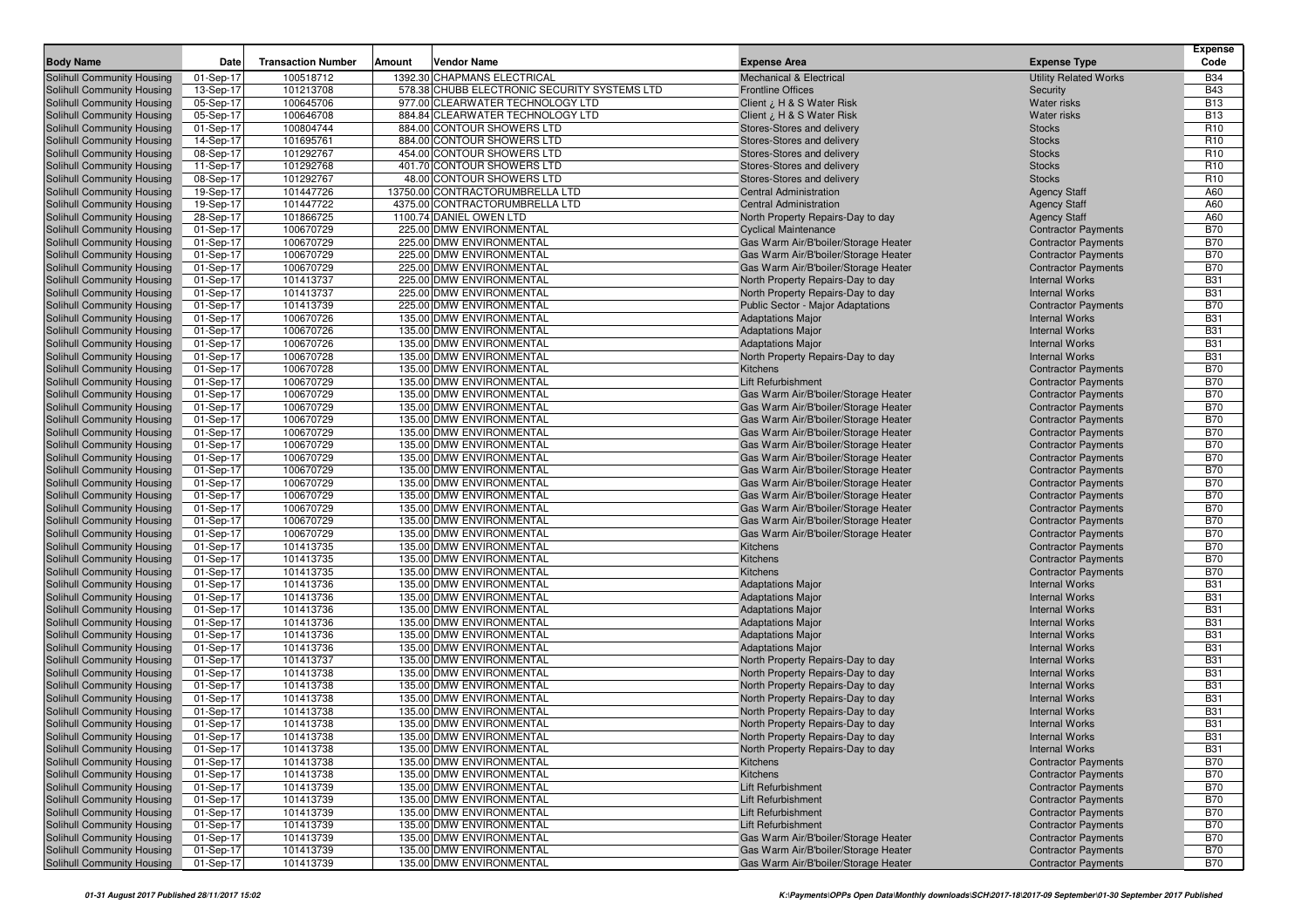| Body Name | Date | Transaction Number | Amount | Vendor Name | Expense Area | Expense Type | Expense Code |
|---|---|---|---|---|---|---|---|
| Solihull Community Housing | 01-Sep-17 | 100518712 | 1392.30 | CHAPMANS ELECTRICAL | Mechanical & Electrical | Utility Related Works | B34 |
| Solihull Community Housing | 13-Sep-17 | 101213708 | 578.38 | CHUBB ELECTRONIC SECURITY SYSTEMS LTD | Frontline Offices | Security | B43 |
| Solihull Community Housing | 05-Sep-17 | 100645706 | 977.00 | CLEARWATER TECHNOLOGY LTD | Client ¿ H & S Water Risk | Water risks | B13 |
| Solihull Community Housing | 05-Sep-17 | 100646708 | 884.84 | CLEARWATER TECHNOLOGY LTD | Client ¿ H & S Water Risk | Water risks | B13 |
| Solihull Community Housing | 01-Sep-17 | 100804744 | 884.00 | CONTOUR SHOWERS LTD | Stores-Stores and delivery | Stocks | R10 |
| Solihull Community Housing | 14-Sep-17 | 101695761 | 884.00 | CONTOUR SHOWERS LTD | Stores-Stores and delivery | Stocks | R10 |
| Solihull Community Housing | 08-Sep-17 | 101292767 | 454.00 | CONTOUR SHOWERS LTD | Stores-Stores and delivery | Stocks | R10 |
| Solihull Community Housing | 11-Sep-17 | 101292768 | 401.70 | CONTOUR SHOWERS LTD | Stores-Stores and delivery | Stocks | R10 |
| Solihull Community Housing | 08-Sep-17 | 101292767 | 48.00 | CONTOUR SHOWERS LTD | Stores-Stores and delivery | Stocks | R10 |
| Solihull Community Housing | 19-Sep-17 | 101447726 | 13750.00 | CONTRACTORUMBRELLA LTD | Central Administration | Agency Staff | A60 |
| Solihull Community Housing | 19-Sep-17 | 101447722 | 4375.00 | CONTRACTORUMBRELLA LTD | Central Administration | Agency Staff | A60 |
| Solihull Community Housing | 28-Sep-17 | 101866725 | 1100.74 | DANIEL OWEN LTD | North Property Repairs-Day to day | Agency Staff | A60 |
| Solihull Community Housing | 01-Sep-17 | 100670729 | 225.00 | DMW ENVIRONMENTAL | Cyclical Maintenance | Contractor Payments | B70 |
| Solihull Community Housing | 01-Sep-17 | 100670729 | 225.00 | DMW ENVIRONMENTAL | Gas Warm Air/B'boiler/Storage Heater | Contractor Payments | B70 |
| Solihull Community Housing | 01-Sep-17 | 100670729 | 225.00 | DMW ENVIRONMENTAL | Gas Warm Air/B'boiler/Storage Heater | Contractor Payments | B70 |
| Solihull Community Housing | 01-Sep-17 | 100670729 | 225.00 | DMW ENVIRONMENTAL | Gas Warm Air/B'boiler/Storage Heater | Contractor Payments | B70 |
| Solihull Community Housing | 01-Sep-17 | 101413737 | 225.00 | DMW ENVIRONMENTAL | North Property Repairs-Day to day | Internal Works | B31 |
| Solihull Community Housing | 01-Sep-17 | 101413737 | 225.00 | DMW ENVIRONMENTAL | North Property Repairs-Day to day | Internal Works | B31 |
| Solihull Community Housing | 01-Sep-17 | 101413739 | 225.00 | DMW ENVIRONMENTAL | Public Sector - Major Adaptations | Contractor Payments | B70 |
| Solihull Community Housing | 01-Sep-17 | 100670726 | 135.00 | DMW ENVIRONMENTAL | Adaptations Major | Internal Works | B31 |
| Solihull Community Housing | 01-Sep-17 | 100670726 | 135.00 | DMW ENVIRONMENTAL | Adaptations Major | Internal Works | B31 |
| Solihull Community Housing | 01-Sep-17 | 100670726 | 135.00 | DMW ENVIRONMENTAL | Adaptations Major | Internal Works | B31 |
| Solihull Community Housing | 01-Sep-17 | 100670728 | 135.00 | DMW ENVIRONMENTAL | North Property Repairs-Day to day | Internal Works | B31 |
| Solihull Community Housing | 01-Sep-17 | 100670728 | 135.00 | DMW ENVIRONMENTAL | Kitchens | Contractor Payments | B70 |
| Solihull Community Housing | 01-Sep-17 | 100670729 | 135.00 | DMW ENVIRONMENTAL | Lift Refurbishment | Contractor Payments | B70 |
| Solihull Community Housing | 01-Sep-17 | 100670729 | 135.00 | DMW ENVIRONMENTAL | Gas Warm Air/B'boiler/Storage Heater | Contractor Payments | B70 |
| Solihull Community Housing | 01-Sep-17 | 100670729 | 135.00 | DMW ENVIRONMENTAL | Gas Warm Air/B'boiler/Storage Heater | Contractor Payments | B70 |
| Solihull Community Housing | 01-Sep-17 | 100670729 | 135.00 | DMW ENVIRONMENTAL | Gas Warm Air/B'boiler/Storage Heater | Contractor Payments | B70 |
| Solihull Community Housing | 01-Sep-17 | 100670729 | 135.00 | DMW ENVIRONMENTAL | Gas Warm Air/B'boiler/Storage Heater | Contractor Payments | B70 |
| Solihull Community Housing | 01-Sep-17 | 100670729 | 135.00 | DMW ENVIRONMENTAL | Gas Warm Air/B'boiler/Storage Heater | Contractor Payments | B70 |
| Solihull Community Housing | 01-Sep-17 | 100670729 | 135.00 | DMW ENVIRONMENTAL | Gas Warm Air/B'boiler/Storage Heater | Contractor Payments | B70 |
| Solihull Community Housing | 01-Sep-17 | 100670729 | 135.00 | DMW ENVIRONMENTAL | Gas Warm Air/B'boiler/Storage Heater | Contractor Payments | B70 |
| Solihull Community Housing | 01-Sep-17 | 100670729 | 135.00 | DMW ENVIRONMENTAL | Gas Warm Air/B'boiler/Storage Heater | Contractor Payments | B70 |
| Solihull Community Housing | 01-Sep-17 | 100670729 | 135.00 | DMW ENVIRONMENTAL | Gas Warm Air/B'boiler/Storage Heater | Contractor Payments | B70 |
| Solihull Community Housing | 01-Sep-17 | 100670729 | 135.00 | DMW ENVIRONMENTAL | Gas Warm Air/B'boiler/Storage Heater | Contractor Payments | B70 |
| Solihull Community Housing | 01-Sep-17 | 100670729 | 135.00 | DMW ENVIRONMENTAL | Gas Warm Air/B'boiler/Storage Heater | Contractor Payments | B70 |
| Solihull Community Housing | 01-Sep-17 | 100670729 | 135.00 | DMW ENVIRONMENTAL | Gas Warm Air/B'boiler/Storage Heater | Contractor Payments | B70 |
| Solihull Community Housing | 01-Sep-17 | 101413735 | 135.00 | DMW ENVIRONMENTAL | Kitchens | Contractor Payments | B70 |
| Solihull Community Housing | 01-Sep-17 | 101413735 | 135.00 | DMW ENVIRONMENTAL | Kitchens | Contractor Payments | B70 |
| Solihull Community Housing | 01-Sep-17 | 101413735 | 135.00 | DMW ENVIRONMENTAL | Kitchens | Contractor Payments | B70 |
| Solihull Community Housing | 01-Sep-17 | 101413736 | 135.00 | DMW ENVIRONMENTAL | Adaptations Major | Internal Works | B31 |
| Solihull Community Housing | 01-Sep-17 | 101413736 | 135.00 | DMW ENVIRONMENTAL | Adaptations Major | Internal Works | B31 |
| Solihull Community Housing | 01-Sep-17 | 101413736 | 135.00 | DMW ENVIRONMENTAL | Adaptations Major | Internal Works | B31 |
| Solihull Community Housing | 01-Sep-17 | 101413736 | 135.00 | DMW ENVIRONMENTAL | Adaptations Major | Internal Works | B31 |
| Solihull Community Housing | 01-Sep-17 | 101413736 | 135.00 | DMW ENVIRONMENTAL | Adaptations Major | Internal Works | B31 |
| Solihull Community Housing | 01-Sep-17 | 101413736 | 135.00 | DMW ENVIRONMENTAL | Adaptations Major | Internal Works | B31 |
| Solihull Community Housing | 01-Sep-17 | 101413737 | 135.00 | DMW ENVIRONMENTAL | North Property Repairs-Day to day | Internal Works | B31 |
| Solihull Community Housing | 01-Sep-17 | 101413738 | 135.00 | DMW ENVIRONMENTAL | North Property Repairs-Day to day | Internal Works | B31 |
| Solihull Community Housing | 01-Sep-17 | 101413738 | 135.00 | DMW ENVIRONMENTAL | North Property Repairs-Day to day | Internal Works | B31 |
| Solihull Community Housing | 01-Sep-17 | 101413738 | 135.00 | DMW ENVIRONMENTAL | North Property Repairs-Day to day | Internal Works | B31 |
| Solihull Community Housing | 01-Sep-17 | 101413738 | 135.00 | DMW ENVIRONMENTAL | North Property Repairs-Day to day | Internal Works | B31 |
| Solihull Community Housing | 01-Sep-17 | 101413738 | 135.00 | DMW ENVIRONMENTAL | North Property Repairs-Day to day | Internal Works | B31 |
| Solihull Community Housing | 01-Sep-17 | 101413738 | 135.00 | DMW ENVIRONMENTAL | North Property Repairs-Day to day | Internal Works | B31 |
| Solihull Community Housing | 01-Sep-17 | 101413738 | 135.00 | DMW ENVIRONMENTAL | North Property Repairs-Day to day | Internal Works | B31 |
| Solihull Community Housing | 01-Sep-17 | 101413738 | 135.00 | DMW ENVIRONMENTAL | Kitchens | Contractor Payments | B70 |
| Solihull Community Housing | 01-Sep-17 | 101413738 | 135.00 | DMW ENVIRONMENTAL | Kitchens | Contractor Payments | B70 |
| Solihull Community Housing | 01-Sep-17 | 101413739 | 135.00 | DMW ENVIRONMENTAL | Lift Refurbishment | Contractor Payments | B70 |
| Solihull Community Housing | 01-Sep-17 | 101413739 | 135.00 | DMW ENVIRONMENTAL | Lift Refurbishment | Contractor Payments | B70 |
| Solihull Community Housing | 01-Sep-17 | 101413739 | 135.00 | DMW ENVIRONMENTAL | Lift Refurbishment | Contractor Payments | B70 |
| Solihull Community Housing | 01-Sep-17 | 101413739 | 135.00 | DMW ENVIRONMENTAL | Lift Refurbishment | Contractor Payments | B70 |
| Solihull Community Housing | 01-Sep-17 | 101413739 | 135.00 | DMW ENVIRONMENTAL | Gas Warm Air/B'boiler/Storage Heater | Contractor Payments | B70 |
| Solihull Community Housing | 01-Sep-17 | 101413739 | 135.00 | DMW ENVIRONMENTAL | Gas Warm Air/B'boiler/Storage Heater | Contractor Payments | B70 |
| Solihull Community Housing | 01-Sep-17 | 101413739 | 135.00 | DMW ENVIRONMENTAL | Gas Warm Air/B'boiler/Storage Heater | Contractor Payments | B70 |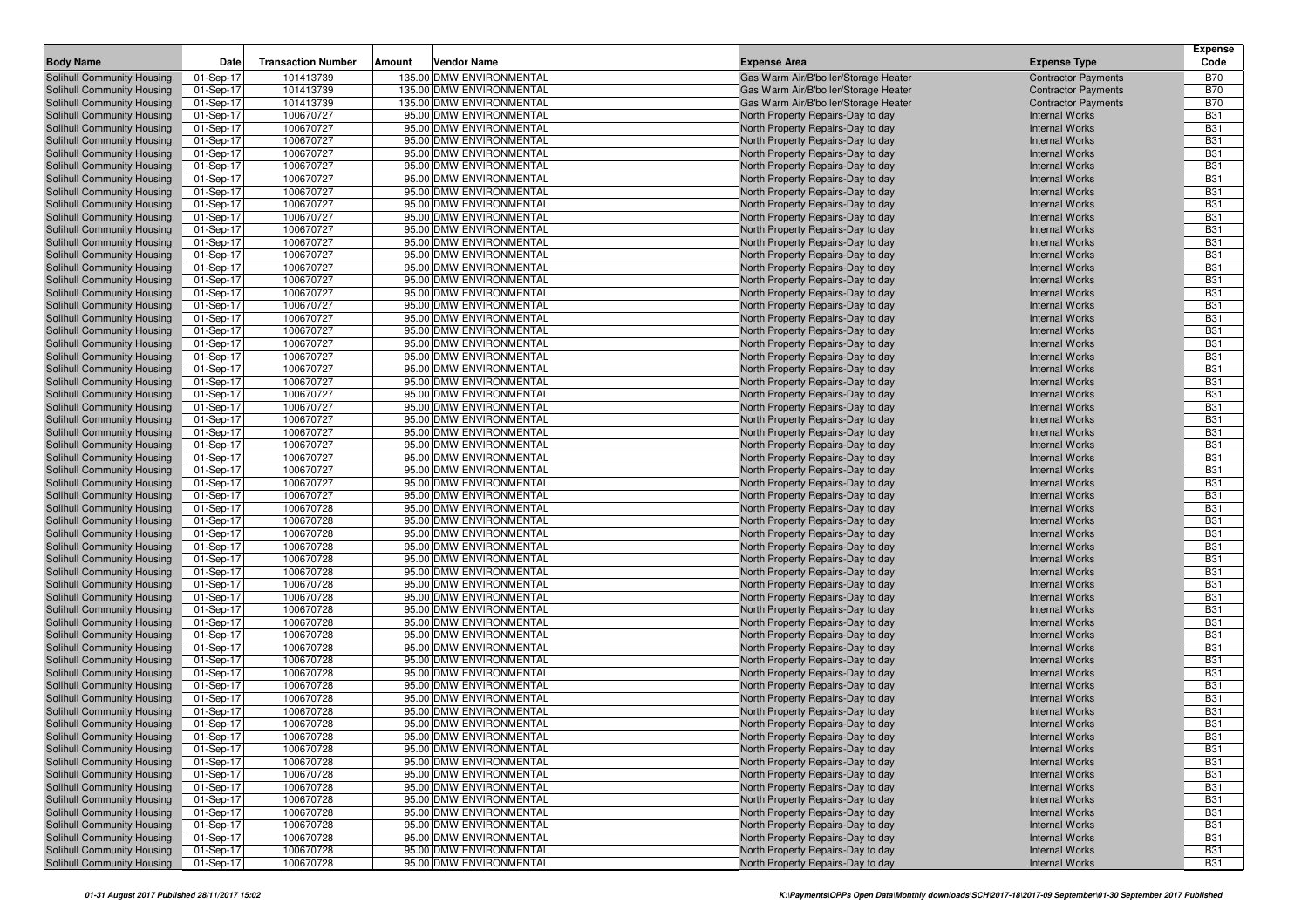| Body Name | Date | Transaction Number | Amount | Vendor Name | Expense Area | Expense Type | Expense Code |
|---|---|---|---|---|---|---|---|
| Solihull Community Housing | 01-Sep-17 | 101413739 | 135.00 | DMW ENVIRONMENTAL | Gas Warm Air/B'boiler/Storage Heater | Contractor Payments | B70 |
| Solihull Community Housing | 01-Sep-17 | 101413739 | 135.00 | DMW ENVIRONMENTAL | Gas Warm Air/B'boiler/Storage Heater | Contractor Payments | B70 |
| Solihull Community Housing | 01-Sep-17 | 101413739 | 135.00 | DMW ENVIRONMENTAL | Gas Warm Air/B'boiler/Storage Heater | Contractor Payments | B70 |
| Solihull Community Housing | 01-Sep-17 | 100670727 | 95.00 | DMW ENVIRONMENTAL | North Property Repairs-Day to day | Internal Works | B31 |
| Solihull Community Housing | 01-Sep-17 | 100670727 | 95.00 | DMW ENVIRONMENTAL | North Property Repairs-Day to day | Internal Works | B31 |
| Solihull Community Housing | 01-Sep-17 | 100670727 | 95.00 | DMW ENVIRONMENTAL | North Property Repairs-Day to day | Internal Works | B31 |
| Solihull Community Housing | 01-Sep-17 | 100670727 | 95.00 | DMW ENVIRONMENTAL | North Property Repairs-Day to day | Internal Works | B31 |
| Solihull Community Housing | 01-Sep-17 | 100670727 | 95.00 | DMW ENVIRONMENTAL | North Property Repairs-Day to day | Internal Works | B31 |
| Solihull Community Housing | 01-Sep-17 | 100670727 | 95.00 | DMW ENVIRONMENTAL | North Property Repairs-Day to day | Internal Works | B31 |
| Solihull Community Housing | 01-Sep-17 | 100670727 | 95.00 | DMW ENVIRONMENTAL | North Property Repairs-Day to day | Internal Works | B31 |
| Solihull Community Housing | 01-Sep-17 | 100670727 | 95.00 | DMW ENVIRONMENTAL | North Property Repairs-Day to day | Internal Works | B31 |
| Solihull Community Housing | 01-Sep-17 | 100670727 | 95.00 | DMW ENVIRONMENTAL | North Property Repairs-Day to day | Internal Works | B31 |
| Solihull Community Housing | 01-Sep-17 | 100670727 | 95.00 | DMW ENVIRONMENTAL | North Property Repairs-Day to day | Internal Works | B31 |
| Solihull Community Housing | 01-Sep-17 | 100670727 | 95.00 | DMW ENVIRONMENTAL | North Property Repairs-Day to day | Internal Works | B31 |
| Solihull Community Housing | 01-Sep-17 | 100670727 | 95.00 | DMW ENVIRONMENTAL | North Property Repairs-Day to day | Internal Works | B31 |
| Solihull Community Housing | 01-Sep-17 | 100670727 | 95.00 | DMW ENVIRONMENTAL | North Property Repairs-Day to day | Internal Works | B31 |
| Solihull Community Housing | 01-Sep-17 | 100670727 | 95.00 | DMW ENVIRONMENTAL | North Property Repairs-Day to day | Internal Works | B31 |
| Solihull Community Housing | 01-Sep-17 | 100670727 | 95.00 | DMW ENVIRONMENTAL | North Property Repairs-Day to day | Internal Works | B31 |
| Solihull Community Housing | 01-Sep-17 | 100670727 | 95.00 | DMW ENVIRONMENTAL | North Property Repairs-Day to day | Internal Works | B31 |
| Solihull Community Housing | 01-Sep-17 | 100670727 | 95.00 | DMW ENVIRONMENTAL | North Property Repairs-Day to day | Internal Works | B31 |
| Solihull Community Housing | 01-Sep-17 | 100670727 | 95.00 | DMW ENVIRONMENTAL | North Property Repairs-Day to day | Internal Works | B31 |
| Solihull Community Housing | 01-Sep-17 | 100670727 | 95.00 | DMW ENVIRONMENTAL | North Property Repairs-Day to day | Internal Works | B31 |
| Solihull Community Housing | 01-Sep-17 | 100670727 | 95.00 | DMW ENVIRONMENTAL | North Property Repairs-Day to day | Internal Works | B31 |
| Solihull Community Housing | 01-Sep-17 | 100670727 | 95.00 | DMW ENVIRONMENTAL | North Property Repairs-Day to day | Internal Works | B31 |
| Solihull Community Housing | 01-Sep-17 | 100670727 | 95.00 | DMW ENVIRONMENTAL | North Property Repairs-Day to day | Internal Works | B31 |
| Solihull Community Housing | 01-Sep-17 | 100670727 | 95.00 | DMW ENVIRONMENTAL | North Property Repairs-Day to day | Internal Works | B31 |
| Solihull Community Housing | 01-Sep-17 | 100670727 | 95.00 | DMW ENVIRONMENTAL | North Property Repairs-Day to day | Internal Works | B31 |
| Solihull Community Housing | 01-Sep-17 | 100670727 | 95.00 | DMW ENVIRONMENTAL | North Property Repairs-Day to day | Internal Works | B31 |
| Solihull Community Housing | 01-Sep-17 | 100670727 | 95.00 | DMW ENVIRONMENTAL | North Property Repairs-Day to day | Internal Works | B31 |
| Solihull Community Housing | 01-Sep-17 | 100670727 | 95.00 | DMW ENVIRONMENTAL | North Property Repairs-Day to day | Internal Works | B31 |
| Solihull Community Housing | 01-Sep-17 | 100670727 | 95.00 | DMW ENVIRONMENTAL | North Property Repairs-Day to day | Internal Works | B31 |
| Solihull Community Housing | 01-Sep-17 | 100670727 | 95.00 | DMW ENVIRONMENTAL | North Property Repairs-Day to day | Internal Works | B31 |
| Solihull Community Housing | 01-Sep-17 | 100670728 | 95.00 | DMW ENVIRONMENTAL | North Property Repairs-Day to day | Internal Works | B31 |
| Solihull Community Housing | 01-Sep-17 | 100670728 | 95.00 | DMW ENVIRONMENTAL | North Property Repairs-Day to day | Internal Works | B31 |
| Solihull Community Housing | 01-Sep-17 | 100670728 | 95.00 | DMW ENVIRONMENTAL | North Property Repairs-Day to day | Internal Works | B31 |
| Solihull Community Housing | 01-Sep-17 | 100670728 | 95.00 | DMW ENVIRONMENTAL | North Property Repairs-Day to day | Internal Works | B31 |
| Solihull Community Housing | 01-Sep-17 | 100670728 | 95.00 | DMW ENVIRONMENTAL | North Property Repairs-Day to day | Internal Works | B31 |
| Solihull Community Housing | 01-Sep-17 | 100670728 | 95.00 | DMW ENVIRONMENTAL | North Property Repairs-Day to day | Internal Works | B31 |
| Solihull Community Housing | 01-Sep-17 | 100670728 | 95.00 | DMW ENVIRONMENTAL | North Property Repairs-Day to day | Internal Works | B31 |
| Solihull Community Housing | 01-Sep-17 | 100670728 | 95.00 | DMW ENVIRONMENTAL | North Property Repairs-Day to day | Internal Works | B31 |
| Solihull Community Housing | 01-Sep-17 | 100670728 | 95.00 | DMW ENVIRONMENTAL | North Property Repairs-Day to day | Internal Works | B31 |
| Solihull Community Housing | 01-Sep-17 | 100670728 | 95.00 | DMW ENVIRONMENTAL | North Property Repairs-Day to day | Internal Works | B31 |
| Solihull Community Housing | 01-Sep-17 | 100670728 | 95.00 | DMW ENVIRONMENTAL | North Property Repairs-Day to day | Internal Works | B31 |
| Solihull Community Housing | 01-Sep-17 | 100670728 | 95.00 | DMW ENVIRONMENTAL | North Property Repairs-Day to day | Internal Works | B31 |
| Solihull Community Housing | 01-Sep-17 | 100670728 | 95.00 | DMW ENVIRONMENTAL | North Property Repairs-Day to day | Internal Works | B31 |
| Solihull Community Housing | 01-Sep-17 | 100670728 | 95.00 | DMW ENVIRONMENTAL | North Property Repairs-Day to day | Internal Works | B31 |
| Solihull Community Housing | 01-Sep-17 | 100670728 | 95.00 | DMW ENVIRONMENTAL | North Property Repairs-Day to day | Internal Works | B31 |
| Solihull Community Housing | 01-Sep-17 | 100670728 | 95.00 | DMW ENVIRONMENTAL | North Property Repairs-Day to day | Internal Works | B31 |
| Solihull Community Housing | 01-Sep-17 | 100670728 | 95.00 | DMW ENVIRONMENTAL | North Property Repairs-Day to day | Internal Works | B31 |
| Solihull Community Housing | 01-Sep-17 | 100670728 | 95.00 | DMW ENVIRONMENTAL | North Property Repairs-Day to day | Internal Works | B31 |
| Solihull Community Housing | 01-Sep-17 | 100670728 | 95.00 | DMW ENVIRONMENTAL | North Property Repairs-Day to day | Internal Works | B31 |
| Solihull Community Housing | 01-Sep-17 | 100670728 | 95.00 | DMW ENVIRONMENTAL | North Property Repairs-Day to day | Internal Works | B31 |
| Solihull Community Housing | 01-Sep-17 | 100670728 | 95.00 | DMW ENVIRONMENTAL | North Property Repairs-Day to day | Internal Works | B31 |
| Solihull Community Housing | 01-Sep-17 | 100670728 | 95.00 | DMW ENVIRONMENTAL | North Property Repairs-Day to day | Internal Works | B31 |
| Solihull Community Housing | 01-Sep-17 | 100670728 | 95.00 | DMW ENVIRONMENTAL | North Property Repairs-Day to day | Internal Works | B31 |
| Solihull Community Housing | 01-Sep-17 | 100670728 | 95.00 | DMW ENVIRONMENTAL | North Property Repairs-Day to day | Internal Works | B31 |
| Solihull Community Housing | 01-Sep-17 | 100670728 | 95.00 | DMW ENVIRONMENTAL | North Property Repairs-Day to day | Internal Works | B31 |
| Solihull Community Housing | 01-Sep-17 | 100670728 | 95.00 | DMW ENVIRONMENTAL | North Property Repairs-Day to day | Internal Works | B31 |
| Solihull Community Housing | 01-Sep-17 | 100670728 | 95.00 | DMW ENVIRONMENTAL | North Property Repairs-Day to day | Internal Works | B31 |
| Solihull Community Housing | 01-Sep-17 | 100670728 | 95.00 | DMW ENVIRONMENTAL | North Property Repairs-Day to day | Internal Works | B31 |
| Solihull Community Housing | 01-Sep-17 | 100670728 | 95.00 | DMW ENVIRONMENTAL | North Property Repairs-Day to day | Internal Works | B31 |
| Solihull Community Housing | 01-Sep-17 | 100670728 | 95.00 | DMW ENVIRONMENTAL | North Property Repairs-Day to day | Internal Works | B31 |
| Solihull Community Housing | 01-Sep-17 | 100670728 | 95.00 | DMW ENVIRONMENTAL | North Property Repairs-Day to day | Internal Works | B31 |
| Solihull Community Housing | 01-Sep-17 | 100670728 | 95.00 | DMW ENVIRONMENTAL | North Property Repairs-Day to day | Internal Works | B31 |
| Solihull Community Housing | 01-Sep-17 | 100670728 | 95.00 | DMW ENVIRONMENTAL | North Property Repairs-Day to day | Internal Works | B31 |
| Solihull Community Housing | 01-Sep-17 | 100670728 | 95.00 | DMW ENVIRONMENTAL | North Property Repairs-Day to day | Internal Works | B31 |
| Solihull Community Housing | 01-Sep-17 | 100670728 | 95.00 | DMW ENVIRONMENTAL | North Property Repairs-Day to day | Internal Works | B31 |
| Solihull Community Housing | 01-Sep-17 | 100670728 | 95.00 | DMW ENVIRONMENTAL | North Property Repairs-Day to day | Internal Works | B31 |
| Solihull Community Housing | 01-Sep-17 | 100670728 | 95.00 | DMW ENVIRONMENTAL | North Property Repairs-Day to day | Internal Works | B31 |
| Solihull Community Housing | 01-Sep-17 | 100670728 | 95.00 | DMW ENVIRONMENTAL | North Property Repairs-Day to day | Internal Works | B31 |
| Solihull Community Housing | 01-Sep-17 | 100670728 | 95.00 | DMW ENVIRONMENTAL | North Property Repairs-Day to day | Internal Works | B31 |
| Solihull Community Housing | 01-Sep-17 | 100670728 | 95.00 | DMW ENVIRONMENTAL | North Property Repairs-Day to day | Internal Works | B31 |
| Solihull Community Housing | 01-Sep-17 | 100670728 | 95.00 | DMW ENVIRONMENTAL | North Property Repairs-Day to day | Internal Works | B31 |
| Solihull Community Housing | 01-Sep-17 | 100670728 | 95.00 | DMW ENVIRONMENTAL | North Property Repairs-Day to day | Internal Works | B31 |
| Solihull Community Housing | 01-Sep-17 | 100670728 | 95.00 | DMW ENVIRONMENTAL | North Property Repairs-Day to day | Internal Works | B31 |
| Solihull Community Housing | 01-Sep-17 | 100670728 | 95.00 | DMW ENVIRONMENTAL | North Property Repairs-Day to day | Internal Works | B31 |
| Solihull Community Housing | 01-Sep-17 | 100670728 | 95.00 | DMW ENVIRONMENTAL | North Property Repairs-Day to day | Internal Works | B31 |
| Solihull Community Housing | 01-Sep-17 | 100670728 | 95.00 | DMW ENVIRONMENTAL | North Property Repairs-Day to day | Internal Works | B31 |
| Solihull Community Housing | 01-Sep-17 | 100670728 | 95.00 | DMW ENVIRONMENTAL | North Property Repairs-Day to day | Internal Works | B31 |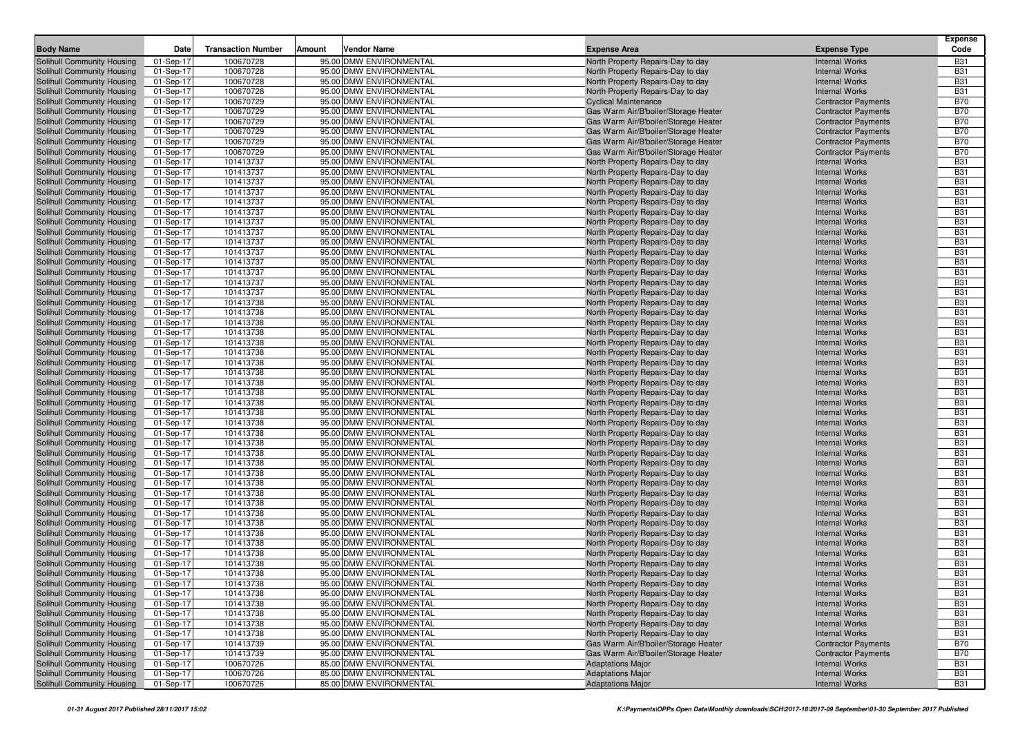| Body Name | Date | Transaction Number | Amount | Vendor Name | Expense Area | Expense Type | Expense Code |
|---|---|---|---|---|---|---|---|
| Solihull Community Housing | 01-Sep-17 | 100670728 | 95.00 | DMW ENVIRONMENTAL | North Property Repairs-Day to day | Internal Works | B31 |
| Solihull Community Housing | 01-Sep-17 | 100670728 | 95.00 | DMW ENVIRONMENTAL | North Property Repairs-Day to day | Internal Works | B31 |
| Solihull Community Housing | 01-Sep-17 | 100670728 | 95.00 | DMW ENVIRONMENTAL | North Property Repairs-Day to day | Internal Works | B31 |
| Solihull Community Housing | 01-Sep-17 | 100670728 | 95.00 | DMW ENVIRONMENTAL | North Property Repairs-Day to day | Internal Works | B31 |
| Solihull Community Housing | 01-Sep-17 | 100670729 | 95.00 | DMW ENVIRONMENTAL | Cyclical Maintenance | Contractor Payments | B70 |
| Solihull Community Housing | 01-Sep-17 | 100670729 | 95.00 | DMW ENVIRONMENTAL | Gas Warm Air/B'boiler/Storage Heater | Contractor Payments | B70 |
| Solihull Community Housing | 01-Sep-17 | 100670729 | 95.00 | DMW ENVIRONMENTAL | Gas Warm Air/B'boiler/Storage Heater | Contractor Payments | B70 |
| Solihull Community Housing | 01-Sep-17 | 100670729 | 95.00 | DMW ENVIRONMENTAL | Gas Warm Air/B'boiler/Storage Heater | Contractor Payments | B70 |
| Solihull Community Housing | 01-Sep-17 | 100670729 | 95.00 | DMW ENVIRONMENTAL | Gas Warm Air/B'boiler/Storage Heater | Contractor Payments | B70 |
| Solihull Community Housing | 01-Sep-17 | 100670729 | 95.00 | DMW ENVIRONMENTAL | Gas Warm Air/B'boiler/Storage Heater | Contractor Payments | B70 |
| Solihull Community Housing | 01-Sep-17 | 101413737 | 95.00 | DMW ENVIRONMENTAL | North Property Repairs-Day to day | Internal Works | B31 |
| Solihull Community Housing | 01-Sep-17 | 101413737 | 95.00 | DMW ENVIRONMENTAL | North Property Repairs-Day to day | Internal Works | B31 |
| Solihull Community Housing | 01-Sep-17 | 101413737 | 95.00 | DMW ENVIRONMENTAL | North Property Repairs-Day to day | Internal Works | B31 |
| Solihull Community Housing | 01-Sep-17 | 101413737 | 95.00 | DMW ENVIRONMENTAL | North Property Repairs-Day to day | Internal Works | B31 |
| Solihull Community Housing | 01-Sep-17 | 101413737 | 95.00 | DMW ENVIRONMENTAL | North Property Repairs-Day to day | Internal Works | B31 |
| Solihull Community Housing | 01-Sep-17 | 101413737 | 95.00 | DMW ENVIRONMENTAL | North Property Repairs-Day to day | Internal Works | B31 |
| Solihull Community Housing | 01-Sep-17 | 101413737 | 95.00 | DMW ENVIRONMENTAL | North Property Repairs-Day to day | Internal Works | B31 |
| Solihull Community Housing | 01-Sep-17 | 101413737 | 95.00 | DMW ENVIRONMENTAL | North Property Repairs-Day to day | Internal Works | B31 |
| Solihull Community Housing | 01-Sep-17 | 101413737 | 95.00 | DMW ENVIRONMENTAL | North Property Repairs-Day to day | Internal Works | B31 |
| Solihull Community Housing | 01-Sep-17 | 101413737 | 95.00 | DMW ENVIRONMENTAL | North Property Repairs-Day to day | Internal Works | B31 |
| Solihull Community Housing | 01-Sep-17 | 101413737 | 95.00 | DMW ENVIRONMENTAL | North Property Repairs-Day to day | Internal Works | B31 |
| Solihull Community Housing | 01-Sep-17 | 101413737 | 95.00 | DMW ENVIRONMENTAL | North Property Repairs-Day to day | Internal Works | B31 |
| Solihull Community Housing | 01-Sep-17 | 101413737 | 95.00 | DMW ENVIRONMENTAL | North Property Repairs-Day to day | Internal Works | B31 |
| Solihull Community Housing | 01-Sep-17 | 101413738 | 95.00 | DMW ENVIRONMENTAL | North Property Repairs-Day to day | Internal Works | B31 |
| Solihull Community Housing | 01-Sep-17 | 101413738 | 95.00 | DMW ENVIRONMENTAL | North Property Repairs-Day to day | Internal Works | B31 |
| Solihull Community Housing | 01-Sep-17 | 101413738 | 95.00 | DMW ENVIRONMENTAL | North Property Repairs-Day to day | Internal Works | B31 |
| Solihull Community Housing | 01-Sep-17 | 101413738 | 95.00 | DMW ENVIRONMENTAL | North Property Repairs-Day to day | Internal Works | B31 |
| Solihull Community Housing | 01-Sep-17 | 101413738 | 95.00 | DMW ENVIRONMENTAL | North Property Repairs-Day to day | Internal Works | B31 |
| Solihull Community Housing | 01-Sep-17 | 101413738 | 95.00 | DMW ENVIRONMENTAL | North Property Repairs-Day to day | Internal Works | B31 |
| Solihull Community Housing | 01-Sep-17 | 101413738 | 95.00 | DMW ENVIRONMENTAL | North Property Repairs-Day to day | Internal Works | B31 |
| Solihull Community Housing | 01-Sep-17 | 101413738 | 95.00 | DMW ENVIRONMENTAL | North Property Repairs-Day to day | Internal Works | B31 |
| Solihull Community Housing | 01-Sep-17 | 101413738 | 95.00 | DMW ENVIRONMENTAL | North Property Repairs-Day to day | Internal Works | B31 |
| Solihull Community Housing | 01-Sep-17 | 101413738 | 95.00 | DMW ENVIRONMENTAL | North Property Repairs-Day to day | Internal Works | B31 |
| Solihull Community Housing | 01-Sep-17 | 101413738 | 95.00 | DMW ENVIRONMENTAL | North Property Repairs-Day to day | Internal Works | B31 |
| Solihull Community Housing | 01-Sep-17 | 101413738 | 95.00 | DMW ENVIRONMENTAL | North Property Repairs-Day to day | Internal Works | B31 |
| Solihull Community Housing | 01-Sep-17 | 101413738 | 95.00 | DMW ENVIRONMENTAL | North Property Repairs-Day to day | Internal Works | B31 |
| Solihull Community Housing | 01-Sep-17 | 101413738 | 95.00 | DMW ENVIRONMENTAL | North Property Repairs-Day to day | Internal Works | B31 |
| Solihull Community Housing | 01-Sep-17 | 101413738 | 95.00 | DMW ENVIRONMENTAL | North Property Repairs-Day to day | Internal Works | B31 |
| Solihull Community Housing | 01-Sep-17 | 101413738 | 95.00 | DMW ENVIRONMENTAL | North Property Repairs-Day to day | Internal Works | B31 |
| Solihull Community Housing | 01-Sep-17 | 101413738 | 95.00 | DMW ENVIRONMENTAL | North Property Repairs-Day to day | Internal Works | B31 |
| Solihull Community Housing | 01-Sep-17 | 101413738 | 95.00 | DMW ENVIRONMENTAL | North Property Repairs-Day to day | Internal Works | B31 |
| Solihull Community Housing | 01-Sep-17 | 101413738 | 95.00 | DMW ENVIRONMENTAL | North Property Repairs-Day to day | Internal Works | B31 |
| Solihull Community Housing | 01-Sep-17 | 101413738 | 95.00 | DMW ENVIRONMENTAL | North Property Repairs-Day to day | Internal Works | B31 |
| Solihull Community Housing | 01-Sep-17 | 101413738 | 95.00 | DMW ENVIRONMENTAL | North Property Repairs-Day to day | Internal Works | B31 |
| Solihull Community Housing | 01-Sep-17 | 101413738 | 95.00 | DMW ENVIRONMENTAL | North Property Repairs-Day to day | Internal Works | B31 |
| Solihull Community Housing | 01-Sep-17 | 101413738 | 95.00 | DMW ENVIRONMENTAL | North Property Repairs-Day to day | Internal Works | B31 |
| Solihull Community Housing | 01-Sep-17 | 101413738 | 95.00 | DMW ENVIRONMENTAL | North Property Repairs-Day to day | Internal Works | B31 |
| Solihull Community Housing | 01-Sep-17 | 101413738 | 95.00 | DMW ENVIRONMENTAL | North Property Repairs-Day to day | Internal Works | B31 |
| Solihull Community Housing | 01-Sep-17 | 101413738 | 95.00 | DMW ENVIRONMENTAL | North Property Repairs-Day to day | Internal Works | B31 |
| Solihull Community Housing | 01-Sep-17 | 101413738 | 95.00 | DMW ENVIRONMENTAL | North Property Repairs-Day to day | Internal Works | B31 |
| Solihull Community Housing | 01-Sep-17 | 101413738 | 95.00 | DMW ENVIRONMENTAL | North Property Repairs-Day to day | Internal Works | B31 |
| Solihull Community Housing | 01-Sep-17 | 101413738 | 95.00 | DMW ENVIRONMENTAL | North Property Repairs-Day to day | Internal Works | B31 |
| Solihull Community Housing | 01-Sep-17 | 101413738 | 95.00 | DMW ENVIRONMENTAL | North Property Repairs-Day to day | Internal Works | B31 |
| Solihull Community Housing | 01-Sep-17 | 101413738 | 95.00 | DMW ENVIRONMENTAL | North Property Repairs-Day to day | Internal Works | B31 |
| Solihull Community Housing | 01-Sep-17 | 101413738 | 95.00 | DMW ENVIRONMENTAL | North Property Repairs-Day to day | Internal Works | B31 |
| Solihull Community Housing | 01-Sep-17 | 101413738 | 95.00 | DMW ENVIRONMENTAL | North Property Repairs-Day to day | Internal Works | B31 |
| Solihull Community Housing | 01-Sep-17 | 101413738 | 95.00 | DMW ENVIRONMENTAL | North Property Repairs-Day to day | Internal Works | B31 |
| Solihull Community Housing | 01-Sep-17 | 101413738 | 95.00 | DMW ENVIRONMENTAL | North Property Repairs-Day to day | Internal Works | B31 |
| Solihull Community Housing | 01-Sep-17 | 101413738 | 95.00 | DMW ENVIRONMENTAL | North Property Repairs-Day to day | Internal Works | B31 |
| Solihull Community Housing | 01-Sep-17 | 101413739 | 95.00 | DMW ENVIRONMENTAL | Gas Warm Air/B'boiler/Storage Heater | Contractor Payments | B70 |
| Solihull Community Housing | 01-Sep-17 | 101413739 | 95.00 | DMW ENVIRONMENTAL | Gas Warm Air/B'boiler/Storage Heater | Contractor Payments | B70 |
| Solihull Community Housing | 01-Sep-17 | 100670726 | 85.00 | DMW ENVIRONMENTAL | Adaptations Major | Internal Works | B31 |
| Solihull Community Housing | 01-Sep-17 | 100670726 | 85.00 | DMW ENVIRONMENTAL | Adaptations Major | Internal Works | B31 |
| Solihull Community Housing | 01-Sep-17 | 100670726 | 85.00 | DMW ENVIRONMENTAL | Adaptations Major | Internal Works | B31 |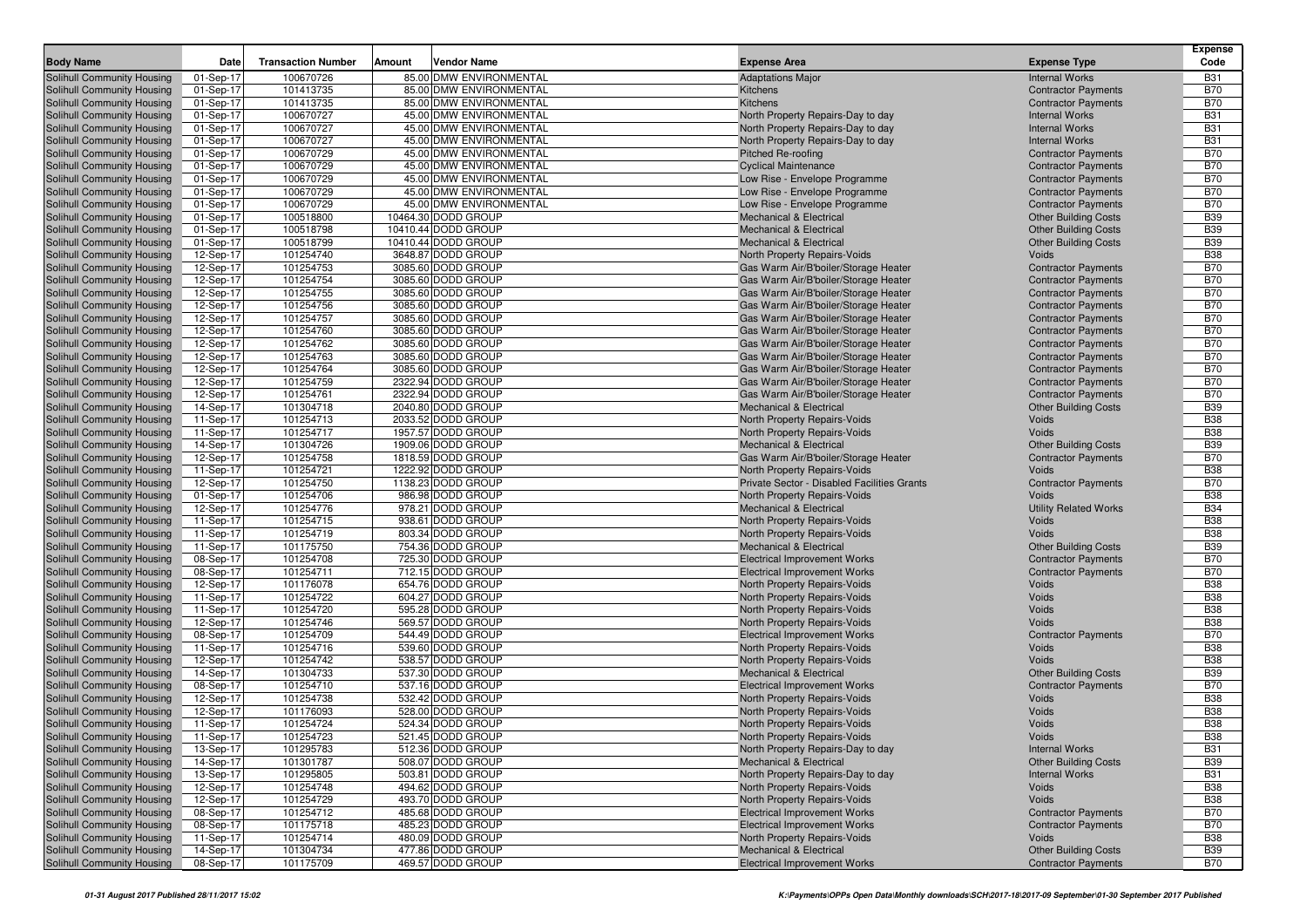| Body Name | Date | Transaction Number | Amount | Vendor Name | Expense Area | Expense Type | Expense Code |
|---|---|---|---|---|---|---|---|
| Solihull Community Housing | 01-Sep-17 | 100670726 | 85.00 | DMW ENVIRONMENTAL | Adaptations Major | Internal Works | B31 |
| Solihull Community Housing | 01-Sep-17 | 101413735 | 85.00 | DMW ENVIRONMENTAL | Kitchens | Contractor Payments | B70 |
| Solihull Community Housing | 01-Sep-17 | 101413735 | 85.00 | DMW ENVIRONMENTAL | Kitchens | Contractor Payments | B70 |
| Solihull Community Housing | 01-Sep-17 | 100670727 | 45.00 | DMW ENVIRONMENTAL | North Property Repairs-Day to day | Internal Works | B31 |
| Solihull Community Housing | 01-Sep-17 | 100670727 | 45.00 | DMW ENVIRONMENTAL | North Property Repairs-Day to day | Internal Works | B31 |
| Solihull Community Housing | 01-Sep-17 | 100670727 | 45.00 | DMW ENVIRONMENTAL | North Property Repairs-Day to day | Internal Works | B31 |
| Solihull Community Housing | 01-Sep-17 | 100670729 | 45.00 | DMW ENVIRONMENTAL | Pitched Re-roofing | Contractor Payments | B70 |
| Solihull Community Housing | 01-Sep-17 | 100670729 | 45.00 | DMW ENVIRONMENTAL | Cyclical Maintenance | Contractor Payments | B70 |
| Solihull Community Housing | 01-Sep-17 | 100670729 | 45.00 | DMW ENVIRONMENTAL | Low Rise - Envelope Programme | Contractor Payments | B70 |
| Solihull Community Housing | 01-Sep-17 | 100670729 | 45.00 | DMW ENVIRONMENTAL | Low Rise - Envelope Programme | Contractor Payments | B70 |
| Solihull Community Housing | 01-Sep-17 | 100670729 | 45.00 | DMW ENVIRONMENTAL | Low Rise - Envelope Programme | Contractor Payments | B70 |
| Solihull Community Housing | 01-Sep-17 | 100518800 | 10464.30 | DODD GROUP | Mechanical & Electrical | Other Building Costs | B39 |
| Solihull Community Housing | 01-Sep-17 | 100518798 | 10410.44 | DODD GROUP | Mechanical & Electrical | Other Building Costs | B39 |
| Solihull Community Housing | 01-Sep-17 | 100518799 | 10410.44 | DODD GROUP | Mechanical & Electrical | Other Building Costs | B39 |
| Solihull Community Housing | 12-Sep-17 | 101254740 | 3648.87 | DODD GROUP | North Property Repairs-Voids | Voids | B38 |
| Solihull Community Housing | 12-Sep-17 | 101254753 | 3085.60 | DODD GROUP | Gas Warm Air/B'boiler/Storage Heater | Contractor Payments | B70 |
| Solihull Community Housing | 12-Sep-17 | 101254754 | 3085.60 | DODD GROUP | Gas Warm Air/B'boiler/Storage Heater | Contractor Payments | B70 |
| Solihull Community Housing | 12-Sep-17 | 101254755 | 3085.60 | DODD GROUP | Gas Warm Air/B'boiler/Storage Heater | Contractor Payments | B70 |
| Solihull Community Housing | 12-Sep-17 | 101254756 | 3085.60 | DODD GROUP | Gas Warm Air/B'boiler/Storage Heater | Contractor Payments | B70 |
| Solihull Community Housing | 12-Sep-17 | 101254757 | 3085.60 | DODD GROUP | Gas Warm Air/B'boiler/Storage Heater | Contractor Payments | B70 |
| Solihull Community Housing | 12-Sep-17 | 101254760 | 3085.60 | DODD GROUP | Gas Warm Air/B'boiler/Storage Heater | Contractor Payments | B70 |
| Solihull Community Housing | 12-Sep-17 | 101254762 | 3085.60 | DODD GROUP | Gas Warm Air/B'boiler/Storage Heater | Contractor Payments | B70 |
| Solihull Community Housing | 12-Sep-17 | 101254763 | 3085.60 | DODD GROUP | Gas Warm Air/B'boiler/Storage Heater | Contractor Payments | B70 |
| Solihull Community Housing | 12-Sep-17 | 101254764 | 3085.60 | DODD GROUP | Gas Warm Air/B'boiler/Storage Heater | Contractor Payments | B70 |
| Solihull Community Housing | 12-Sep-17 | 101254759 | 2322.94 | DODD GROUP | Gas Warm Air/B'boiler/Storage Heater | Contractor Payments | B70 |
| Solihull Community Housing | 12-Sep-17 | 101254761 | 2322.94 | DODD GROUP | Gas Warm Air/B'boiler/Storage Heater | Contractor Payments | B70 |
| Solihull Community Housing | 14-Sep-17 | 101304718 | 2040.80 | DODD GROUP | Mechanical & Electrical | Other Building Costs | B39 |
| Solihull Community Housing | 11-Sep-17 | 101254713 | 2033.52 | DODD GROUP | North Property Repairs-Voids | Voids | B38 |
| Solihull Community Housing | 11-Sep-17 | 101254717 | 1957.57 | DODD GROUP | North Property Repairs-Voids | Voids | B38 |
| Solihull Community Housing | 14-Sep-17 | 101304726 | 1909.06 | DODD GROUP | Mechanical & Electrical | Other Building Costs | B39 |
| Solihull Community Housing | 12-Sep-17 | 101254758 | 1818.59 | DODD GROUP | Gas Warm Air/B'boiler/Storage Heater | Contractor Payments | B70 |
| Solihull Community Housing | 11-Sep-17 | 101254721 | 1222.92 | DODD GROUP | North Property Repairs-Voids | Voids | B38 |
| Solihull Community Housing | 12-Sep-17 | 101254750 | 1138.23 | DODD GROUP | Private Sector - Disabled Facilities Grants | Contractor Payments | B70 |
| Solihull Community Housing | 01-Sep-17 | 101254706 | 986.98 | DODD GROUP | North Property Repairs-Voids | Voids | B38 |
| Solihull Community Housing | 12-Sep-17 | 101254776 | 978.21 | DODD GROUP | Mechanical & Electrical | Utility Related Works | B34 |
| Solihull Community Housing | 11-Sep-17 | 101254715 | 938.61 | DODD GROUP | North Property Repairs-Voids | Voids | B38 |
| Solihull Community Housing | 11-Sep-17 | 101254719 | 803.34 | DODD GROUP | North Property Repairs-Voids | Voids | B38 |
| Solihull Community Housing | 11-Sep-17 | 101175750 | 754.36 | DODD GROUP | Mechanical & Electrical | Other Building Costs | B39 |
| Solihull Community Housing | 08-Sep-17 | 101254708 | 725.30 | DODD GROUP | Electrical Improvement Works | Contractor Payments | B70 |
| Solihull Community Housing | 08-Sep-17 | 101254711 | 712.15 | DODD GROUP | Electrical Improvement Works | Contractor Payments | B70 |
| Solihull Community Housing | 12-Sep-17 | 101176078 | 654.76 | DODD GROUP | North Property Repairs-Voids | Voids | B38 |
| Solihull Community Housing | 11-Sep-17 | 101254722 | 604.27 | DODD GROUP | North Property Repairs-Voids | Voids | B38 |
| Solihull Community Housing | 11-Sep-17 | 101254720 | 595.28 | DODD GROUP | North Property Repairs-Voids | Voids | B38 |
| Solihull Community Housing | 12-Sep-17 | 101254746 | 569.57 | DODD GROUP | North Property Repairs-Voids | Voids | B38 |
| Solihull Community Housing | 08-Sep-17 | 101254709 | 544.49 | DODD GROUP | Electrical Improvement Works | Contractor Payments | B70 |
| Solihull Community Housing | 11-Sep-17 | 101254716 | 539.60 | DODD GROUP | North Property Repairs-Voids | Voids | B38 |
| Solihull Community Housing | 12-Sep-17 | 101254742 | 538.57 | DODD GROUP | North Property Repairs-Voids | Voids | B38 |
| Solihull Community Housing | 14-Sep-17 | 101304733 | 537.30 | DODD GROUP | Mechanical & Electrical | Other Building Costs | B39 |
| Solihull Community Housing | 08-Sep-17 | 101254710 | 537.16 | DODD GROUP | Electrical Improvement Works | Contractor Payments | B70 |
| Solihull Community Housing | 12-Sep-17 | 101254738 | 532.42 | DODD GROUP | North Property Repairs-Voids | Voids | B38 |
| Solihull Community Housing | 12-Sep-17 | 101176093 | 528.00 | DODD GROUP | North Property Repairs-Voids | Voids | B38 |
| Solihull Community Housing | 11-Sep-17 | 101254724 | 524.34 | DODD GROUP | North Property Repairs-Voids | Voids | B38 |
| Solihull Community Housing | 11-Sep-17 | 101254723 | 521.45 | DODD GROUP | North Property Repairs-Voids | Voids | B38 |
| Solihull Community Housing | 13-Sep-17 | 101295783 | 512.36 | DODD GROUP | North Property Repairs-Day to day | Internal Works | B31 |
| Solihull Community Housing | 14-Sep-17 | 101301787 | 508.07 | DODD GROUP | Mechanical & Electrical | Other Building Costs | B39 |
| Solihull Community Housing | 13-Sep-17 | 101295805 | 503.81 | DODD GROUP | North Property Repairs-Day to day | Internal Works | B31 |
| Solihull Community Housing | 12-Sep-17 | 101254748 | 494.62 | DODD GROUP | North Property Repairs-Voids | Voids | B38 |
| Solihull Community Housing | 12-Sep-17 | 101254729 | 493.70 | DODD GROUP | North Property Repairs-Voids | Voids | B38 |
| Solihull Community Housing | 08-Sep-17 | 101254712 | 485.68 | DODD GROUP | Electrical Improvement Works | Contractor Payments | B70 |
| Solihull Community Housing | 08-Sep-17 | 101175718 | 485.23 | DODD GROUP | Electrical Improvement Works | Contractor Payments | B70 |
| Solihull Community Housing | 11-Sep-17 | 101254714 | 480.09 | DODD GROUP | North Property Repairs-Voids | Voids | B38 |
| Solihull Community Housing | 14-Sep-17 | 101304734 | 477.86 | DODD GROUP | Mechanical & Electrical | Other Building Costs | B39 |
| Solihull Community Housing | 08-Sep-17 | 101175709 | 469.57 | DODD GROUP | Electrical Improvement Works | Contractor Payments | B70 |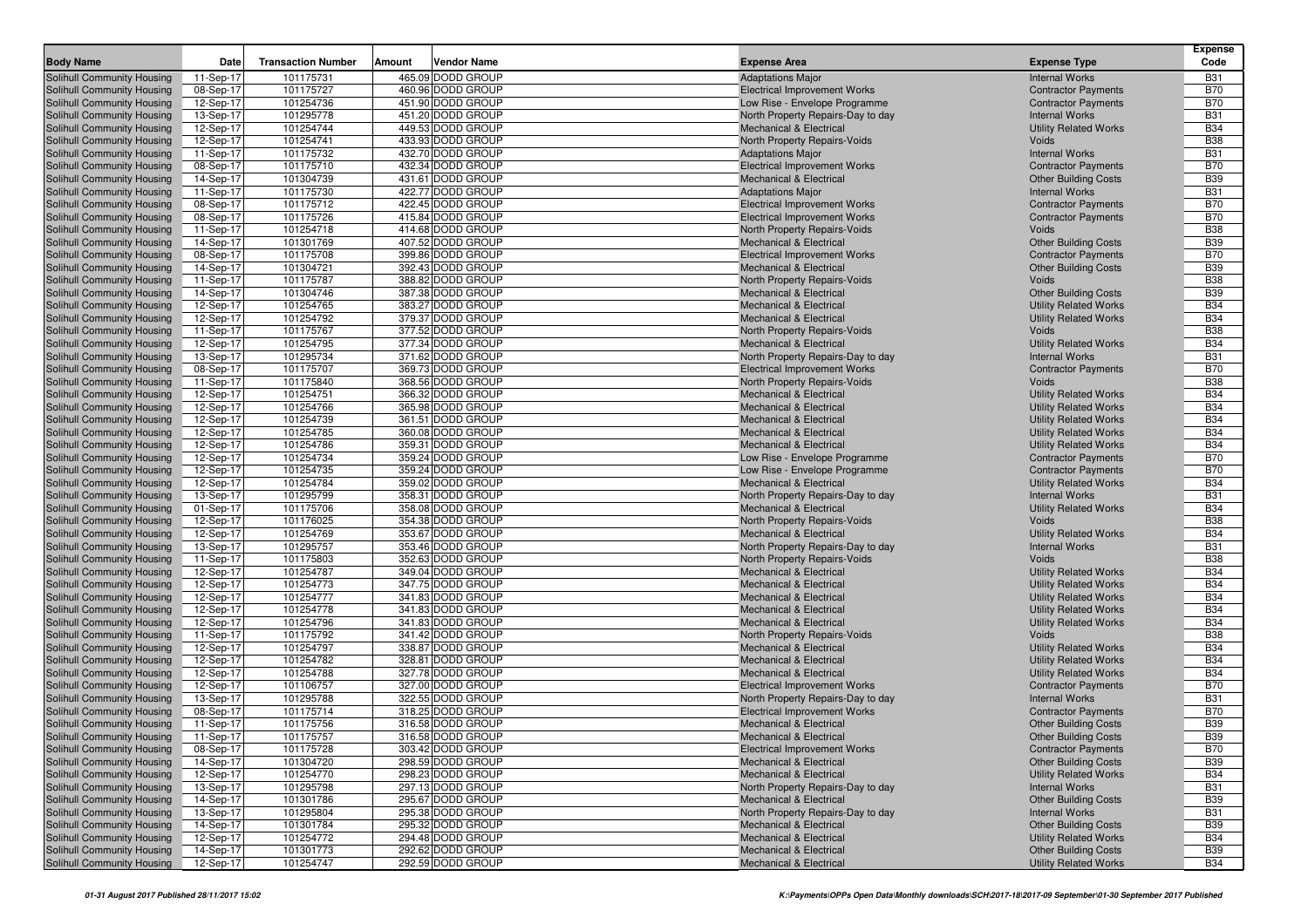| Body Name | Date | Transaction Number | Amount | Vendor Name | Expense Area | Expense Type | Expense Code |
|---|---|---|---|---|---|---|---|
| Solihull Community Housing | 11-Sep-17 | 101175731 | 465.09 | DODD GROUP | Adaptations Major | Internal Works | B31 |
| Solihull Community Housing | 08-Sep-17 | 101175727 | 460.96 | DODD GROUP | Electrical Improvement Works | Contractor Payments | B70 |
| Solihull Community Housing | 12-Sep-17 | 101254736 | 451.90 | DODD GROUP | Low Rise - Envelope Programme | Contractor Payments | B70 |
| Solihull Community Housing | 13-Sep-17 | 101295778 | 451.20 | DODD GROUP | North Property Repairs-Day to day | Internal Works | B31 |
| Solihull Community Housing | 12-Sep-17 | 101254744 | 449.53 | DODD GROUP | Mechanical & Electrical | Utility Related Works | B34 |
| Solihull Community Housing | 12-Sep-17 | 101254741 | 433.93 | DODD GROUP | North Property Repairs-Voids | Voids | B38 |
| Solihull Community Housing | 11-Sep-17 | 101175732 | 432.70 | DODD GROUP | Adaptations Major | Internal Works | B31 |
| Solihull Community Housing | 08-Sep-17 | 101175710 | 432.34 | DODD GROUP | Electrical Improvement Works | Contractor Payments | B70 |
| Solihull Community Housing | 14-Sep-17 | 101304739 | 431.61 | DODD GROUP | Mechanical & Electrical | Other Building Costs | B39 |
| Solihull Community Housing | 11-Sep-17 | 101175730 | 422.77 | DODD GROUP | Adaptations Major | Internal Works | B31 |
| Solihull Community Housing | 08-Sep-17 | 101175712 | 422.45 | DODD GROUP | Electrical Improvement Works | Contractor Payments | B70 |
| Solihull Community Housing | 08-Sep-17 | 101175726 | 415.84 | DODD GROUP | Electrical Improvement Works | Contractor Payments | B70 |
| Solihull Community Housing | 11-Sep-17 | 101254718 | 414.68 | DODD GROUP | North Property Repairs-Voids | Voids | B38 |
| Solihull Community Housing | 14-Sep-17 | 101301769 | 407.52 | DODD GROUP | Mechanical & Electrical | Other Building Costs | B39 |
| Solihull Community Housing | 08-Sep-17 | 101175708 | 399.86 | DODD GROUP | Electrical Improvement Works | Contractor Payments | B70 |
| Solihull Community Housing | 14-Sep-17 | 101304721 | 392.43 | DODD GROUP | Mechanical & Electrical | Other Building Costs | B39 |
| Solihull Community Housing | 11-Sep-17 | 101175787 | 388.82 | DODD GROUP | North Property Repairs-Voids | Voids | B38 |
| Solihull Community Housing | 14-Sep-17 | 101304746 | 387.38 | DODD GROUP | Mechanical & Electrical | Other Building Costs | B39 |
| Solihull Community Housing | 12-Sep-17 | 101254765 | 383.27 | DODD GROUP | Mechanical & Electrical | Utility Related Works | B34 |
| Solihull Community Housing | 12-Sep-17 | 101254792 | 379.37 | DODD GROUP | Mechanical & Electrical | Utility Related Works | B34 |
| Solihull Community Housing | 11-Sep-17 | 101175767 | 377.52 | DODD GROUP | North Property Repairs-Voids | Voids | B38 |
| Solihull Community Housing | 12-Sep-17 | 101254795 | 377.34 | DODD GROUP | Mechanical & Electrical | Utility Related Works | B34 |
| Solihull Community Housing | 13-Sep-17 | 101295734 | 371.62 | DODD GROUP | North Property Repairs-Day to day | Internal Works | B31 |
| Solihull Community Housing | 08-Sep-17 | 101175707 | 369.73 | DODD GROUP | Electrical Improvement Works | Contractor Payments | B70 |
| Solihull Community Housing | 11-Sep-17 | 101175840 | 368.56 | DODD GROUP | North Property Repairs-Voids | Voids | B38 |
| Solihull Community Housing | 12-Sep-17 | 101254751 | 366.32 | DODD GROUP | Mechanical & Electrical | Utility Related Works | B34 |
| Solihull Community Housing | 12-Sep-17 | 101254766 | 365.98 | DODD GROUP | Mechanical & Electrical | Utility Related Works | B34 |
| Solihull Community Housing | 12-Sep-17 | 101254739 | 361.51 | DODD GROUP | Mechanical & Electrical | Utility Related Works | B34 |
| Solihull Community Housing | 12-Sep-17 | 101254785 | 360.08 | DODD GROUP | Mechanical & Electrical | Utility Related Works | B34 |
| Solihull Community Housing | 12-Sep-17 | 101254786 | 359.31 | DODD GROUP | Mechanical & Electrical | Utility Related Works | B34 |
| Solihull Community Housing | 12-Sep-17 | 101254734 | 359.24 | DODD GROUP | Low Rise - Envelope Programme | Contractor Payments | B70 |
| Solihull Community Housing | 12-Sep-17 | 101254735 | 359.24 | DODD GROUP | Low Rise - Envelope Programme | Contractor Payments | B70 |
| Solihull Community Housing | 12-Sep-17 | 101254784 | 359.02 | DODD GROUP | Mechanical & Electrical | Utility Related Works | B34 |
| Solihull Community Housing | 13-Sep-17 | 101295799 | 358.31 | DODD GROUP | North Property Repairs-Day to day | Internal Works | B31 |
| Solihull Community Housing | 01-Sep-17 | 101175706 | 358.08 | DODD GROUP | Mechanical & Electrical | Utility Related Works | B34 |
| Solihull Community Housing | 12-Sep-17 | 101176025 | 354.38 | DODD GROUP | North Property Repairs-Voids | Voids | B38 |
| Solihull Community Housing | 12-Sep-17 | 101254769 | 353.67 | DODD GROUP | Mechanical & Electrical | Utility Related Works | B34 |
| Solihull Community Housing | 13-Sep-17 | 101295757 | 353.46 | DODD GROUP | North Property Repairs-Day to day | Internal Works | B31 |
| Solihull Community Housing | 11-Sep-17 | 101175803 | 352.63 | DODD GROUP | North Property Repairs-Voids | Voids | B38 |
| Solihull Community Housing | 12-Sep-17 | 101254787 | 349.04 | DODD GROUP | Mechanical & Electrical | Utility Related Works | B34 |
| Solihull Community Housing | 12-Sep-17 | 101254773 | 347.75 | DODD GROUP | Mechanical & Electrical | Utility Related Works | B34 |
| Solihull Community Housing | 12-Sep-17 | 101254777 | 341.83 | DODD GROUP | Mechanical & Electrical | Utility Related Works | B34 |
| Solihull Community Housing | 12-Sep-17 | 101254778 | 341.83 | DODD GROUP | Mechanical & Electrical | Utility Related Works | B34 |
| Solihull Community Housing | 12-Sep-17 | 101254796 | 341.83 | DODD GROUP | Mechanical & Electrical | Utility Related Works | B34 |
| Solihull Community Housing | 11-Sep-17 | 101175792 | 341.42 | DODD GROUP | North Property Repairs-Voids | Voids | B38 |
| Solihull Community Housing | 12-Sep-17 | 101254797 | 338.87 | DODD GROUP | Mechanical & Electrical | Utility Related Works | B34 |
| Solihull Community Housing | 12-Sep-17 | 101254782 | 328.81 | DODD GROUP | Mechanical & Electrical | Utility Related Works | B34 |
| Solihull Community Housing | 12-Sep-17 | 101254788 | 327.78 | DODD GROUP | Mechanical & Electrical | Utility Related Works | B34 |
| Solihull Community Housing | 12-Sep-17 | 101106757 | 327.00 | DODD GROUP | Electrical Improvement Works | Contractor Payments | B70 |
| Solihull Community Housing | 13-Sep-17 | 101295788 | 322.55 | DODD GROUP | North Property Repairs-Day to day | Internal Works | B31 |
| Solihull Community Housing | 08-Sep-17 | 101175714 | 318.25 | DODD GROUP | Electrical Improvement Works | Contractor Payments | B70 |
| Solihull Community Housing | 11-Sep-17 | 101175756 | 316.58 | DODD GROUP | Mechanical & Electrical | Other Building Costs | B39 |
| Solihull Community Housing | 11-Sep-17 | 101175757 | 316.58 | DODD GROUP | Mechanical & Electrical | Other Building Costs | B39 |
| Solihull Community Housing | 08-Sep-17 | 101175728 | 303.42 | DODD GROUP | Electrical Improvement Works | Contractor Payments | B70 |
| Solihull Community Housing | 14-Sep-17 | 101304720 | 298.59 | DODD GROUP | Mechanical & Electrical | Other Building Costs | B39 |
| Solihull Community Housing | 12-Sep-17 | 101254770 | 298.23 | DODD GROUP | Mechanical & Electrical | Utility Related Works | B34 |
| Solihull Community Housing | 13-Sep-17 | 101295798 | 297.13 | DODD GROUP | North Property Repairs-Day to day | Internal Works | B31 |
| Solihull Community Housing | 14-Sep-17 | 101301786 | 295.67 | DODD GROUP | Mechanical & Electrical | Other Building Costs | B39 |
| Solihull Community Housing | 13-Sep-17 | 101295804 | 295.38 | DODD GROUP | North Property Repairs-Day to day | Internal Works | B31 |
| Solihull Community Housing | 14-Sep-17 | 101301784 | 295.32 | DODD GROUP | Mechanical & Electrical | Other Building Costs | B39 |
| Solihull Community Housing | 12-Sep-17 | 101254772 | 294.48 | DODD GROUP | Mechanical & Electrical | Utility Related Works | B34 |
| Solihull Community Housing | 14-Sep-17 | 101301773 | 292.62 | DODD GROUP | Mechanical & Electrical | Other Building Costs | B39 |
| Solihull Community Housing | 12-Sep-17 | 101254747 | 292.59 | DODD GROUP | Mechanical & Electrical | Utility Related Works | B34 |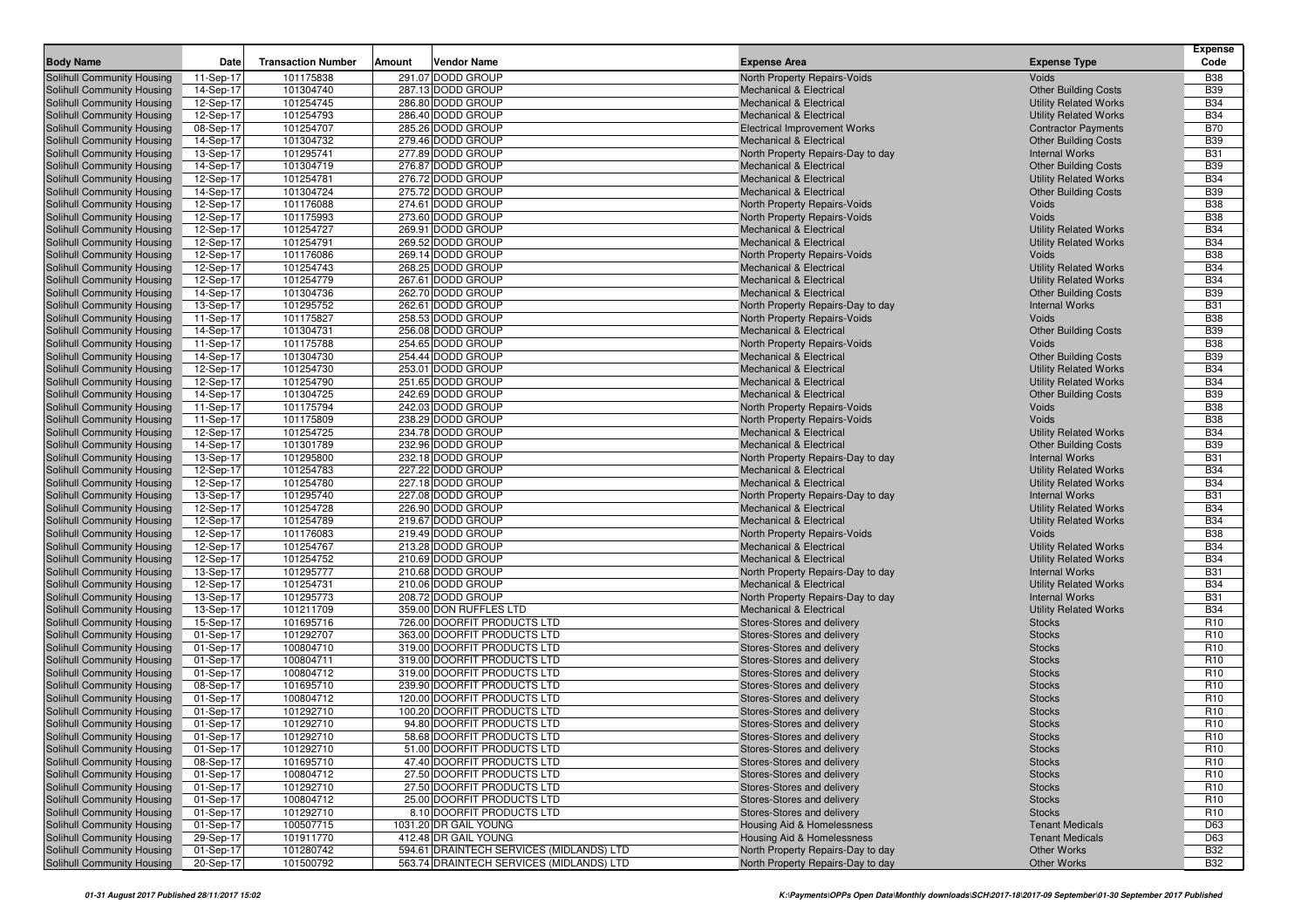| Body Name | Date | Transaction Number | Amount | Vendor Name | Expense Area | Expense Type | Expense Code |
|---|---|---|---|---|---|---|---|
| Solihull Community Housing | 11-Sep-17 | 101175838 | 291.07 | DODD GROUP | North Property Repairs-Voids | Voids | B38 |
| Solihull Community Housing | 14-Sep-17 | 101304740 | 287.13 | DODD GROUP | Mechanical & Electrical | Other Building Costs | B39 |
| Solihull Community Housing | 12-Sep-17 | 101254745 | 286.80 | DODD GROUP | Mechanical & Electrical | Utility Related Works | B34 |
| Solihull Community Housing | 12-Sep-17 | 101254793 | 286.40 | DODD GROUP | Mechanical & Electrical | Utility Related Works | B34 |
| Solihull Community Housing | 08-Sep-17 | 101254707 | 285.26 | DODD GROUP | Electrical Improvement Works | Contractor Payments | B70 |
| Solihull Community Housing | 14-Sep-17 | 101304732 | 279.46 | DODD GROUP | Mechanical & Electrical | Other Building Costs | B39 |
| Solihull Community Housing | 13-Sep-17 | 101295741 | 277.89 | DODD GROUP | North Property Repairs-Day to day | Internal Works | B31 |
| Solihull Community Housing | 14-Sep-17 | 101304719 | 276.87 | DODD GROUP | Mechanical & Electrical | Other Building Costs | B39 |
| Solihull Community Housing | 12-Sep-17 | 101254781 | 276.72 | DODD GROUP | Mechanical & Electrical | Utility Related Works | B34 |
| Solihull Community Housing | 14-Sep-17 | 101304724 | 275.72 | DODD GROUP | Mechanical & Electrical | Other Building Costs | B39 |
| Solihull Community Housing | 12-Sep-17 | 101176088 | 274.61 | DODD GROUP | North Property Repairs-Voids | Voids | B38 |
| Solihull Community Housing | 12-Sep-17 | 101175993 | 273.60 | DODD GROUP | North Property Repairs-Voids | Voids | B38 |
| Solihull Community Housing | 12-Sep-17 | 101254727 | 269.91 | DODD GROUP | Mechanical & Electrical | Utility Related Works | B34 |
| Solihull Community Housing | 12-Sep-17 | 101254791 | 269.52 | DODD GROUP | Mechanical & Electrical | Utility Related Works | B34 |
| Solihull Community Housing | 12-Sep-17 | 101176086 | 269.14 | DODD GROUP | North Property Repairs-Voids | Voids | B38 |
| Solihull Community Housing | 12-Sep-17 | 101254743 | 268.25 | DODD GROUP | Mechanical & Electrical | Utility Related Works | B34 |
| Solihull Community Housing | 12-Sep-17 | 101254779 | 267.61 | DODD GROUP | Mechanical & Electrical | Utility Related Works | B34 |
| Solihull Community Housing | 14-Sep-17 | 101304736 | 262.70 | DODD GROUP | Mechanical & Electrical | Other Building Costs | B39 |
| Solihull Community Housing | 13-Sep-17 | 101295752 | 262.61 | DODD GROUP | North Property Repairs-Day to day | Internal Works | B31 |
| Solihull Community Housing | 11-Sep-17 | 101175827 | 258.53 | DODD GROUP | North Property Repairs-Voids | Voids | B38 |
| Solihull Community Housing | 14-Sep-17 | 101304731 | 256.08 | DODD GROUP | Mechanical & Electrical | Other Building Costs | B39 |
| Solihull Community Housing | 11-Sep-17 | 101175788 | 254.65 | DODD GROUP | North Property Repairs-Voids | Voids | B38 |
| Solihull Community Housing | 14-Sep-17 | 101304730 | 254.44 | DODD GROUP | Mechanical & Electrical | Other Building Costs | B39 |
| Solihull Community Housing | 12-Sep-17 | 101254730 | 253.01 | DODD GROUP | Mechanical & Electrical | Utility Related Works | B34 |
| Solihull Community Housing | 12-Sep-17 | 101254790 | 251.65 | DODD GROUP | Mechanical & Electrical | Utility Related Works | B34 |
| Solihull Community Housing | 14-Sep-17 | 101304725 | 242.69 | DODD GROUP | Mechanical & Electrical | Other Building Costs | B39 |
| Solihull Community Housing | 11-Sep-17 | 101175794 | 242.03 | DODD GROUP | North Property Repairs-Voids | Voids | B38 |
| Solihull Community Housing | 11-Sep-17 | 101175809 | 238.29 | DODD GROUP | North Property Repairs-Voids | Voids | B38 |
| Solihull Community Housing | 12-Sep-17 | 101254725 | 234.78 | DODD GROUP | Mechanical & Electrical | Utility Related Works | B34 |
| Solihull Community Housing | 14-Sep-17 | 101301789 | 232.96 | DODD GROUP | Mechanical & Electrical | Other Building Costs | B39 |
| Solihull Community Housing | 13-Sep-17 | 101295800 | 232.18 | DODD GROUP | North Property Repairs-Day to day | Internal Works | B31 |
| Solihull Community Housing | 12-Sep-17 | 101254783 | 227.22 | DODD GROUP | Mechanical & Electrical | Utility Related Works | B34 |
| Solihull Community Housing | 12-Sep-17 | 101254780 | 227.18 | DODD GROUP | Mechanical & Electrical | Utility Related Works | B34 |
| Solihull Community Housing | 13-Sep-17 | 101295740 | 227.08 | DODD GROUP | North Property Repairs-Day to day | Internal Works | B31 |
| Solihull Community Housing | 12-Sep-17 | 101254728 | 226.90 | DODD GROUP | Mechanical & Electrical | Utility Related Works | B34 |
| Solihull Community Housing | 12-Sep-17 | 101254789 | 219.67 | DODD GROUP | Mechanical & Electrical | Utility Related Works | B34 |
| Solihull Community Housing | 12-Sep-17 | 101176083 | 219.49 | DODD GROUP | North Property Repairs-Voids | Voids | B38 |
| Solihull Community Housing | 12-Sep-17 | 101254767 | 213.28 | DODD GROUP | Mechanical & Electrical | Utility Related Works | B34 |
| Solihull Community Housing | 12-Sep-17 | 101254752 | 210.69 | DODD GROUP | Mechanical & Electrical | Utility Related Works | B34 |
| Solihull Community Housing | 13-Sep-17 | 101295777 | 210.68 | DODD GROUP | North Property Repairs-Day to day | Internal Works | B31 |
| Solihull Community Housing | 12-Sep-17 | 101254731 | 210.06 | DODD GROUP | Mechanical & Electrical | Utility Related Works | B34 |
| Solihull Community Housing | 13-Sep-17 | 101295773 | 208.72 | DODD GROUP | North Property Repairs-Day to day | Internal Works | B31 |
| Solihull Community Housing | 13-Sep-17 | 101211709 | 359.00 | DON RUFFLES LTD | Mechanical & Electrical | Utility Related Works | B34 |
| Solihull Community Housing | 15-Sep-17 | 101695716 | 726.00 | DOORFIT PRODUCTS LTD | Stores-Stores and delivery | Stocks | R10 |
| Solihull Community Housing | 01-Sep-17 | 101292707 | 363.00 | DOORFIT PRODUCTS LTD | Stores-Stores and delivery | Stocks | R10 |
| Solihull Community Housing | 01-Sep-17 | 100804710 | 319.00 | DOORFIT PRODUCTS LTD | Stores-Stores and delivery | Stocks | R10 |
| Solihull Community Housing | 01-Sep-17 | 100804711 | 319.00 | DOORFIT PRODUCTS LTD | Stores-Stores and delivery | Stocks | R10 |
| Solihull Community Housing | 01-Sep-17 | 100804712 | 319.00 | DOORFIT PRODUCTS LTD | Stores-Stores and delivery | Stocks | R10 |
| Solihull Community Housing | 08-Sep-17 | 101695710 | 239.90 | DOORFIT PRODUCTS LTD | Stores-Stores and delivery | Stocks | R10 |
| Solihull Community Housing | 01-Sep-17 | 100804712 | 120.00 | DOORFIT PRODUCTS LTD | Stores-Stores and delivery | Stocks | R10 |
| Solihull Community Housing | 01-Sep-17 | 101292710 | 100.20 | DOORFIT PRODUCTS LTD | Stores-Stores and delivery | Stocks | R10 |
| Solihull Community Housing | 01-Sep-17 | 101292710 | 94.80 | DOORFIT PRODUCTS LTD | Stores-Stores and delivery | Stocks | R10 |
| Solihull Community Housing | 01-Sep-17 | 101292710 | 58.68 | DOORFIT PRODUCTS LTD | Stores-Stores and delivery | Stocks | R10 |
| Solihull Community Housing | 01-Sep-17 | 101292710 | 51.00 | DOORFIT PRODUCTS LTD | Stores-Stores and delivery | Stocks | R10 |
| Solihull Community Housing | 08-Sep-17 | 101695710 | 47.40 | DOORFIT PRODUCTS LTD | Stores-Stores and delivery | Stocks | R10 |
| Solihull Community Housing | 01-Sep-17 | 100804712 | 27.50 | DOORFIT PRODUCTS LTD | Stores-Stores and delivery | Stocks | R10 |
| Solihull Community Housing | 01-Sep-17 | 101292710 | 27.50 | DOORFIT PRODUCTS LTD | Stores-Stores and delivery | Stocks | R10 |
| Solihull Community Housing | 01-Sep-17 | 100804712 | 25.00 | DOORFIT PRODUCTS LTD | Stores-Stores and delivery | Stocks | R10 |
| Solihull Community Housing | 01-Sep-17 | 101292710 | 8.10 | DOORFIT PRODUCTS LTD | Stores-Stores and delivery | Stocks | R10 |
| Solihull Community Housing | 01-Sep-17 | 100507715 | 1031.20 | DR GAIL YOUNG | Housing Aid & Homelessness | Tenant Medicals | D63 |
| Solihull Community Housing | 29-Sep-17 | 101911770 | 412.48 | DR GAIL YOUNG | Housing Aid & Homelessness | Tenant Medicals | D63 |
| Solihull Community Housing | 01-Sep-17 | 101280742 | 594.61 | DRAINTECH SERVICES (MIDLANDS) LTD | North Property Repairs-Day to day | Other Works | B32 |
| Solihull Community Housing | 20-Sep-17 | 101500792 | 563.74 | DRAINTECH SERVICES (MIDLANDS) LTD | North Property Repairs-Day to day | Other Works | B32 |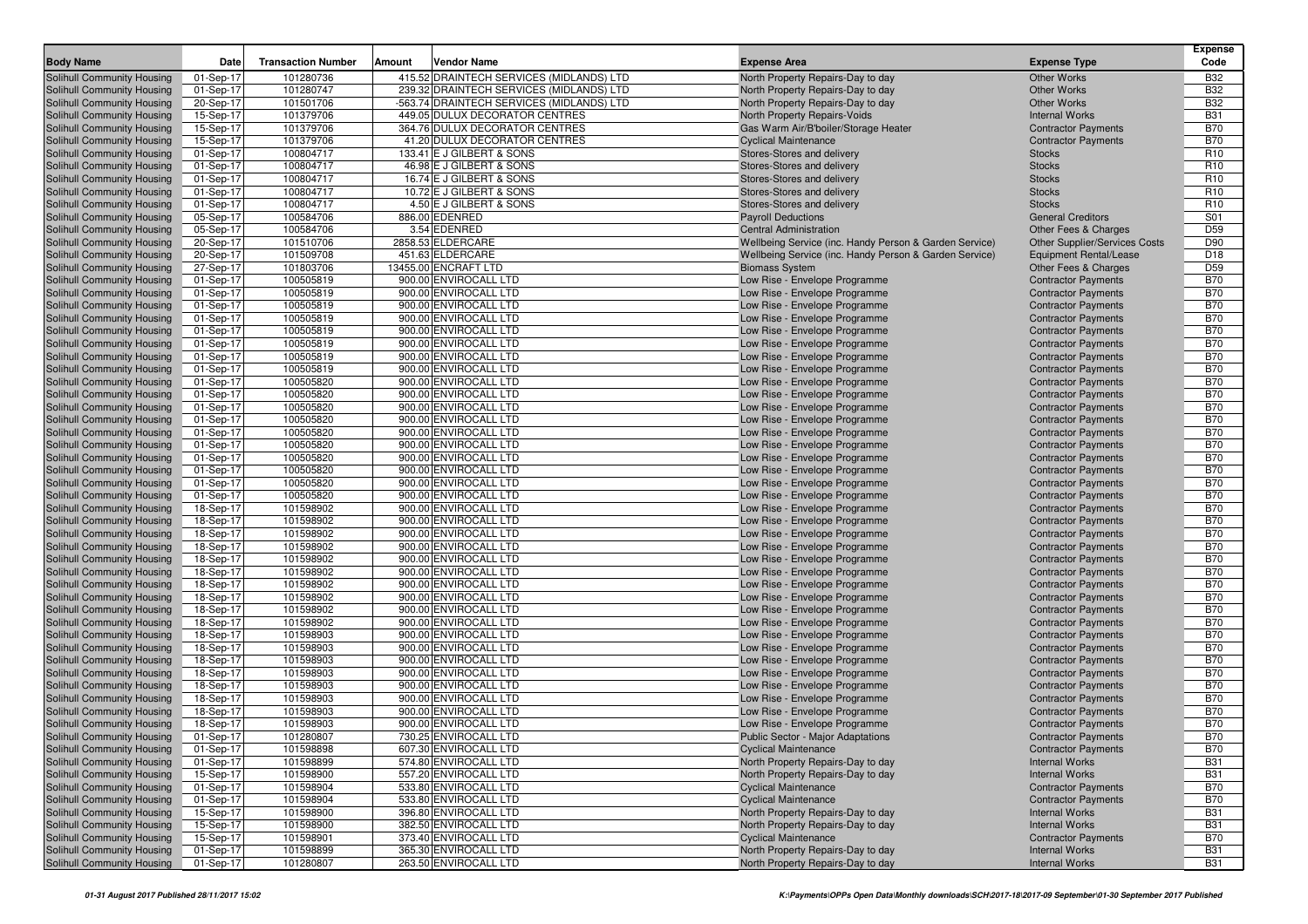| Body Name | Date | Transaction Number | Amount | Vendor Name | Expense Area | Expense Type | Expense Code |
|---|---|---|---|---|---|---|---|
| Solihull Community Housing | 01-Sep-17 | 101280736 | 415.52 | DRAINTECH SERVICES (MIDLANDS) LTD | North Property Repairs-Day to day | Other Works | B32 |
| Solihull Community Housing | 01-Sep-17 | 101280747 | 239.32 | DRAINTECH SERVICES (MIDLANDS) LTD | North Property Repairs-Day to day | Other Works | B32 |
| Solihull Community Housing | 20-Sep-17 | 101501706 | -563.74 | DRAINTECH SERVICES (MIDLANDS) LTD | North Property Repairs-Day to day | Other Works | B32 |
| Solihull Community Housing | 15-Sep-17 | 101379706 | 449.05 | DULUX DECORATOR CENTRES | North Property Repairs-Voids | Internal Works | B31 |
| Solihull Community Housing | 15-Sep-17 | 101379706 | 364.76 | DULUX DECORATOR CENTRES | Gas Warm Air/B'boiler/Storage Heater | Contractor Payments | B70 |
| Solihull Community Housing | 15-Sep-17 | 101379706 | 41.20 | DULUX DECORATOR CENTRES | Cyclical Maintenance | Contractor Payments | B70 |
| Solihull Community Housing | 01-Sep-17 | 100804717 | 133.41 | E J GILBERT & SONS | Stores-Stores and delivery | Stocks | R10 |
| Solihull Community Housing | 01-Sep-17 | 100804717 | 46.98 | E J GILBERT & SONS | Stores-Stores and delivery | Stocks | R10 |
| Solihull Community Housing | 01-Sep-17 | 100804717 | 16.74 | E J GILBERT & SONS | Stores-Stores and delivery | Stocks | R10 |
| Solihull Community Housing | 01-Sep-17 | 100804717 | 10.72 | E J GILBERT & SONS | Stores-Stores and delivery | Stocks | R10 |
| Solihull Community Housing | 01-Sep-17 | 100804717 | 4.50 | E J GILBERT & SONS | Stores-Stores and delivery | Stocks | R10 |
| Solihull Community Housing | 05-Sep-17 | 100584706 | 886.00 | EDENRED | Payroll Deductions | General Creditors | S01 |
| Solihull Community Housing | 05-Sep-17 | 100584706 | 3.54 | EDENRED | Central Administration | Other Fees & Charges | D59 |
| Solihull Community Housing | 20-Sep-17 | 101510706 | 2858.53 | ELDERCARE | Wellbeing Service (inc. Handy Person & Garden Service) | Other Supplier/Services Costs | D90 |
| Solihull Community Housing | 20-Sep-17 | 101509708 | 451.63 | ELDERCARE | Wellbeing Service (inc. Handy Person & Garden Service) | Equipment Rental/Lease | D18 |
| Solihull Community Housing | 27-Sep-17 | 101803706 | 13455.00 | ENCRAFT LTD | Biomass System | Other Fees & Charges | D59 |
| Solihull Community Housing | 01-Sep-17 | 100505819 | 900.00 | ENVIROCALL LTD | Low Rise - Envelope Programme | Contractor Payments | B70 |
| Solihull Community Housing | 01-Sep-17 | 100505819 | 900.00 | ENVIROCALL LTD | Low Rise - Envelope Programme | Contractor Payments | B70 |
| Solihull Community Housing | 01-Sep-17 | 100505819 | 900.00 | ENVIROCALL LTD | Low Rise - Envelope Programme | Contractor Payments | B70 |
| Solihull Community Housing | 01-Sep-17 | 100505819 | 900.00 | ENVIROCALL LTD | Low Rise - Envelope Programme | Contractor Payments | B70 |
| Solihull Community Housing | 01-Sep-17 | 100505819 | 900.00 | ENVIROCALL LTD | Low Rise - Envelope Programme | Contractor Payments | B70 |
| Solihull Community Housing | 01-Sep-17 | 100505819 | 900.00 | ENVIROCALL LTD | Low Rise - Envelope Programme | Contractor Payments | B70 |
| Solihull Community Housing | 01-Sep-17 | 100505819 | 900.00 | ENVIROCALL LTD | Low Rise - Envelope Programme | Contractor Payments | B70 |
| Solihull Community Housing | 01-Sep-17 | 100505819 | 900.00 | ENVIROCALL LTD | Low Rise - Envelope Programme | Contractor Payments | B70 |
| Solihull Community Housing | 01-Sep-17 | 100505820 | 900.00 | ENVIROCALL LTD | Low Rise - Envelope Programme | Contractor Payments | B70 |
| Solihull Community Housing | 01-Sep-17 | 100505820 | 900.00 | ENVIROCALL LTD | Low Rise - Envelope Programme | Contractor Payments | B70 |
| Solihull Community Housing | 01-Sep-17 | 100505820 | 900.00 | ENVIROCALL LTD | Low Rise - Envelope Programme | Contractor Payments | B70 |
| Solihull Community Housing | 01-Sep-17 | 100505820 | 900.00 | ENVIROCALL LTD | Low Rise - Envelope Programme | Contractor Payments | B70 |
| Solihull Community Housing | 01-Sep-17 | 100505820 | 900.00 | ENVIROCALL LTD | Low Rise - Envelope Programme | Contractor Payments | B70 |
| Solihull Community Housing | 01-Sep-17 | 100505820 | 900.00 | ENVIROCALL LTD | Low Rise - Envelope Programme | Contractor Payments | B70 |
| Solihull Community Housing | 01-Sep-17 | 100505820 | 900.00 | ENVIROCALL LTD | Low Rise - Envelope Programme | Contractor Payments | B70 |
| Solihull Community Housing | 01-Sep-17 | 100505820 | 900.00 | ENVIROCALL LTD | Low Rise - Envelope Programme | Contractor Payments | B70 |
| Solihull Community Housing | 01-Sep-17 | 100505820 | 900.00 | ENVIROCALL LTD | Low Rise - Envelope Programme | Contractor Payments | B70 |
| Solihull Community Housing | 01-Sep-17 | 100505820 | 900.00 | ENVIROCALL LTD | Low Rise - Envelope Programme | Contractor Payments | B70 |
| Solihull Community Housing | 18-Sep-17 | 101598902 | 900.00 | ENVIROCALL LTD | Low Rise - Envelope Programme | Contractor Payments | B70 |
| Solihull Community Housing | 18-Sep-17 | 101598902 | 900.00 | ENVIROCALL LTD | Low Rise - Envelope Programme | Contractor Payments | B70 |
| Solihull Community Housing | 18-Sep-17 | 101598902 | 900.00 | ENVIROCALL LTD | Low Rise - Envelope Programme | Contractor Payments | B70 |
| Solihull Community Housing | 18-Sep-17 | 101598902 | 900.00 | ENVIROCALL LTD | Low Rise - Envelope Programme | Contractor Payments | B70 |
| Solihull Community Housing | 18-Sep-17 | 101598902 | 900.00 | ENVIROCALL LTD | Low Rise - Envelope Programme | Contractor Payments | B70 |
| Solihull Community Housing | 18-Sep-17 | 101598902 | 900.00 | ENVIROCALL LTD | Low Rise - Envelope Programme | Contractor Payments | B70 |
| Solihull Community Housing | 18-Sep-17 | 101598902 | 900.00 | ENVIROCALL LTD | Low Rise - Envelope Programme | Contractor Payments | B70 |
| Solihull Community Housing | 18-Sep-17 | 101598902 | 900.00 | ENVIROCALL LTD | Low Rise - Envelope Programme | Contractor Payments | B70 |
| Solihull Community Housing | 18-Sep-17 | 101598902 | 900.00 | ENVIROCALL LTD | Low Rise - Envelope Programme | Contractor Payments | B70 |
| Solihull Community Housing | 18-Sep-17 | 101598902 | 900.00 | ENVIROCALL LTD | Low Rise - Envelope Programme | Contractor Payments | B70 |
| Solihull Community Housing | 18-Sep-17 | 101598903 | 900.00 | ENVIROCALL LTD | Low Rise - Envelope Programme | Contractor Payments | B70 |
| Solihull Community Housing | 18-Sep-17 | 101598903 | 900.00 | ENVIROCALL LTD | Low Rise - Envelope Programme | Contractor Payments | B70 |
| Solihull Community Housing | 18-Sep-17 | 101598903 | 900.00 | ENVIROCALL LTD | Low Rise - Envelope Programme | Contractor Payments | B70 |
| Solihull Community Housing | 18-Sep-17 | 101598903 | 900.00 | ENVIROCALL LTD | Low Rise - Envelope Programme | Contractor Payments | B70 |
| Solihull Community Housing | 18-Sep-17 | 101598903 | 900.00 | ENVIROCALL LTD | Low Rise - Envelope Programme | Contractor Payments | B70 |
| Solihull Community Housing | 18-Sep-17 | 101598903 | 900.00 | ENVIROCALL LTD | Low Rise - Envelope Programme | Contractor Payments | B70 |
| Solihull Community Housing | 18-Sep-17 | 101598903 | 900.00 | ENVIROCALL LTD | Low Rise - Envelope Programme | Contractor Payments | B70 |
| Solihull Community Housing | 18-Sep-17 | 101598903 | 900.00 | ENVIROCALL LTD | Low Rise - Envelope Programme | Contractor Payments | B70 |
| Solihull Community Housing | 01-Sep-17 | 101280807 | 730.25 | ENVIROCALL LTD | Public Sector - Major Adaptations | Contractor Payments | B70 |
| Solihull Community Housing | 01-Sep-17 | 101598898 | 607.30 | ENVIROCALL LTD | Cyclical Maintenance | Contractor Payments | B70 |
| Solihull Community Housing | 01-Sep-17 | 101598899 | 574.80 | ENVIROCALL LTD | North Property Repairs-Day to day | Internal Works | B31 |
| Solihull Community Housing | 15-Sep-17 | 101598900 | 557.20 | ENVIROCALL LTD | North Property Repairs-Day to day | Internal Works | B31 |
| Solihull Community Housing | 01-Sep-17 | 101598904 | 533.80 | ENVIROCALL LTD | Cyclical Maintenance | Contractor Payments | B70 |
| Solihull Community Housing | 01-Sep-17 | 101598904 | 533.80 | ENVIROCALL LTD | Cyclical Maintenance | Contractor Payments | B70 |
| Solihull Community Housing | 15-Sep-17 | 101598900 | 396.80 | ENVIROCALL LTD | North Property Repairs-Day to day | Internal Works | B31 |
| Solihull Community Housing | 15-Sep-17 | 101598900 | 382.50 | ENVIROCALL LTD | North Property Repairs-Day to day | Internal Works | B31 |
| Solihull Community Housing | 15-Sep-17 | 101598901 | 373.40 | ENVIROCALL LTD | Cyclical Maintenance | Contractor Payments | B70 |
| Solihull Community Housing | 01-Sep-17 | 101598899 | 365.30 | ENVIROCALL LTD | North Property Repairs-Day to day | Internal Works | B31 |
| Solihull Community Housing | 01-Sep-17 | 101280807 | 263.50 | ENVIROCALL LTD | North Property Repairs-Day to day | Internal Works | B31 |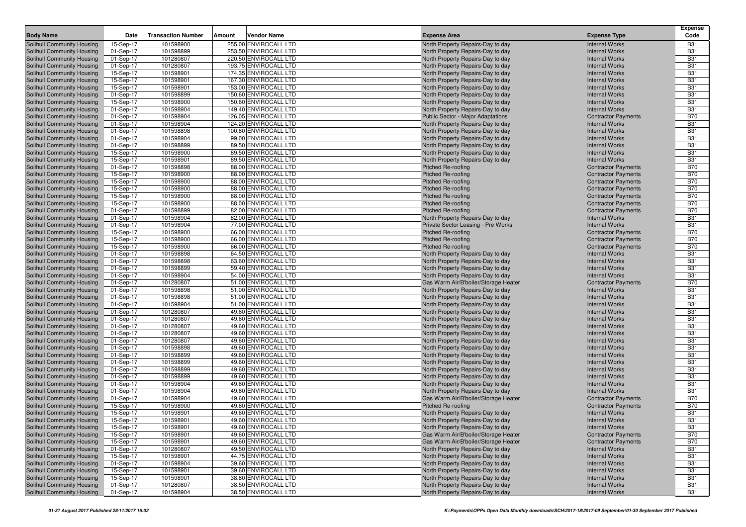| Body Name | Date | Transaction Number | Amount | Vendor Name | Expense Area | Expense Type | Expense Code |
|---|---|---|---|---|---|---|---|
| Solihull Community Housing | 15-Sep-17 | 101598900 | 255.00 | ENVIROCALL LTD | North Property Repairs-Day to day | Internal Works | B31 |
| Solihull Community Housing | 01-Sep-17 | 101598899 | 253.50 | ENVIROCALL LTD | North Property Repairs-Day to day | Internal Works | B31 |
| Solihull Community Housing | 01-Sep-17 | 101280807 | 220.50 | ENVIROCALL LTD | North Property Repairs-Day to day | Internal Works | B31 |
| Solihull Community Housing | 01-Sep-17 | 101280807 | 193.75 | ENVIROCALL LTD | North Property Repairs-Day to day | Internal Works | B31 |
| Solihull Community Housing | 15-Sep-17 | 101598901 | 174.35 | ENVIROCALL LTD | North Property Repairs-Day to day | Internal Works | B31 |
| Solihull Community Housing | 15-Sep-17 | 101598901 | 167.30 | ENVIROCALL LTD | North Property Repairs-Day to day | Internal Works | B31 |
| Solihull Community Housing | 15-Sep-17 | 101598901 | 153.00 | ENVIROCALL LTD | North Property Repairs-Day to day | Internal Works | B31 |
| Solihull Community Housing | 01-Sep-17 | 101598899 | 150.60 | ENVIROCALL LTD | North Property Repairs-Day to day | Internal Works | B31 |
| Solihull Community Housing | 15-Sep-17 | 101598900 | 150.60 | ENVIROCALL LTD | North Property Repairs-Day to day | Internal Works | B31 |
| Solihull Community Housing | 01-Sep-17 | 101598904 | 149.40 | ENVIROCALL LTD | North Property Repairs-Day to day | Internal Works | B31 |
| Solihull Community Housing | 01-Sep-17 | 101598904 | 126.05 | ENVIROCALL LTD | Public Sector - Major Adaptations | Contractor Payments | B70 |
| Solihull Community Housing | 01-Sep-17 | 101598904 | 124.20 | ENVIROCALL LTD | North Property Repairs-Day to day | Internal Works | B31 |
| Solihull Community Housing | 01-Sep-17 | 101598898 | 100.80 | ENVIROCALL LTD | North Property Repairs-Day to day | Internal Works | B31 |
| Solihull Community Housing | 01-Sep-17 | 101598904 | 99.00 | ENVIROCALL LTD | North Property Repairs-Day to day | Internal Works | B31 |
| Solihull Community Housing | 01-Sep-17 | 101598899 | 89.50 | ENVIROCALL LTD | North Property Repairs-Day to day | Internal Works | B31 |
| Solihull Community Housing | 15-Sep-17 | 101598900 | 89.50 | ENVIROCALL LTD | North Property Repairs-Day to day | Internal Works | B31 |
| Solihull Community Housing | 15-Sep-17 | 101598901 | 89.50 | ENVIROCALL LTD | North Property Repairs-Day to day | Internal Works | B31 |
| Solihull Community Housing | 01-Sep-17 | 101598898 | 88.00 | ENVIROCALL LTD | Pitched Re-roofing | Contractor Payments | B70 |
| Solihull Community Housing | 15-Sep-17 | 101598900 | 88.00 | ENVIROCALL LTD | Pitched Re-roofing | Contractor Payments | B70 |
| Solihull Community Housing | 15-Sep-17 | 101598900 | 88.00 | ENVIROCALL LTD | Pitched Re-roofing | Contractor Payments | B70 |
| Solihull Community Housing | 15-Sep-17 | 101598900 | 88.00 | ENVIROCALL LTD | Pitched Re-roofing | Contractor Payments | B70 |
| Solihull Community Housing | 15-Sep-17 | 101598900 | 88.00 | ENVIROCALL LTD | Pitched Re-roofing | Contractor Payments | B70 |
| Solihull Community Housing | 15-Sep-17 | 101598900 | 88.00 | ENVIROCALL LTD | Pitched Re-roofing | Contractor Payments | B70 |
| Solihull Community Housing | 01-Sep-17 | 101598899 | 82.00 | ENVIROCALL LTD | Pitched Re-roofing | Contractor Payments | B70 |
| Solihull Community Housing | 01-Sep-17 | 101598904 | 82.00 | ENVIROCALL LTD | North Property Repairs-Day to day | Internal Works | B31 |
| Solihull Community Housing | 01-Sep-17 | 101598904 | 77.00 | ENVIROCALL LTD | Private Sector Leasing - Pre Works | Internal Works | B31 |
| Solihull Community Housing | 15-Sep-17 | 101598900 | 66.00 | ENVIROCALL LTD | Pitched Re-roofing | Contractor Payments | B70 |
| Solihull Community Housing | 15-Sep-17 | 101598900 | 66.00 | ENVIROCALL LTD | Pitched Re-roofing | Contractor Payments | B70 |
| Solihull Community Housing | 15-Sep-17 | 101598900 | 66.00 | ENVIROCALL LTD | Pitched Re-roofing | Contractor Payments | B70 |
| Solihull Community Housing | 01-Sep-17 | 101598898 | 64.50 | ENVIROCALL LTD | North Property Repairs-Day to day | Internal Works | B31 |
| Solihull Community Housing | 01-Sep-17 | 101598898 | 63.60 | ENVIROCALL LTD | North Property Repairs-Day to day | Internal Works | B31 |
| Solihull Community Housing | 01-Sep-17 | 101598899 | 59.40 | ENVIROCALL LTD | North Property Repairs-Day to day | Internal Works | B31 |
| Solihull Community Housing | 01-Sep-17 | 101598904 | 54.00 | ENVIROCALL LTD | North Property Repairs-Day to day | Internal Works | B31 |
| Solihull Community Housing | 01-Sep-17 | 101280807 | 51.00 | ENVIROCALL LTD | Gas Warm Air/B'boiler/Storage Heater | Contractor Payments | B70 |
| Solihull Community Housing | 01-Sep-17 | 101598898 | 51.00 | ENVIROCALL LTD | North Property Repairs-Day to day | Internal Works | B31 |
| Solihull Community Housing | 01-Sep-17 | 101598898 | 51.00 | ENVIROCALL LTD | North Property Repairs-Day to day | Internal Works | B31 |
| Solihull Community Housing | 01-Sep-17 | 101598904 | 51.00 | ENVIROCALL LTD | North Property Repairs-Day to day | Internal Works | B31 |
| Solihull Community Housing | 01-Sep-17 | 101280807 | 49.60 | ENVIROCALL LTD | North Property Repairs-Day to day | Internal Works | B31 |
| Solihull Community Housing | 01-Sep-17 | 101280807 | 49.60 | ENVIROCALL LTD | North Property Repairs-Day to day | Internal Works | B31 |
| Solihull Community Housing | 01-Sep-17 | 101280807 | 49.60 | ENVIROCALL LTD | North Property Repairs-Day to day | Internal Works | B31 |
| Solihull Community Housing | 01-Sep-17 | 101280807 | 49.60 | ENVIROCALL LTD | North Property Repairs-Day to day | Internal Works | B31 |
| Solihull Community Housing | 01-Sep-17 | 101280807 | 49.60 | ENVIROCALL LTD | North Property Repairs-Day to day | Internal Works | B31 |
| Solihull Community Housing | 01-Sep-17 | 101598898 | 49.60 | ENVIROCALL LTD | North Property Repairs-Day to day | Internal Works | B31 |
| Solihull Community Housing | 01-Sep-17 | 101598899 | 49.60 | ENVIROCALL LTD | North Property Repairs-Day to day | Internal Works | B31 |
| Solihull Community Housing | 01-Sep-17 | 101598899 | 49.60 | ENVIROCALL LTD | North Property Repairs-Day to day | Internal Works | B31 |
| Solihull Community Housing | 01-Sep-17 | 101598899 | 49.60 | ENVIROCALL LTD | North Property Repairs-Day to day | Internal Works | B31 |
| Solihull Community Housing | 01-Sep-17 | 101598899 | 49.60 | ENVIROCALL LTD | North Property Repairs-Day to day | Internal Works | B31 |
| Solihull Community Housing | 01-Sep-17 | 101598904 | 49.60 | ENVIROCALL LTD | North Property Repairs-Day to day | Internal Works | B31 |
| Solihull Community Housing | 01-Sep-17 | 101598904 | 49.60 | ENVIROCALL LTD | North Property Repairs-Day to day | Internal Works | B31 |
| Solihull Community Housing | 01-Sep-17 | 101598904 | 49.60 | ENVIROCALL LTD | Gas Warm Air/B'boiler/Storage Heater | Contractor Payments | B70 |
| Solihull Community Housing | 15-Sep-17 | 101598900 | 49.60 | ENVIROCALL LTD | Pitched Re-roofing | Contractor Payments | B70 |
| Solihull Community Housing | 15-Sep-17 | 101598901 | 49.60 | ENVIROCALL LTD | North Property Repairs-Day to day | Internal Works | B31 |
| Solihull Community Housing | 15-Sep-17 | 101598901 | 49.60 | ENVIROCALL LTD | North Property Repairs-Day to day | Internal Works | B31 |
| Solihull Community Housing | 15-Sep-17 | 101598901 | 49.60 | ENVIROCALL LTD | North Property Repairs-Day to day | Internal Works | B31 |
| Solihull Community Housing | 15-Sep-17 | 101598901 | 49.60 | ENVIROCALL LTD | Gas Warm Air/B'boiler/Storage Heater | Contractor Payments | B70 |
| Solihull Community Housing | 15-Sep-17 | 101598901 | 49.60 | ENVIROCALL LTD | Gas Warm Air/B'boiler/Storage Heater | Contractor Payments | B70 |
| Solihull Community Housing | 01-Sep-17 | 101280807 | 49.50 | ENVIROCALL LTD | North Property Repairs-Day to day | Internal Works | B31 |
| Solihull Community Housing | 15-Sep-17 | 101598901 | 44.75 | ENVIROCALL LTD | North Property Repairs-Day to day | Internal Works | B31 |
| Solihull Community Housing | 01-Sep-17 | 101598904 | 39.60 | ENVIROCALL LTD | North Property Repairs-Day to day | Internal Works | B31 |
| Solihull Community Housing | 15-Sep-17 | 101598901 | 39.60 | ENVIROCALL LTD | North Property Repairs-Day to day | Internal Works | B31 |
| Solihull Community Housing | 15-Sep-17 | 101598901 | 38.80 | ENVIROCALL LTD | North Property Repairs-Day to day | Internal Works | B31 |
| Solihull Community Housing | 01-Sep-17 | 101280807 | 38.50 | ENVIROCALL LTD | North Property Repairs-Day to day | Internal Works | B31 |
| Solihull Community Housing | 01-Sep-17 | 101598904 | 38.50 | ENVIROCALL LTD | North Property Repairs-Day to day | Internal Works | B31 |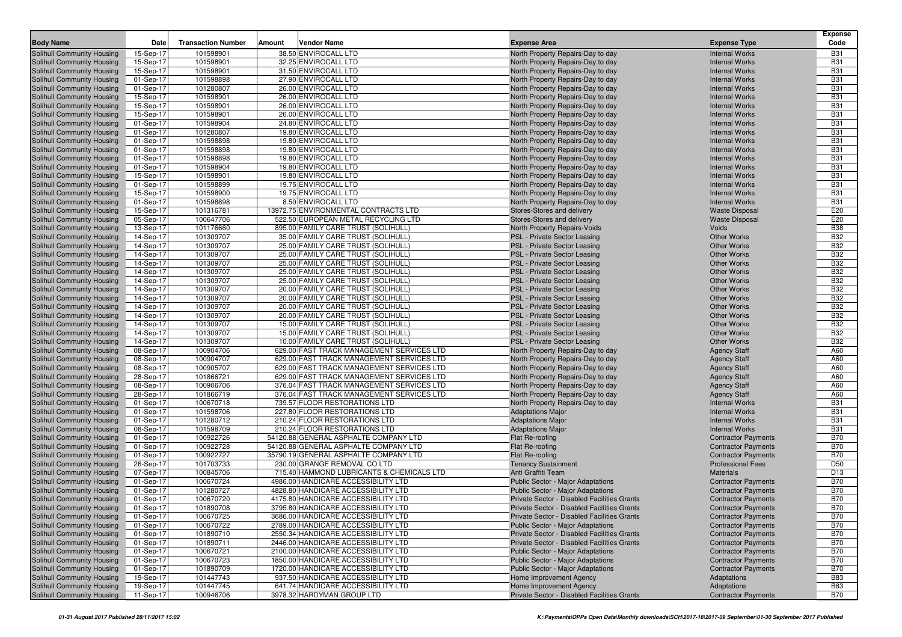| Body Name | Date | Transaction Number | Amount | Vendor Name | Expense Area | Expense Type | Expense Code |
|---|---|---|---|---|---|---|---|
| Solihull Community Housing | 15-Sep-17 | 101598901 | 38.50 | ENVIROCALL LTD | North Property Repairs-Day to day | Internal Works | B31 |
| Solihull Community Housing | 15-Sep-17 | 101598901 | 32.25 | ENVIROCALL LTD | North Property Repairs-Day to day | Internal Works | B31 |
| Solihull Community Housing | 15-Sep-17 | 101598901 | 31.50 | ENVIROCALL LTD | North Property Repairs-Day to day | Internal Works | B31 |
| Solihull Community Housing | 01-Sep-17 | 101598898 | 27.90 | ENVIROCALL LTD | North Property Repairs-Day to day | Internal Works | B31 |
| Solihull Community Housing | 01-Sep-17 | 101280807 | 26.00 | ENVIROCALL LTD | North Property Repairs-Day to day | Internal Works | B31 |
| Solihull Community Housing | 15-Sep-17 | 101598901 | 26.00 | ENVIROCALL LTD | North Property Repairs-Day to day | Internal Works | B31 |
| Solihull Community Housing | 15-Sep-17 | 101598901 | 26.00 | ENVIROCALL LTD | North Property Repairs-Day to day | Internal Works | B31 |
| Solihull Community Housing | 15-Sep-17 | 101598901 | 26.00 | ENVIROCALL LTD | North Property Repairs-Day to day | Internal Works | B31 |
| Solihull Community Housing | 01-Sep-17 | 101598904 | 24.80 | ENVIROCALL LTD | North Property Repairs-Day to day | Internal Works | B31 |
| Solihull Community Housing | 01-Sep-17 | 101280807 | 19.80 | ENVIROCALL LTD | North Property Repairs-Day to day | Internal Works | B31 |
| Solihull Community Housing | 01-Sep-17 | 101598898 | 19.80 | ENVIROCALL LTD | North Property Repairs-Day to day | Internal Works | B31 |
| Solihull Community Housing | 01-Sep-17 | 101598898 | 19.80 | ENVIROCALL LTD | North Property Repairs-Day to day | Internal Works | B31 |
| Solihull Community Housing | 01-Sep-17 | 101598898 | 19.80 | ENVIROCALL LTD | North Property Repairs-Day to day | Internal Works | B31 |
| Solihull Community Housing | 01-Sep-17 | 101598904 | 19.80 | ENVIROCALL LTD | North Property Repairs-Day to day | Internal Works | B31 |
| Solihull Community Housing | 15-Sep-17 | 101598901 | 19.80 | ENVIROCALL LTD | North Property Repairs-Day to day | Internal Works | B31 |
| Solihull Community Housing | 01-Sep-17 | 101598899 | 19.75 | ENVIROCALL LTD | North Property Repairs-Day to day | Internal Works | B31 |
| Solihull Community Housing | 15-Sep-17 | 101598900 | 19.75 | ENVIROCALL LTD | North Property Repairs-Day to day | Internal Works | B31 |
| Solihull Community Housing | 01-Sep-17 | 101598898 | 8.50 | ENVIROCALL LTD | North Property Repairs-Day to day | Internal Works | B31 |
| Solihull Community Housing | 15-Sep-17 | 101316781 | 13972.75 | ENVIRONMENTAL CONTRACTS LTD | Stores-Stores and delivery | Waste Disposal | E20 |
| Solihull Community Housing | 05-Sep-17 | 100647706 | 522.50 | EUROPEAN METAL RECYCLING LTD | Stores-Stores and delivery | Waste Disposal | E20 |
| Solihull Community Housing | 13-Sep-17 | 101176660 | 895.00 | FAMILY CARE TRUST (SOLIHULL) | North Property Repairs-Voids | Voids | B38 |
| Solihull Community Housing | 14-Sep-17 | 101309707 | 35.00 | FAMILY CARE TRUST (SOLIHULL) | PSL - Private Sector Leasing | Other Works | B32 |
| Solihull Community Housing | 14-Sep-17 | 101309707 | 25.00 | FAMILY CARE TRUST (SOLIHULL) | PSL - Private Sector Leasing | Other Works | B32 |
| Solihull Community Housing | 14-Sep-17 | 101309707 | 25.00 | FAMILY CARE TRUST (SOLIHULL) | PSL - Private Sector Leasing | Other Works | B32 |
| Solihull Community Housing | 14-Sep-17 | 101309707 | 25.00 | FAMILY CARE TRUST (SOLIHULL) | PSL - Private Sector Leasing | Other Works | B32 |
| Solihull Community Housing | 14-Sep-17 | 101309707 | 25.00 | FAMILY CARE TRUST (SOLIHULL) | PSL - Private Sector Leasing | Other Works | B32 |
| Solihull Community Housing | 14-Sep-17 | 101309707 | 25.00 | FAMILY CARE TRUST (SOLIHULL) | PSL - Private Sector Leasing | Other Works | B32 |
| Solihull Community Housing | 14-Sep-17 | 101309707 | 20.00 | FAMILY CARE TRUST (SOLIHULL) | PSL - Private Sector Leasing | Other Works | B32 |
| Solihull Community Housing | 14-Sep-17 | 101309707 | 20.00 | FAMILY CARE TRUST (SOLIHULL) | PSL - Private Sector Leasing | Other Works | B32 |
| Solihull Community Housing | 14-Sep-17 | 101309707 | 20.00 | FAMILY CARE TRUST (SOLIHULL) | PSL - Private Sector Leasing | Other Works | B32 |
| Solihull Community Housing | 14-Sep-17 | 101309707 | 20.00 | FAMILY CARE TRUST (SOLIHULL) | PSL - Private Sector Leasing | Other Works | B32 |
| Solihull Community Housing | 14-Sep-17 | 101309707 | 15.00 | FAMILY CARE TRUST (SOLIHULL) | PSL - Private Sector Leasing | Other Works | B32 |
| Solihull Community Housing | 14-Sep-17 | 101309707 | 15.00 | FAMILY CARE TRUST (SOLIHULL) | PSL - Private Sector Leasing | Other Works | B32 |
| Solihull Community Housing | 14-Sep-17 | 101309707 | 10.00 | FAMILY CARE TRUST (SOLIHULL) | PSL - Private Sector Leasing | Other Works | B32 |
| Solihull Community Housing | 08-Sep-17 | 100904706 | 629.00 | FAST TRACK MANAGEMENT SERVICES LTD | North Property Repairs-Day to day | Agency Staff | A60 |
| Solihull Community Housing | 08-Sep-17 | 100904707 | 629.00 | FAST TRACK MANAGEMENT SERVICES LTD | North Property Repairs-Day to day | Agency Staff | A60 |
| Solihull Community Housing | 08-Sep-17 | 100905707 | 629.00 | FAST TRACK MANAGEMENT SERVICES LTD | North Property Repairs-Day to day | Agency Staff | A60 |
| Solihull Community Housing | 28-Sep-17 | 101866721 | 629.00 | FAST TRACK MANAGEMENT SERVICES LTD | North Property Repairs-Day to day | Agency Staff | A60 |
| Solihull Community Housing | 08-Sep-17 | 100906706 | 376.04 | FAST TRACK MANAGEMENT SERVICES LTD | North Property Repairs-Day to day | Agency Staff | A60 |
| Solihull Community Housing | 28-Sep-17 | 101866719 | 376.04 | FAST TRACK MANAGEMENT SERVICES LTD | North Property Repairs-Day to day | Agency Staff | A60 |
| Solihull Community Housing | 01-Sep-17 | 100670718 | 739.57 | FLOOR RESTORATIONS LTD | North Property Repairs-Day to day | Internal Works | B31 |
| Solihull Community Housing | 01-Sep-17 | 101598706 | 227.80 | FLOOR RESTORATIONS LTD | Adaptations Major | Internal Works | B31 |
| Solihull Community Housing | 01-Sep-17 | 101280712 | 210.24 | FLOOR RESTORATIONS LTD | Adaptations Major | Internal Works | B31 |
| Solihull Community Housing | 08-Sep-17 | 101598709 | 210.24 | FLOOR RESTORATIONS LTD | Adaptations Major | Internal Works | B31 |
| Solihull Community Housing | 01-Sep-17 | 100922726 | 54120.88 | GENERAL ASPHALTE COMPANY LTD | Flat Re-roofing | Contractor Payments | B70 |
| Solihull Community Housing | 01-Sep-17 | 100922728 | 54120.88 | GENERAL ASPHALTE COMPANY LTD | Flat Re-roofing | Contractor Payments | B70 |
| Solihull Community Housing | 01-Sep-17 | 100922727 | 35790.19 | GENERAL ASPHALTE COMPANY LTD | Flat Re-roofing | Contractor Payments | B70 |
| Solihull Community Housing | 26-Sep-17 | 101703733 | 230.00 | GRANGE REMOVAL CO LTD | Tenancy Sustainment | Professional Fees | D50 |
| Solihull Community Housing | 07-Sep-17 | 100845706 | 715.40 | HAMMOND LUBRICANTS & CHEMICALS LTD | Anti Graffiti Team | Materials | D13 |
| Solihull Community Housing | 01-Sep-17 | 100670724 | 4986.00 | HANDICARE ACCESSIBILITY LTD | Public Sector - Major Adaptations | Contractor Payments | B70 |
| Solihull Community Housing | 01-Sep-17 | 101280727 | 4828.80 | HANDICARE ACCESSIBILITY LTD | Public Sector - Major Adaptations | Contractor Payments | B70 |
| Solihull Community Housing | 01-Sep-17 | 100670720 | 4175.80 | HANDICARE ACCESSIBILITY LTD | Private Sector - Disabled Facilities Grants | Contractor Payments | B70 |
| Solihull Community Housing | 01-Sep-17 | 101890708 | 3795.80 | HANDICARE ACCESSIBILITY LTD | Private Sector - Disabled Facilities Grants | Contractor Payments | B70 |
| Solihull Community Housing | 01-Sep-17 | 100670725 | 3686.00 | HANDICARE ACCESSIBILITY LTD | Private Sector - Disabled Facilities Grants | Contractor Payments | B70 |
| Solihull Community Housing | 01-Sep-17 | 100670722 | 2789.00 | HANDICARE ACCESSIBILITY LTD | Public Sector - Major Adaptations | Contractor Payments | B70 |
| Solihull Community Housing | 01-Sep-17 | 101890710 | 2550.34 | HANDICARE ACCESSIBILITY LTD | Private Sector - Disabled Facilities Grants | Contractor Payments | B70 |
| Solihull Community Housing | 01-Sep-17 | 101890711 | 2446.00 | HANDICARE ACCESSIBILITY LTD | Private Sector - Disabled Facilities Grants | Contractor Payments | B70 |
| Solihull Community Housing | 01-Sep-17 | 100670721 | 2100.00 | HANDICARE ACCESSIBILITY LTD | Public Sector - Major Adaptations | Contractor Payments | B70 |
| Solihull Community Housing | 01-Sep-17 | 100670723 | 1850.00 | HANDICARE ACCESSIBILITY LTD | Public Sector - Major Adaptations | Contractor Payments | B70 |
| Solihull Community Housing | 01-Sep-17 | 101890709 | 1720.00 | HANDICARE ACCESSIBILITY LTD | Public Sector - Major Adaptations | Contractor Payments | B70 |
| Solihull Community Housing | 19-Sep-17 | 101447743 | 937.50 | HANDICARE ACCESSIBILITY LTD | Home Improvement Agency | Adaptations | B83 |
| Solihull Community Housing | 19-Sep-17 | 101447745 | 641.74 | HANDICARE ACCESSIBILITY LTD | Home Improvement Agency | Adaptations | B83 |
| Solihull Community Housing | 11-Sep-17 | 100946706 | 3978.32 | HARDYMAN GROUP LTD | Private Sector - Disabled Facilities Grants | Contractor Payments | B70 |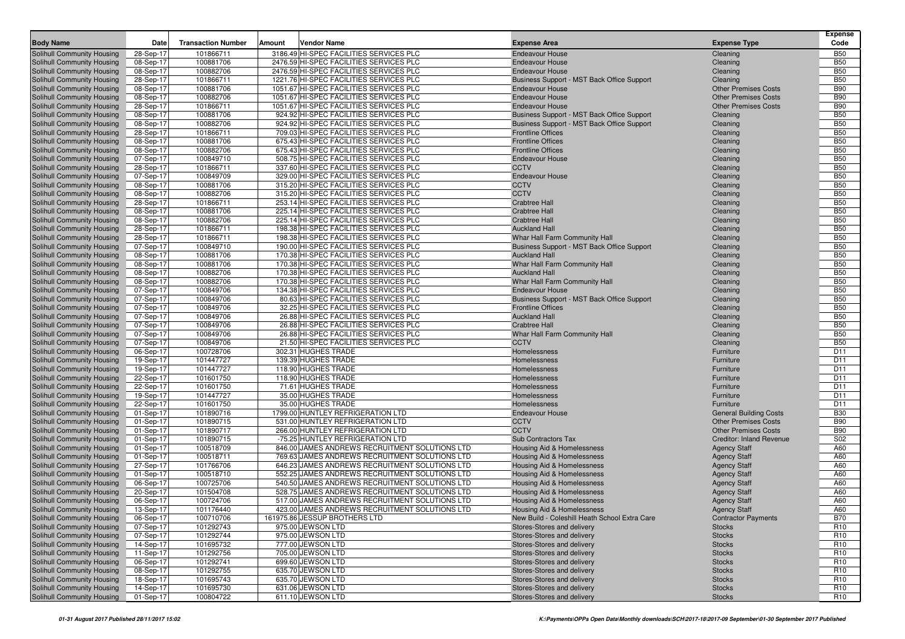| Body Name | Date | Transaction Number | Amount | Vendor Name | Expense Area | Expense Type | Expense Code |
|---|---|---|---|---|---|---|---|
| Solihull Community Housing | 28-Sep-17 | 101866711 | 3186.49 | HI-SPEC FACILITIES SERVICES PLC | Endeavour House | Cleaning | B50 |
| Solihull Community Housing | 08-Sep-17 | 100881706 | 2476.59 | HI-SPEC FACILITIES SERVICES PLC | Endeavour House | Cleaning | B50 |
| Solihull Community Housing | 08-Sep-17 | 100882706 | 2476.59 | HI-SPEC FACILITIES SERVICES PLC | Endeavour House | Cleaning | B50 |
| Solihull Community Housing | 28-Sep-17 | 101866711 | 1221.76 | HI-SPEC FACILITIES SERVICES PLC | Business Support - MST Back Office Support | Cleaning | B50 |
| Solihull Community Housing | 08-Sep-17 | 100881706 | 1051.67 | HI-SPEC FACILITIES SERVICES PLC | Endeavour House | Other Premises Costs | B90 |
| Solihull Community Housing | 08-Sep-17 | 100882706 | 1051.67 | HI-SPEC FACILITIES SERVICES PLC | Endeavour House | Other Premises Costs | B90 |
| Solihull Community Housing | 28-Sep-17 | 101866711 | 1051.67 | HI-SPEC FACILITIES SERVICES PLC | Endeavour House | Other Premises Costs | B90 |
| Solihull Community Housing | 08-Sep-17 | 100881706 | 924.92 | HI-SPEC FACILITIES SERVICES PLC | Business Support - MST Back Office Support | Cleaning | B50 |
| Solihull Community Housing | 08-Sep-17 | 100882706 | 924.92 | HI-SPEC FACILITIES SERVICES PLC | Business Support - MST Back Office Support | Cleaning | B50 |
| Solihull Community Housing | 28-Sep-17 | 101866711 | 709.03 | HI-SPEC FACILITIES SERVICES PLC | Frontline Offices | Cleaning | B50 |
| Solihull Community Housing | 08-Sep-17 | 100881706 | 675.43 | HI-SPEC FACILITIES SERVICES PLC | Frontline Offices | Cleaning | B50 |
| Solihull Community Housing | 08-Sep-17 | 100882706 | 675.43 | HI-SPEC FACILITIES SERVICES PLC | Frontline Offices | Cleaning | B50 |
| Solihull Community Housing | 07-Sep-17 | 100849710 | 508.75 | HI-SPEC FACILITIES SERVICES PLC | Endeavour House | Cleaning | B50 |
| Solihull Community Housing | 28-Sep-17 | 101866711 | 337.60 | HI-SPEC FACILITIES SERVICES PLC | CCTV | Cleaning | B50 |
| Solihull Community Housing | 07-Sep-17 | 100849709 | 329.00 | HI-SPEC FACILITIES SERVICES PLC | Endeavour House | Cleaning | B50 |
| Solihull Community Housing | 08-Sep-17 | 100881706 | 315.20 | HI-SPEC FACILITIES SERVICES PLC | CCTV | Cleaning | B50 |
| Solihull Community Housing | 08-Sep-17 | 100882706 | 315.20 | HI-SPEC FACILITIES SERVICES PLC | CCTV | Cleaning | B50 |
| Solihull Community Housing | 28-Sep-17 | 101866711 | 253.14 | HI-SPEC FACILITIES SERVICES PLC | Crabtree Hall | Cleaning | B50 |
| Solihull Community Housing | 08-Sep-17 | 100881706 | 225.14 | HI-SPEC FACILITIES SERVICES PLC | Crabtree Hall | Cleaning | B50 |
| Solihull Community Housing | 08-Sep-17 | 100882706 | 225.14 | HI-SPEC FACILITIES SERVICES PLC | Crabtree Hall | Cleaning | B50 |
| Solihull Community Housing | 28-Sep-17 | 101866711 | 198.38 | HI-SPEC FACILITIES SERVICES PLC | Auckland Hall | Cleaning | B50 |
| Solihull Community Housing | 28-Sep-17 | 101866711 | 198.38 | HI-SPEC FACILITIES SERVICES PLC | Whar Hall Farm Community Hall | Cleaning | B50 |
| Solihull Community Housing | 07-Sep-17 | 100849710 | 190.00 | HI-SPEC FACILITIES SERVICES PLC | Business Support - MST Back Office Support | Cleaning | B50 |
| Solihull Community Housing | 08-Sep-17 | 100881706 | 170.38 | HI-SPEC FACILITIES SERVICES PLC | Auckland Hall | Cleaning | B50 |
| Solihull Community Housing | 08-Sep-17 | 100881706 | 170.38 | HI-SPEC FACILITIES SERVICES PLC | Whar Hall Farm Community Hall | Cleaning | B50 |
| Solihull Community Housing | 08-Sep-17 | 100882706 | 170.38 | HI-SPEC FACILITIES SERVICES PLC | Auckland Hall | Cleaning | B50 |
| Solihull Community Housing | 08-Sep-17 | 100882706 | 170.38 | HI-SPEC FACILITIES SERVICES PLC | Whar Hall Farm Community Hall | Cleaning | B50 |
| Solihull Community Housing | 07-Sep-17 | 100849706 | 134.38 | HI-SPEC FACILITIES SERVICES PLC | Endeavour House | Cleaning | B50 |
| Solihull Community Housing | 07-Sep-17 | 100849706 | 80.63 | HI-SPEC FACILITIES SERVICES PLC | Business Support - MST Back Office Support | Cleaning | B50 |
| Solihull Community Housing | 07-Sep-17 | 100849706 | 32.25 | HI-SPEC FACILITIES SERVICES PLC | Frontline Offices | Cleaning | B50 |
| Solihull Community Housing | 07-Sep-17 | 100849706 | 26.88 | HI-SPEC FACILITIES SERVICES PLC | Auckland Hall | Cleaning | B50 |
| Solihull Community Housing | 07-Sep-17 | 100849706 | 26.88 | HI-SPEC FACILITIES SERVICES PLC | Crabtree Hall | Cleaning | B50 |
| Solihull Community Housing | 07-Sep-17 | 100849706 | 26.88 | HI-SPEC FACILITIES SERVICES PLC | Whar Hall Farm Community Hall | Cleaning | B50 |
| Solihull Community Housing | 07-Sep-17 | 100849706 | 21.50 | HI-SPEC FACILITIES SERVICES PLC | CCTV | Cleaning | B50 |
| Solihull Community Housing | 06-Sep-17 | 100728706 | 302.31 | HUGHES TRADE | Homelessness | Furniture | D11 |
| Solihull Community Housing | 19-Sep-17 | 101447727 | 139.39 | HUGHES TRADE | Homelessness | Furniture | D11 |
| Solihull Community Housing | 19-Sep-17 | 101447727 | 118.90 | HUGHES TRADE | Homelessness | Furniture | D11 |
| Solihull Community Housing | 22-Sep-17 | 101601750 | 118.90 | HUGHES TRADE | Homelessness | Furniture | D11 |
| Solihull Community Housing | 22-Sep-17 | 101601750 | 71.61 | HUGHES TRADE | Homelessness | Furniture | D11 |
| Solihull Community Housing | 19-Sep-17 | 101447727 | 35.00 | HUGHES TRADE | Homelessness | Furniture | D11 |
| Solihull Community Housing | 22-Sep-17 | 101601750 | 35.00 | HUGHES TRADE | Homelessness | Furniture | D11 |
| Solihull Community Housing | 01-Sep-17 | 101890716 | 1799.00 | HUNTLEY REFRIGERATION LTD | Endeavour House | General Building Costs | B30 |
| Solihull Community Housing | 01-Sep-17 | 101890715 | 531.00 | HUNTLEY REFRIGERATION LTD | CCTV | Other Premises Costs | B90 |
| Solihull Community Housing | 01-Sep-17 | 101890717 | 266.00 | HUNTLEY REFRIGERATION LTD | CCTV | Other Premises Costs | B90 |
| Solihull Community Housing | 01-Sep-17 | 101890715 | -75.25 | HUNTLEY REFRIGERATION LTD | Sub Contractors Tax | Creditor: Inland Revenue | S02 |
| Solihull Community Housing | 01-Sep-17 | 100518709 | 846.00 | JAMES ANDREWS RECRUITMENT SOLUTIONS LTD | Housing Aid & Homelessness | Agency Staff | A60 |
| Solihull Community Housing | 01-Sep-17 | 100518711 | 769.63 | JAMES ANDREWS RECRUITMENT SOLUTIONS LTD | Housing Aid & Homelessness | Agency Staff | A60 |
| Solihull Community Housing | 27-Sep-17 | 101766706 | 646.23 | JAMES ANDREWS RECRUITMENT SOLUTIONS LTD | Housing Aid & Homelessness | Agency Staff | A60 |
| Solihull Community Housing | 01-Sep-17 | 100518710 | 552.25 | JAMES ANDREWS RECRUITMENT SOLUTIONS LTD | Housing Aid & Homelessness | Agency Staff | A60 |
| Solihull Community Housing | 06-Sep-17 | 100725706 | 540.50 | JAMES ANDREWS RECRUITMENT SOLUTIONS LTD | Housing Aid & Homelessness | Agency Staff | A60 |
| Solihull Community Housing | 20-Sep-17 | 101504708 | 528.75 | JAMES ANDREWS RECRUITMENT SOLUTIONS LTD | Housing Aid & Homelessness | Agency Staff | A60 |
| Solihull Community Housing | 06-Sep-17 | 100724706 | 517.00 | JAMES ANDREWS RECRUITMENT SOLUTIONS LTD | Housing Aid & Homelessness | Agency Staff | A60 |
| Solihull Community Housing | 13-Sep-17 | 101176440 | 423.00 | JAMES ANDREWS RECRUITMENT SOLUTIONS LTD | Housing Aid & Homelessness | Agency Staff | A60 |
| Solihull Community Housing | 06-Sep-17 | 100710706 | 161975.86 | JESSUP BROTHERS LTD | New Build - Coleshill Heath School Extra Care | Contractor Payments | B70 |
| Solihull Community Housing | 07-Sep-17 | 101292743 | 975.00 | JEWSON LTD | Stores-Stores and delivery | Stocks | R10 |
| Solihull Community Housing | 07-Sep-17 | 101292744 | 975.00 | JEWSON LTD | Stores-Stores and delivery | Stocks | R10 |
| Solihull Community Housing | 14-Sep-17 | 101695732 | 777.00 | JEWSON LTD | Stores-Stores and delivery | Stocks | R10 |
| Solihull Community Housing | 11-Sep-17 | 101292756 | 705.00 | JEWSON LTD | Stores-Stores and delivery | Stocks | R10 |
| Solihull Community Housing | 06-Sep-17 | 101292741 | 699.60 | JEWSON LTD | Stores-Stores and delivery | Stocks | R10 |
| Solihull Community Housing | 08-Sep-17 | 101292755 | 635.70 | JEWSON LTD | Stores-Stores and delivery | Stocks | R10 |
| Solihull Community Housing | 18-Sep-17 | 101695743 | 635.70 | JEWSON LTD | Stores-Stores and delivery | Stocks | R10 |
| Solihull Community Housing | 14-Sep-17 | 101695730 | 631.06 | JEWSON LTD | Stores-Stores and delivery | Stocks | R10 |
| Solihull Community Housing | 01-Sep-17 | 100804722 | 611.10 | JEWSON LTD | Stores-Stores and delivery | Stocks | R10 |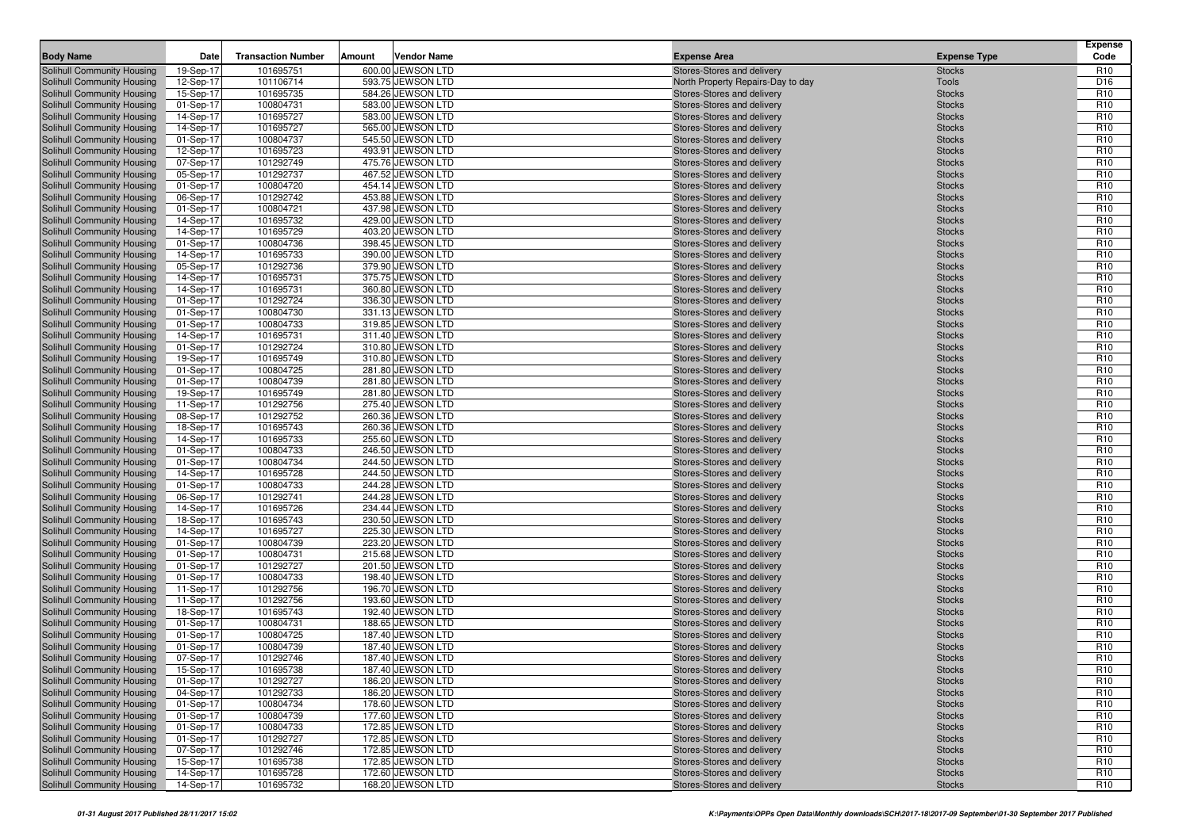| Body Name | Date | Transaction Number | Amount | Vendor Name | Expense Area | Expense Type | Expense Code |
|---|---|---|---|---|---|---|---|
| Solihull Community Housing | 19-Sep-17 | 101695751 | 600.00 | JEWSON LTD | Stores-Stores and delivery | Stocks | R10 |
| Solihull Community Housing | 12-Sep-17 | 101106714 | 593.75 | JEWSON LTD | North Property Repairs-Day to day | Tools | D16 |
| Solihull Community Housing | 15-Sep-17 | 101695735 | 584.26 | JEWSON LTD | Stores-Stores and delivery | Stocks | R10 |
| Solihull Community Housing | 01-Sep-17 | 100804731 | 583.00 | JEWSON LTD | Stores-Stores and delivery | Stocks | R10 |
| Solihull Community Housing | 14-Sep-17 | 101695727 | 583.00 | JEWSON LTD | Stores-Stores and delivery | Stocks | R10 |
| Solihull Community Housing | 14-Sep-17 | 101695727 | 565.00 | JEWSON LTD | Stores-Stores and delivery | Stocks | R10 |
| Solihull Community Housing | 01-Sep-17 | 100804737 | 545.50 | JEWSON LTD | Stores-Stores and delivery | Stocks | R10 |
| Solihull Community Housing | 12-Sep-17 | 101695723 | 493.91 | JEWSON LTD | Stores-Stores and delivery | Stocks | R10 |
| Solihull Community Housing | 07-Sep-17 | 101292749 | 475.76 | JEWSON LTD | Stores-Stores and delivery | Stocks | R10 |
| Solihull Community Housing | 05-Sep-17 | 101292737 | 467.52 | JEWSON LTD | Stores-Stores and delivery | Stocks | R10 |
| Solihull Community Housing | 01-Sep-17 | 100804720 | 454.14 | JEWSON LTD | Stores-Stores and delivery | Stocks | R10 |
| Solihull Community Housing | 06-Sep-17 | 101292742 | 453.88 | JEWSON LTD | Stores-Stores and delivery | Stocks | R10 |
| Solihull Community Housing | 01-Sep-17 | 100804721 | 437.98 | JEWSON LTD | Stores-Stores and delivery | Stocks | R10 |
| Solihull Community Housing | 14-Sep-17 | 101695732 | 429.00 | JEWSON LTD | Stores-Stores and delivery | Stocks | R10 |
| Solihull Community Housing | 14-Sep-17 | 101695729 | 403.20 | JEWSON LTD | Stores-Stores and delivery | Stocks | R10 |
| Solihull Community Housing | 01-Sep-17 | 100804736 | 398.45 | JEWSON LTD | Stores-Stores and delivery | Stocks | R10 |
| Solihull Community Housing | 14-Sep-17 | 101695733 | 390.00 | JEWSON LTD | Stores-Stores and delivery | Stocks | R10 |
| Solihull Community Housing | 05-Sep-17 | 101292736 | 379.90 | JEWSON LTD | Stores-Stores and delivery | Stocks | R10 |
| Solihull Community Housing | 14-Sep-17 | 101695731 | 375.75 | JEWSON LTD | Stores-Stores and delivery | Stocks | R10 |
| Solihull Community Housing | 14-Sep-17 | 101695731 | 360.80 | JEWSON LTD | Stores-Stores and delivery | Stocks | R10 |
| Solihull Community Housing | 01-Sep-17 | 101292724 | 336.30 | JEWSON LTD | Stores-Stores and delivery | Stocks | R10 |
| Solihull Community Housing | 01-Sep-17 | 100804730 | 331.13 | JEWSON LTD | Stores-Stores and delivery | Stocks | R10 |
| Solihull Community Housing | 01-Sep-17 | 100804733 | 319.85 | JEWSON LTD | Stores-Stores and delivery | Stocks | R10 |
| Solihull Community Housing | 14-Sep-17 | 101695731 | 311.40 | JEWSON LTD | Stores-Stores and delivery | Stocks | R10 |
| Solihull Community Housing | 01-Sep-17 | 101292724 | 310.80 | JEWSON LTD | Stores-Stores and delivery | Stocks | R10 |
| Solihull Community Housing | 19-Sep-17 | 101695749 | 310.80 | JEWSON LTD | Stores-Stores and delivery | Stocks | R10 |
| Solihull Community Housing | 01-Sep-17 | 100804725 | 281.80 | JEWSON LTD | Stores-Stores and delivery | Stocks | R10 |
| Solihull Community Housing | 01-Sep-17 | 100804739 | 281.80 | JEWSON LTD | Stores-Stores and delivery | Stocks | R10 |
| Solihull Community Housing | 19-Sep-17 | 101695749 | 281.80 | JEWSON LTD | Stores-Stores and delivery | Stocks | R10 |
| Solihull Community Housing | 11-Sep-17 | 101292756 | 275.40 | JEWSON LTD | Stores-Stores and delivery | Stocks | R10 |
| Solihull Community Housing | 08-Sep-17 | 101292752 | 260.36 | JEWSON LTD | Stores-Stores and delivery | Stocks | R10 |
| Solihull Community Housing | 18-Sep-17 | 101695743 | 260.36 | JEWSON LTD | Stores-Stores and delivery | Stocks | R10 |
| Solihull Community Housing | 14-Sep-17 | 101695733 | 255.60 | JEWSON LTD | Stores-Stores and delivery | Stocks | R10 |
| Solihull Community Housing | 01-Sep-17 | 100804733 | 246.50 | JEWSON LTD | Stores-Stores and delivery | Stocks | R10 |
| Solihull Community Housing | 01-Sep-17 | 100804734 | 244.50 | JEWSON LTD | Stores-Stores and delivery | Stocks | R10 |
| Solihull Community Housing | 14-Sep-17 | 101695728 | 244.50 | JEWSON LTD | Stores-Stores and delivery | Stocks | R10 |
| Solihull Community Housing | 01-Sep-17 | 100804733 | 244.28 | JEWSON LTD | Stores-Stores and delivery | Stocks | R10 |
| Solihull Community Housing | 06-Sep-17 | 101292741 | 244.28 | JEWSON LTD | Stores-Stores and delivery | Stocks | R10 |
| Solihull Community Housing | 14-Sep-17 | 101695726 | 234.44 | JEWSON LTD | Stores-Stores and delivery | Stocks | R10 |
| Solihull Community Housing | 18-Sep-17 | 101695743 | 230.50 | JEWSON LTD | Stores-Stores and delivery | Stocks | R10 |
| Solihull Community Housing | 14-Sep-17 | 101695727 | 225.30 | JEWSON LTD | Stores-Stores and delivery | Stocks | R10 |
| Solihull Community Housing | 01-Sep-17 | 100804739 | 223.20 | JEWSON LTD | Stores-Stores and delivery | Stocks | R10 |
| Solihull Community Housing | 01-Sep-17 | 100804731 | 215.68 | JEWSON LTD | Stores-Stores and delivery | Stocks | R10 |
| Solihull Community Housing | 01-Sep-17 | 101292727 | 201.50 | JEWSON LTD | Stores-Stores and delivery | Stocks | R10 |
| Solihull Community Housing | 01-Sep-17 | 100804733 | 198.40 | JEWSON LTD | Stores-Stores and delivery | Stocks | R10 |
| Solihull Community Housing | 11-Sep-17 | 101292756 | 196.70 | JEWSON LTD | Stores-Stores and delivery | Stocks | R10 |
| Solihull Community Housing | 11-Sep-17 | 101292756 | 193.60 | JEWSON LTD | Stores-Stores and delivery | Stocks | R10 |
| Solihull Community Housing | 18-Sep-17 | 101695743 | 192.40 | JEWSON LTD | Stores-Stores and delivery | Stocks | R10 |
| Solihull Community Housing | 01-Sep-17 | 100804731 | 188.65 | JEWSON LTD | Stores-Stores and delivery | Stocks | R10 |
| Solihull Community Housing | 01-Sep-17 | 100804725 | 187.40 | JEWSON LTD | Stores-Stores and delivery | Stocks | R10 |
| Solihull Community Housing | 01-Sep-17 | 100804739 | 187.40 | JEWSON LTD | Stores-Stores and delivery | Stocks | R10 |
| Solihull Community Housing | 07-Sep-17 | 101292746 | 187.40 | JEWSON LTD | Stores-Stores and delivery | Stocks | R10 |
| Solihull Community Housing | 15-Sep-17 | 101695738 | 187.40 | JEWSON LTD | Stores-Stores and delivery | Stocks | R10 |
| Solihull Community Housing | 01-Sep-17 | 101292727 | 186.20 | JEWSON LTD | Stores-Stores and delivery | Stocks | R10 |
| Solihull Community Housing | 04-Sep-17 | 101292733 | 186.20 | JEWSON LTD | Stores-Stores and delivery | Stocks | R10 |
| Solihull Community Housing | 01-Sep-17 | 100804734 | 178.60 | JEWSON LTD | Stores-Stores and delivery | Stocks | R10 |
| Solihull Community Housing | 01-Sep-17 | 100804739 | 177.60 | JEWSON LTD | Stores-Stores and delivery | Stocks | R10 |
| Solihull Community Housing | 01-Sep-17 | 100804733 | 172.85 | JEWSON LTD | Stores-Stores and delivery | Stocks | R10 |
| Solihull Community Housing | 01-Sep-17 | 101292727 | 172.85 | JEWSON LTD | Stores-Stores and delivery | Stocks | R10 |
| Solihull Community Housing | 07-Sep-17 | 101292746 | 172.85 | JEWSON LTD | Stores-Stores and delivery | Stocks | R10 |
| Solihull Community Housing | 15-Sep-17 | 101695738 | 172.85 | JEWSON LTD | Stores-Stores and delivery | Stocks | R10 |
| Solihull Community Housing | 14-Sep-17 | 101695728 | 172.60 | JEWSON LTD | Stores-Stores and delivery | Stocks | R10 |
| Solihull Community Housing | 14-Sep-17 | 101695732 | 168.20 | JEWSON LTD | Stores-Stores and delivery | Stocks | R10 |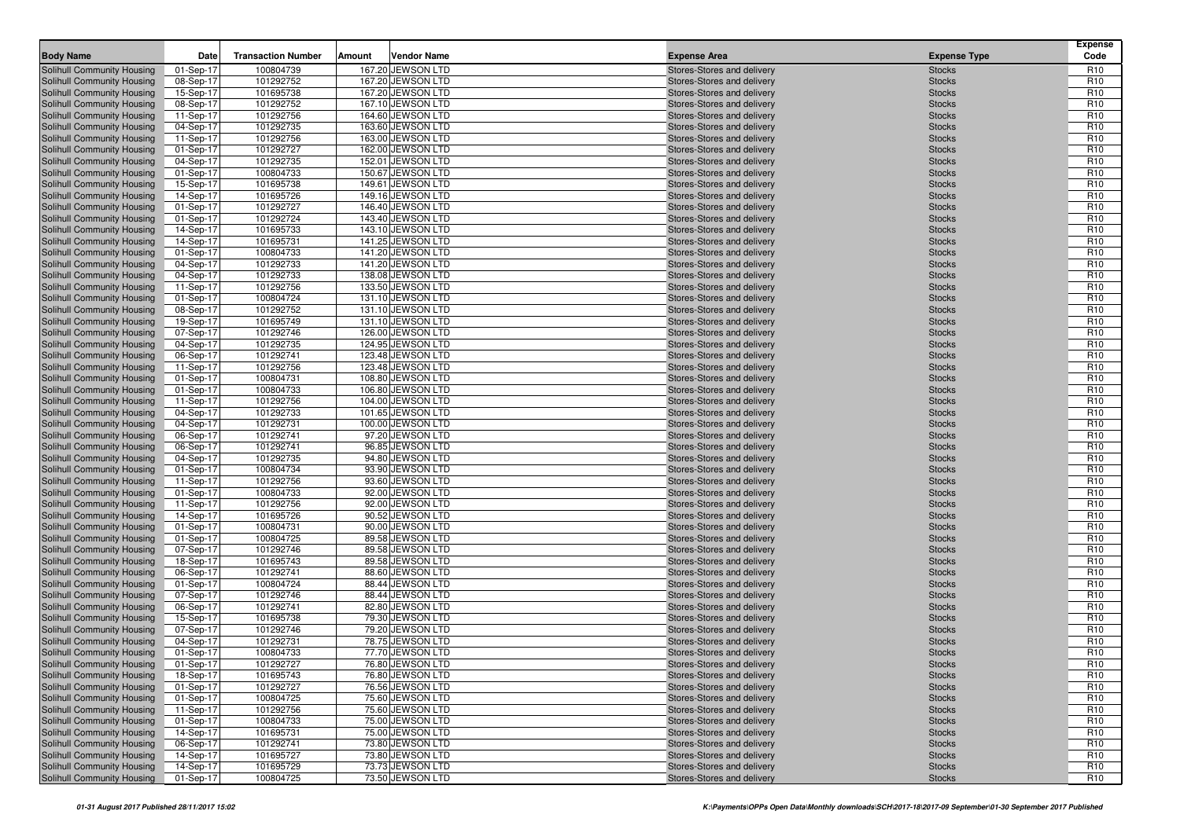| Body Name | Date | Transaction Number | Amount | Vendor Name | Expense Area | Expense Type | Expense Code |
|---|---|---|---|---|---|---|---|
| Solihull Community Housing | 01-Sep-17 | 100804739 | 167.20 | JEWSON LTD | Stores-Stores and delivery | Stocks | R10 |
| Solihull Community Housing | 08-Sep-17 | 101292752 | 167.20 | JEWSON LTD | Stores-Stores and delivery | Stocks | R10 |
| Solihull Community Housing | 15-Sep-17 | 101695738 | 167.20 | JEWSON LTD | Stores-Stores and delivery | Stocks | R10 |
| Solihull Community Housing | 08-Sep-17 | 101292752 | 167.10 | JEWSON LTD | Stores-Stores and delivery | Stocks | R10 |
| Solihull Community Housing | 11-Sep-17 | 101292756 | 164.60 | JEWSON LTD | Stores-Stores and delivery | Stocks | R10 |
| Solihull Community Housing | 04-Sep-17 | 101292735 | 163.60 | JEWSON LTD | Stores-Stores and delivery | Stocks | R10 |
| Solihull Community Housing | 11-Sep-17 | 101292756 | 163.00 | JEWSON LTD | Stores-Stores and delivery | Stocks | R10 |
| Solihull Community Housing | 01-Sep-17 | 101292727 | 162.00 | JEWSON LTD | Stores-Stores and delivery | Stocks | R10 |
| Solihull Community Housing | 04-Sep-17 | 101292735 | 152.01 | JEWSON LTD | Stores-Stores and delivery | Stocks | R10 |
| Solihull Community Housing | 01-Sep-17 | 100804733 | 150.67 | JEWSON LTD | Stores-Stores and delivery | Stocks | R10 |
| Solihull Community Housing | 15-Sep-17 | 101695738 | 149.61 | JEWSON LTD | Stores-Stores and delivery | Stocks | R10 |
| Solihull Community Housing | 14-Sep-17 | 101695726 | 149.16 | JEWSON LTD | Stores-Stores and delivery | Stocks | R10 |
| Solihull Community Housing | 01-Sep-17 | 101292727 | 146.40 | JEWSON LTD | Stores-Stores and delivery | Stocks | R10 |
| Solihull Community Housing | 01-Sep-17 | 101292724 | 143.40 | JEWSON LTD | Stores-Stores and delivery | Stocks | R10 |
| Solihull Community Housing | 14-Sep-17 | 101695733 | 143.10 | JEWSON LTD | Stores-Stores and delivery | Stocks | R10 |
| Solihull Community Housing | 14-Sep-17 | 101695731 | 141.25 | JEWSON LTD | Stores-Stores and delivery | Stocks | R10 |
| Solihull Community Housing | 01-Sep-17 | 100804733 | 141.20 | JEWSON LTD | Stores-Stores and delivery | Stocks | R10 |
| Solihull Community Housing | 04-Sep-17 | 101292733 | 141.20 | JEWSON LTD | Stores-Stores and delivery | Stocks | R10 |
| Solihull Community Housing | 04-Sep-17 | 101292733 | 138.08 | JEWSON LTD | Stores-Stores and delivery | Stocks | R10 |
| Solihull Community Housing | 11-Sep-17 | 101292756 | 133.50 | JEWSON LTD | Stores-Stores and delivery | Stocks | R10 |
| Solihull Community Housing | 01-Sep-17 | 100804724 | 131.10 | JEWSON LTD | Stores-Stores and delivery | Stocks | R10 |
| Solihull Community Housing | 08-Sep-17 | 101292752 | 131.10 | JEWSON LTD | Stores-Stores and delivery | Stocks | R10 |
| Solihull Community Housing | 19-Sep-17 | 101695749 | 131.10 | JEWSON LTD | Stores-Stores and delivery | Stocks | R10 |
| Solihull Community Housing | 07-Sep-17 | 101292746 | 126.00 | JEWSON LTD | Stores-Stores and delivery | Stocks | R10 |
| Solihull Community Housing | 04-Sep-17 | 101292735 | 124.95 | JEWSON LTD | Stores-Stores and delivery | Stocks | R10 |
| Solihull Community Housing | 06-Sep-17 | 101292741 | 123.48 | JEWSON LTD | Stores-Stores and delivery | Stocks | R10 |
| Solihull Community Housing | 11-Sep-17 | 101292756 | 123.48 | JEWSON LTD | Stores-Stores and delivery | Stocks | R10 |
| Solihull Community Housing | 01-Sep-17 | 100804731 | 108.80 | JEWSON LTD | Stores-Stores and delivery | Stocks | R10 |
| Solihull Community Housing | 01-Sep-17 | 100804733 | 106.80 | JEWSON LTD | Stores-Stores and delivery | Stocks | R10 |
| Solihull Community Housing | 11-Sep-17 | 101292756 | 104.00 | JEWSON LTD | Stores-Stores and delivery | Stocks | R10 |
| Solihull Community Housing | 04-Sep-17 | 101292733 | 101.65 | JEWSON LTD | Stores-Stores and delivery | Stocks | R10 |
| Solihull Community Housing | 04-Sep-17 | 101292731 | 100.00 | JEWSON LTD | Stores-Stores and delivery | Stocks | R10 |
| Solihull Community Housing | 06-Sep-17 | 101292741 | 97.20 | JEWSON LTD | Stores-Stores and delivery | Stocks | R10 |
| Solihull Community Housing | 06-Sep-17 | 101292741 | 96.85 | JEWSON LTD | Stores-Stores and delivery | Stocks | R10 |
| Solihull Community Housing | 04-Sep-17 | 101292735 | 94.80 | JEWSON LTD | Stores-Stores and delivery | Stocks | R10 |
| Solihull Community Housing | 01-Sep-17 | 100804734 | 93.90 | JEWSON LTD | Stores-Stores and delivery | Stocks | R10 |
| Solihull Community Housing | 11-Sep-17 | 101292756 | 93.60 | JEWSON LTD | Stores-Stores and delivery | Stocks | R10 |
| Solihull Community Housing | 01-Sep-17 | 100804733 | 92.00 | JEWSON LTD | Stores-Stores and delivery | Stocks | R10 |
| Solihull Community Housing | 11-Sep-17 | 101292756 | 92.00 | JEWSON LTD | Stores-Stores and delivery | Stocks | R10 |
| Solihull Community Housing | 14-Sep-17 | 101695726 | 90.52 | JEWSON LTD | Stores-Stores and delivery | Stocks | R10 |
| Solihull Community Housing | 01-Sep-17 | 100804731 | 90.00 | JEWSON LTD | Stores-Stores and delivery | Stocks | R10 |
| Solihull Community Housing | 01-Sep-17 | 100804725 | 89.58 | JEWSON LTD | Stores-Stores and delivery | Stocks | R10 |
| Solihull Community Housing | 07-Sep-17 | 101292746 | 89.58 | JEWSON LTD | Stores-Stores and delivery | Stocks | R10 |
| Solihull Community Housing | 18-Sep-17 | 101695743 | 89.58 | JEWSON LTD | Stores-Stores and delivery | Stocks | R10 |
| Solihull Community Housing | 06-Sep-17 | 101292741 | 88.60 | JEWSON LTD | Stores-Stores and delivery | Stocks | R10 |
| Solihull Community Housing | 01-Sep-17 | 100804724 | 88.44 | JEWSON LTD | Stores-Stores and delivery | Stocks | R10 |
| Solihull Community Housing | 07-Sep-17 | 101292746 | 88.44 | JEWSON LTD | Stores-Stores and delivery | Stocks | R10 |
| Solihull Community Housing | 06-Sep-17 | 101292741 | 82.80 | JEWSON LTD | Stores-Stores and delivery | Stocks | R10 |
| Solihull Community Housing | 15-Sep-17 | 101695738 | 79.30 | JEWSON LTD | Stores-Stores and delivery | Stocks | R10 |
| Solihull Community Housing | 07-Sep-17 | 101292746 | 79.20 | JEWSON LTD | Stores-Stores and delivery | Stocks | R10 |
| Solihull Community Housing | 04-Sep-17 | 101292731 | 78.75 | JEWSON LTD | Stores-Stores and delivery | Stocks | R10 |
| Solihull Community Housing | 01-Sep-17 | 100804733 | 77.70 | JEWSON LTD | Stores-Stores and delivery | Stocks | R10 |
| Solihull Community Housing | 01-Sep-17 | 101292727 | 76.80 | JEWSON LTD | Stores-Stores and delivery | Stocks | R10 |
| Solihull Community Housing | 18-Sep-17 | 101695743 | 76.80 | JEWSON LTD | Stores-Stores and delivery | Stocks | R10 |
| Solihull Community Housing | 01-Sep-17 | 101292727 | 76.56 | JEWSON LTD | Stores-Stores and delivery | Stocks | R10 |
| Solihull Community Housing | 01-Sep-17 | 100804725 | 75.60 | JEWSON LTD | Stores-Stores and delivery | Stocks | R10 |
| Solihull Community Housing | 11-Sep-17 | 101292756 | 75.60 | JEWSON LTD | Stores-Stores and delivery | Stocks | R10 |
| Solihull Community Housing | 01-Sep-17 | 100804733 | 75.00 | JEWSON LTD | Stores-Stores and delivery | Stocks | R10 |
| Solihull Community Housing | 14-Sep-17 | 101695731 | 75.00 | JEWSON LTD | Stores-Stores and delivery | Stocks | R10 |
| Solihull Community Housing | 06-Sep-17 | 101292741 | 73.80 | JEWSON LTD | Stores-Stores and delivery | Stocks | R10 |
| Solihull Community Housing | 14-Sep-17 | 101695727 | 73.80 | JEWSON LTD | Stores-Stores and delivery | Stocks | R10 |
| Solihull Community Housing | 14-Sep-17 | 101695729 | 73.73 | JEWSON LTD | Stores-Stores and delivery | Stocks | R10 |
| Solihull Community Housing | 01-Sep-17 | 100804725 | 73.50 | JEWSON LTD | Stores-Stores and delivery | Stocks | R10 |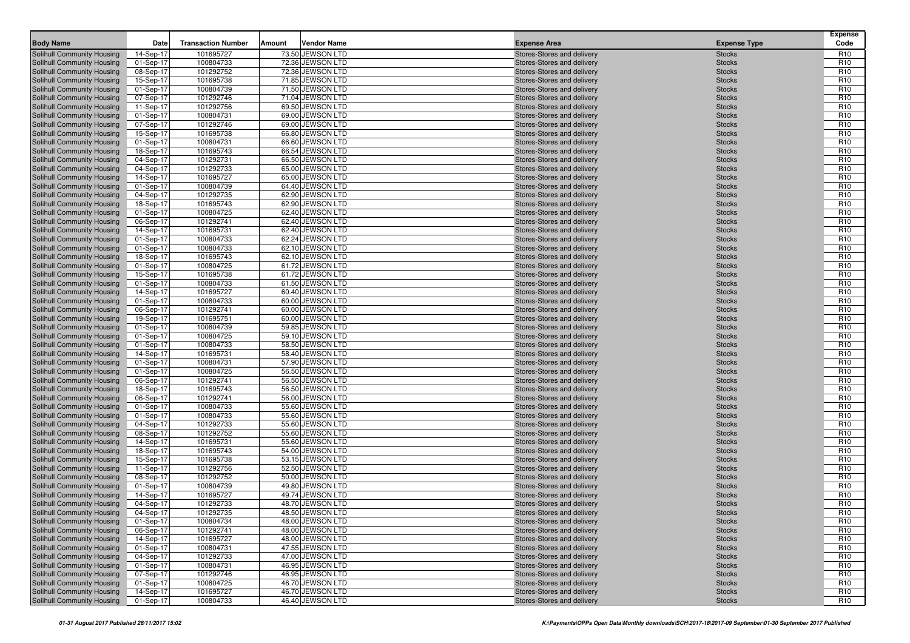| Body Name | Date | Transaction Number | Amount | Vendor Name | Expense Area | Expense Type | Expense Code |
|---|---|---|---|---|---|---|---|
| Solihull Community Housing | 14-Sep-17 | 101695727 | 73.50 | JEWSON LTD | Stores-Stores and delivery | Stocks | R10 |
| Solihull Community Housing | 01-Sep-17 | 100804733 | 72.36 | JEWSON LTD | Stores-Stores and delivery | Stocks | R10 |
| Solihull Community Housing | 08-Sep-17 | 101292752 | 72.36 | JEWSON LTD | Stores-Stores and delivery | Stocks | R10 |
| Solihull Community Housing | 15-Sep-17 | 101695738 | 71.85 | JEWSON LTD | Stores-Stores and delivery | Stocks | R10 |
| Solihull Community Housing | 01-Sep-17 | 100804739 | 71.50 | JEWSON LTD | Stores-Stores and delivery | Stocks | R10 |
| Solihull Community Housing | 07-Sep-17 | 101292746 | 71.04 | JEWSON LTD | Stores-Stores and delivery | Stocks | R10 |
| Solihull Community Housing | 11-Sep-17 | 101292756 | 69.50 | JEWSON LTD | Stores-Stores and delivery | Stocks | R10 |
| Solihull Community Housing | 01-Sep-17 | 100804731 | 69.00 | JEWSON LTD | Stores-Stores and delivery | Stocks | R10 |
| Solihull Community Housing | 07-Sep-17 | 101292746 | 69.00 | JEWSON LTD | Stores-Stores and delivery | Stocks | R10 |
| Solihull Community Housing | 15-Sep-17 | 101695738 | 66.80 | JEWSON LTD | Stores-Stores and delivery | Stocks | R10 |
| Solihull Community Housing | 01-Sep-17 | 100804731 | 66.60 | JEWSON LTD | Stores-Stores and delivery | Stocks | R10 |
| Solihull Community Housing | 18-Sep-17 | 101695743 | 66.54 | JEWSON LTD | Stores-Stores and delivery | Stocks | R10 |
| Solihull Community Housing | 04-Sep-17 | 101292731 | 66.50 | JEWSON LTD | Stores-Stores and delivery | Stocks | R10 |
| Solihull Community Housing | 04-Sep-17 | 101292733 | 65.00 | JEWSON LTD | Stores-Stores and delivery | Stocks | R10 |
| Solihull Community Housing | 14-Sep-17 | 101695727 | 65.00 | JEWSON LTD | Stores-Stores and delivery | Stocks | R10 |
| Solihull Community Housing | 01-Sep-17 | 100804739 | 64.40 | JEWSON LTD | Stores-Stores and delivery | Stocks | R10 |
| Solihull Community Housing | 04-Sep-17 | 101292735 | 62.90 | JEWSON LTD | Stores-Stores and delivery | Stocks | R10 |
| Solihull Community Housing | 18-Sep-17 | 101695743 | 62.90 | JEWSON LTD | Stores-Stores and delivery | Stocks | R10 |
| Solihull Community Housing | 01-Sep-17 | 100804725 | 62.40 | JEWSON LTD | Stores-Stores and delivery | Stocks | R10 |
| Solihull Community Housing | 06-Sep-17 | 101292741 | 62.40 | JEWSON LTD | Stores-Stores and delivery | Stocks | R10 |
| Solihull Community Housing | 14-Sep-17 | 101695731 | 62.40 | JEWSON LTD | Stores-Stores and delivery | Stocks | R10 |
| Solihull Community Housing | 01-Sep-17 | 100804733 | 62.24 | JEWSON LTD | Stores-Stores and delivery | Stocks | R10 |
| Solihull Community Housing | 01-Sep-17 | 100804733 | 62.10 | JEWSON LTD | Stores-Stores and delivery | Stocks | R10 |
| Solihull Community Housing | 18-Sep-17 | 101695743 | 62.10 | JEWSON LTD | Stores-Stores and delivery | Stocks | R10 |
| Solihull Community Housing | 01-Sep-17 | 100804725 | 61.72 | JEWSON LTD | Stores-Stores and delivery | Stocks | R10 |
| Solihull Community Housing | 15-Sep-17 | 101695738 | 61.72 | JEWSON LTD | Stores-Stores and delivery | Stocks | R10 |
| Solihull Community Housing | 01-Sep-17 | 100804733 | 61.50 | JEWSON LTD | Stores-Stores and delivery | Stocks | R10 |
| Solihull Community Housing | 14-Sep-17 | 101695727 | 60.40 | JEWSON LTD | Stores-Stores and delivery | Stocks | R10 |
| Solihull Community Housing | 01-Sep-17 | 100804733 | 60.00 | JEWSON LTD | Stores-Stores and delivery | Stocks | R10 |
| Solihull Community Housing | 06-Sep-17 | 101292741 | 60.00 | JEWSON LTD | Stores-Stores and delivery | Stocks | R10 |
| Solihull Community Housing | 19-Sep-17 | 101695751 | 60.00 | JEWSON LTD | Stores-Stores and delivery | Stocks | R10 |
| Solihull Community Housing | 01-Sep-17 | 100804739 | 59.85 | JEWSON LTD | Stores-Stores and delivery | Stocks | R10 |
| Solihull Community Housing | 01-Sep-17 | 100804725 | 59.10 | JEWSON LTD | Stores-Stores and delivery | Stocks | R10 |
| Solihull Community Housing | 01-Sep-17 | 100804733 | 58.50 | JEWSON LTD | Stores-Stores and delivery | Stocks | R10 |
| Solihull Community Housing | 14-Sep-17 | 101695731 | 58.40 | JEWSON LTD | Stores-Stores and delivery | Stocks | R10 |
| Solihull Community Housing | 01-Sep-17 | 100804731 | 57.90 | JEWSON LTD | Stores-Stores and delivery | Stocks | R10 |
| Solihull Community Housing | 01-Sep-17 | 100804725 | 56.50 | JEWSON LTD | Stores-Stores and delivery | Stocks | R10 |
| Solihull Community Housing | 06-Sep-17 | 101292741 | 56.50 | JEWSON LTD | Stores-Stores and delivery | Stocks | R10 |
| Solihull Community Housing | 18-Sep-17 | 101695743 | 56.50 | JEWSON LTD | Stores-Stores and delivery | Stocks | R10 |
| Solihull Community Housing | 06-Sep-17 | 101292741 | 56.00 | JEWSON LTD | Stores-Stores and delivery | Stocks | R10 |
| Solihull Community Housing | 01-Sep-17 | 100804733 | 55.60 | JEWSON LTD | Stores-Stores and delivery | Stocks | R10 |
| Solihull Community Housing | 01-Sep-17 | 100804733 | 55.60 | JEWSON LTD | Stores-Stores and delivery | Stocks | R10 |
| Solihull Community Housing | 04-Sep-17 | 101292733 | 55.60 | JEWSON LTD | Stores-Stores and delivery | Stocks | R10 |
| Solihull Community Housing | 08-Sep-17 | 101292752 | 55.60 | JEWSON LTD | Stores-Stores and delivery | Stocks | R10 |
| Solihull Community Housing | 14-Sep-17 | 101695731 | 55.60 | JEWSON LTD | Stores-Stores and delivery | Stocks | R10 |
| Solihull Community Housing | 18-Sep-17 | 101695743 | 54.00 | JEWSON LTD | Stores-Stores and delivery | Stocks | R10 |
| Solihull Community Housing | 15-Sep-17 | 101695738 | 53.15 | JEWSON LTD | Stores-Stores and delivery | Stocks | R10 |
| Solihull Community Housing | 11-Sep-17 | 101292756 | 52.50 | JEWSON LTD | Stores-Stores and delivery | Stocks | R10 |
| Solihull Community Housing | 08-Sep-17 | 101292752 | 50.00 | JEWSON LTD | Stores-Stores and delivery | Stocks | R10 |
| Solihull Community Housing | 01-Sep-17 | 100804739 | 49.80 | JEWSON LTD | Stores-Stores and delivery | Stocks | R10 |
| Solihull Community Housing | 14-Sep-17 | 101695727 | 49.74 | JEWSON LTD | Stores-Stores and delivery | Stocks | R10 |
| Solihull Community Housing | 04-Sep-17 | 101292733 | 48.70 | JEWSON LTD | Stores-Stores and delivery | Stocks | R10 |
| Solihull Community Housing | 04-Sep-17 | 101292735 | 48.50 | JEWSON LTD | Stores-Stores and delivery | Stocks | R10 |
| Solihull Community Housing | 01-Sep-17 | 100804734 | 48.00 | JEWSON LTD | Stores-Stores and delivery | Stocks | R10 |
| Solihull Community Housing | 06-Sep-17 | 101292741 | 48.00 | JEWSON LTD | Stores-Stores and delivery | Stocks | R10 |
| Solihull Community Housing | 14-Sep-17 | 101695727 | 48.00 | JEWSON LTD | Stores-Stores and delivery | Stocks | R10 |
| Solihull Community Housing | 01-Sep-17 | 100804731 | 47.55 | JEWSON LTD | Stores-Stores and delivery | Stocks | R10 |
| Solihull Community Housing | 04-Sep-17 | 101292733 | 47.00 | JEWSON LTD | Stores-Stores and delivery | Stocks | R10 |
| Solihull Community Housing | 01-Sep-17 | 100804731 | 46.95 | JEWSON LTD | Stores-Stores and delivery | Stocks | R10 |
| Solihull Community Housing | 07-Sep-17 | 101292746 | 46.95 | JEWSON LTD | Stores-Stores and delivery | Stocks | R10 |
| Solihull Community Housing | 01-Sep-17 | 100804725 | 46.70 | JEWSON LTD | Stores-Stores and delivery | Stocks | R10 |
| Solihull Community Housing | 14-Sep-17 | 101695727 | 46.70 | JEWSON LTD | Stores-Stores and delivery | Stocks | R10 |
| Solihull Community Housing | 01-Sep-17 | 100804733 | 46.40 | JEWSON LTD | Stores-Stores and delivery | Stocks | R10 |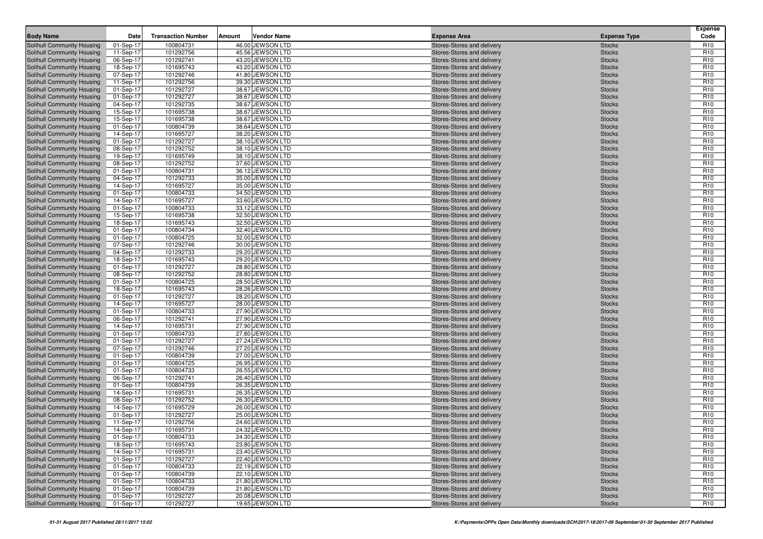| Body Name | Date | Transaction Number | Amount | Vendor Name | Expense Area | Expense Type | Expense Code |
|---|---|---|---|---|---|---|---|
| Solihull Community Housing | 01-Sep-17 | 100804731 | 46.00 | JEWSON LTD | Stores-Stores and delivery | Stocks | R10 |
| Solihull Community Housing | 11-Sep-17 | 101292756 | 45.56 | JEWSON LTD | Stores-Stores and delivery | Stocks | R10 |
| Solihull Community Housing | 06-Sep-17 | 101292741 | 43.20 | JEWSON LTD | Stores-Stores and delivery | Stocks | R10 |
| Solihull Community Housing | 18-Sep-17 | 101695743 | 43.20 | JEWSON LTD | Stores-Stores and delivery | Stocks | R10 |
| Solihull Community Housing | 07-Sep-17 | 101292746 | 41.80 | JEWSON LTD | Stores-Stores and delivery | Stocks | R10 |
| Solihull Community Housing | 11-Sep-17 | 101292756 | 39.30 | JEWSON LTD | Stores-Stores and delivery | Stocks | R10 |
| Solihull Community Housing | 01-Sep-17 | 101292727 | 38.67 | JEWSON LTD | Stores-Stores and delivery | Stocks | R10 |
| Solihull Community Housing | 01-Sep-17 | 101292727 | 38.67 | JEWSON LTD | Stores-Stores and delivery | Stocks | R10 |
| Solihull Community Housing | 04-Sep-17 | 101292735 | 38.67 | JEWSON LTD | Stores-Stores and delivery | Stocks | R10 |
| Solihull Community Housing | 15-Sep-17 | 101695738 | 38.67 | JEWSON LTD | Stores-Stores and delivery | Stocks | R10 |
| Solihull Community Housing | 15-Sep-17 | 101695738 | 38.67 | JEWSON LTD | Stores-Stores and delivery | Stocks | R10 |
| Solihull Community Housing | 01-Sep-17 | 100804739 | 38.64 | JEWSON LTD | Stores-Stores and delivery | Stocks | R10 |
| Solihull Community Housing | 14-Sep-17 | 101695727 | 38.20 | JEWSON LTD | Stores-Stores and delivery | Stocks | R10 |
| Solihull Community Housing | 01-Sep-17 | 101292727 | 38.10 | JEWSON LTD | Stores-Stores and delivery | Stocks | R10 |
| Solihull Community Housing | 08-Sep-17 | 101292752 | 38.10 | JEWSON LTD | Stores-Stores and delivery | Stocks | R10 |
| Solihull Community Housing | 19-Sep-17 | 101695749 | 38.10 | JEWSON LTD | Stores-Stores and delivery | Stocks | R10 |
| Solihull Community Housing | 08-Sep-17 | 101292752 | 37.60 | JEWSON LTD | Stores-Stores and delivery | Stocks | R10 |
| Solihull Community Housing | 01-Sep-17 | 100804731 | 36.12 | JEWSON LTD | Stores-Stores and delivery | Stocks | R10 |
| Solihull Community Housing | 04-Sep-17 | 101292733 | 35.00 | JEWSON LTD | Stores-Stores and delivery | Stocks | R10 |
| Solihull Community Housing | 14-Sep-17 | 101695727 | 35.00 | JEWSON LTD | Stores-Stores and delivery | Stocks | R10 |
| Solihull Community Housing | 01-Sep-17 | 100804733 | 34.50 | JEWSON LTD | Stores-Stores and delivery | Stocks | R10 |
| Solihull Community Housing | 14-Sep-17 | 101695727 | 33.60 | JEWSON LTD | Stores-Stores and delivery | Stocks | R10 |
| Solihull Community Housing | 01-Sep-17 | 100804733 | 33.12 | JEWSON LTD | Stores-Stores and delivery | Stocks | R10 |
| Solihull Community Housing | 15-Sep-17 | 101695738 | 32.50 | JEWSON LTD | Stores-Stores and delivery | Stocks | R10 |
| Solihull Community Housing | 18-Sep-17 | 101695743 | 32.50 | JEWSON LTD | Stores-Stores and delivery | Stocks | R10 |
| Solihull Community Housing | 01-Sep-17 | 100804734 | 32.40 | JEWSON LTD | Stores-Stores and delivery | Stocks | R10 |
| Solihull Community Housing | 01-Sep-17 | 100804725 | 32.00 | JEWSON LTD | Stores-Stores and delivery | Stocks | R10 |
| Solihull Community Housing | 07-Sep-17 | 101292746 | 30.00 | JEWSON LTD | Stores-Stores and delivery | Stocks | R10 |
| Solihull Community Housing | 04-Sep-17 | 101292733 | 29.20 | JEWSON LTD | Stores-Stores and delivery | Stocks | R10 |
| Solihull Community Housing | 18-Sep-17 | 101695743 | 29.20 | JEWSON LTD | Stores-Stores and delivery | Stocks | R10 |
| Solihull Community Housing | 01-Sep-17 | 101292727 | 28.80 | JEWSON LTD | Stores-Stores and delivery | Stocks | R10 |
| Solihull Community Housing | 08-Sep-17 | 101292752 | 28.80 | JEWSON LTD | Stores-Stores and delivery | Stocks | R10 |
| Solihull Community Housing | 01-Sep-17 | 100804725 | 28.50 | JEWSON LTD | Stores-Stores and delivery | Stocks | R10 |
| Solihull Community Housing | 18-Sep-17 | 101695743 | 28.26 | JEWSON LTD | Stores-Stores and delivery | Stocks | R10 |
| Solihull Community Housing | 01-Sep-17 | 101292727 | 28.20 | JEWSON LTD | Stores-Stores and delivery | Stocks | R10 |
| Solihull Community Housing | 14-Sep-17 | 101695727 | 28.00 | JEWSON LTD | Stores-Stores and delivery | Stocks | R10 |
| Solihull Community Housing | 01-Sep-17 | 100804733 | 27.90 | JEWSON LTD | Stores-Stores and delivery | Stocks | R10 |
| Solihull Community Housing | 06-Sep-17 | 101292741 | 27.90 | JEWSON LTD | Stores-Stores and delivery | Stocks | R10 |
| Solihull Community Housing | 14-Sep-17 | 101695731 | 27.90 | JEWSON LTD | Stores-Stores and delivery | Stocks | R10 |
| Solihull Community Housing | 01-Sep-17 | 100804733 | 27.80 | JEWSON LTD | Stores-Stores and delivery | Stocks | R10 |
| Solihull Community Housing | 01-Sep-17 | 101292727 | 27.24 | JEWSON LTD | Stores-Stores and delivery | Stocks | R10 |
| Solihull Community Housing | 07-Sep-17 | 101292746 | 27.20 | JEWSON LTD | Stores-Stores and delivery | Stocks | R10 |
| Solihull Community Housing | 01-Sep-17 | 100804739 | 27.00 | JEWSON LTD | Stores-Stores and delivery | Stocks | R10 |
| Solihull Community Housing | 01-Sep-17 | 100804725 | 26.95 | JEWSON LTD | Stores-Stores and delivery | Stocks | R10 |
| Solihull Community Housing | 01-Sep-17 | 100804733 | 26.55 | JEWSON LTD | Stores-Stores and delivery | Stocks | R10 |
| Solihull Community Housing | 06-Sep-17 | 101292741 | 26.40 | JEWSON LTD | Stores-Stores and delivery | Stocks | R10 |
| Solihull Community Housing | 01-Sep-17 | 100804739 | 26.35 | JEWSON LTD | Stores-Stores and delivery | Stocks | R10 |
| Solihull Community Housing | 14-Sep-17 | 101695731 | 26.35 | JEWSON LTD | Stores-Stores and delivery | Stocks | R10 |
| Solihull Community Housing | 08-Sep-17 | 101292752 | 26.30 | JEWSON LTD | Stores-Stores and delivery | Stocks | R10 |
| Solihull Community Housing | 14-Sep-17 | 101695729 | 26.00 | JEWSON LTD | Stores-Stores and delivery | Stocks | R10 |
| Solihull Community Housing | 01-Sep-17 | 101292727 | 25.00 | JEWSON LTD | Stores-Stores and delivery | Stocks | R10 |
| Solihull Community Housing | 11-Sep-17 | 101292756 | 24.60 | JEWSON LTD | Stores-Stores and delivery | Stocks | R10 |
| Solihull Community Housing | 14-Sep-17 | 101695731 | 24.32 | JEWSON LTD | Stores-Stores and delivery | Stocks | R10 |
| Solihull Community Housing | 01-Sep-17 | 100804733 | 24.30 | JEWSON LTD | Stores-Stores and delivery | Stocks | R10 |
| Solihull Community Housing | 18-Sep-17 | 101695743 | 23.80 | JEWSON LTD | Stores-Stores and delivery | Stocks | R10 |
| Solihull Community Housing | 14-Sep-17 | 101695731 | 23.40 | JEWSON LTD | Stores-Stores and delivery | Stocks | R10 |
| Solihull Community Housing | 01-Sep-17 | 101292727 | 22.40 | JEWSON LTD | Stores-Stores and delivery | Stocks | R10 |
| Solihull Community Housing | 01-Sep-17 | 100804733 | 22.19 | JEWSON LTD | Stores-Stores and delivery | Stocks | R10 |
| Solihull Community Housing | 01-Sep-17 | 100804739 | 22.10 | JEWSON LTD | Stores-Stores and delivery | Stocks | R10 |
| Solihull Community Housing | 01-Sep-17 | 100804733 | 21.80 | JEWSON LTD | Stores-Stores and delivery | Stocks | R10 |
| Solihull Community Housing | 01-Sep-17 | 100804739 | 21.80 | JEWSON LTD | Stores-Stores and delivery | Stocks | R10 |
| Solihull Community Housing | 01-Sep-17 | 101292727 | 20.08 | JEWSON LTD | Stores-Stores and delivery | Stocks | R10 |
| Solihull Community Housing | 01-Sep-17 | 101292727 | 19.65 | JEWSON LTD | Stores-Stores and delivery | Stocks | R10 |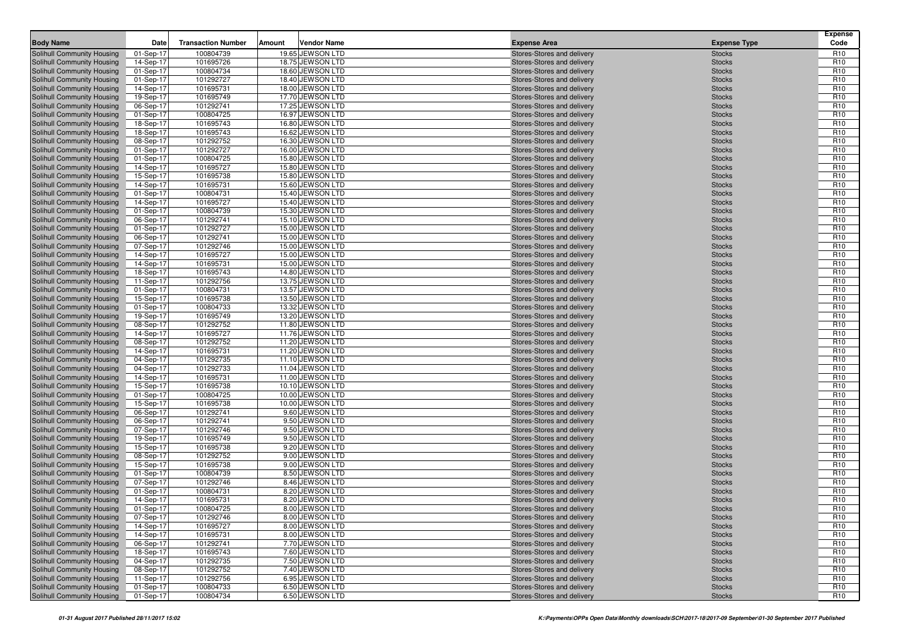| Body Name | Date | Transaction Number | Amount | Vendor Name | Expense Area | Expense Type | Expense Code |
|---|---|---|---|---|---|---|---|
| Solihull Community Housing | 01-Sep-17 | 100804739 | 19.65 | JEWSON LTD | Stores-Stores and delivery | Stocks | R10 |
| Solihull Community Housing | 14-Sep-17 | 101695726 | 18.75 | JEWSON LTD | Stores-Stores and delivery | Stocks | R10 |
| Solihull Community Housing | 01-Sep-17 | 100804734 | 18.60 | JEWSON LTD | Stores-Stores and delivery | Stocks | R10 |
| Solihull Community Housing | 01-Sep-17 | 101292727 | 18.40 | JEWSON LTD | Stores-Stores and delivery | Stocks | R10 |
| Solihull Community Housing | 14-Sep-17 | 101695731 | 18.00 | JEWSON LTD | Stores-Stores and delivery | Stocks | R10 |
| Solihull Community Housing | 19-Sep-17 | 101695749 | 17.70 | JEWSON LTD | Stores-Stores and delivery | Stocks | R10 |
| Solihull Community Housing | 06-Sep-17 | 101292741 | 17.25 | JEWSON LTD | Stores-Stores and delivery | Stocks | R10 |
| Solihull Community Housing | 01-Sep-17 | 100804725 | 16.97 | JEWSON LTD | Stores-Stores and delivery | Stocks | R10 |
| Solihull Community Housing | 18-Sep-17 | 101695743 | 16.80 | JEWSON LTD | Stores-Stores and delivery | Stocks | R10 |
| Solihull Community Housing | 18-Sep-17 | 101695743 | 16.62 | JEWSON LTD | Stores-Stores and delivery | Stocks | R10 |
| Solihull Community Housing | 08-Sep-17 | 101292752 | 16.30 | JEWSON LTD | Stores-Stores and delivery | Stocks | R10 |
| Solihull Community Housing | 01-Sep-17 | 101292727 | 16.00 | JEWSON LTD | Stores-Stores and delivery | Stocks | R10 |
| Solihull Community Housing | 01-Sep-17 | 100804725 | 15.80 | JEWSON LTD | Stores-Stores and delivery | Stocks | R10 |
| Solihull Community Housing | 14-Sep-17 | 101695727 | 15.80 | JEWSON LTD | Stores-Stores and delivery | Stocks | R10 |
| Solihull Community Housing | 15-Sep-17 | 101695738 | 15.80 | JEWSON LTD | Stores-Stores and delivery | Stocks | R10 |
| Solihull Community Housing | 14-Sep-17 | 101695731 | 15.60 | JEWSON LTD | Stores-Stores and delivery | Stocks | R10 |
| Solihull Community Housing | 01-Sep-17 | 100804731 | 15.40 | JEWSON LTD | Stores-Stores and delivery | Stocks | R10 |
| Solihull Community Housing | 14-Sep-17 | 101695727 | 15.40 | JEWSON LTD | Stores-Stores and delivery | Stocks | R10 |
| Solihull Community Housing | 01-Sep-17 | 100804739 | 15.30 | JEWSON LTD | Stores-Stores and delivery | Stocks | R10 |
| Solihull Community Housing | 06-Sep-17 | 101292741 | 15.10 | JEWSON LTD | Stores-Stores and delivery | Stocks | R10 |
| Solihull Community Housing | 01-Sep-17 | 101292727 | 15.00 | JEWSON LTD | Stores-Stores and delivery | Stocks | R10 |
| Solihull Community Housing | 06-Sep-17 | 101292741 | 15.00 | JEWSON LTD | Stores-Stores and delivery | Stocks | R10 |
| Solihull Community Housing | 07-Sep-17 | 101292746 | 15.00 | JEWSON LTD | Stores-Stores and delivery | Stocks | R10 |
| Solihull Community Housing | 14-Sep-17 | 101695727 | 15.00 | JEWSON LTD | Stores-Stores and delivery | Stocks | R10 |
| Solihull Community Housing | 14-Sep-17 | 101695731 | 15.00 | JEWSON LTD | Stores-Stores and delivery | Stocks | R10 |
| Solihull Community Housing | 18-Sep-17 | 101695743 | 14.80 | JEWSON LTD | Stores-Stores and delivery | Stocks | R10 |
| Solihull Community Housing | 11-Sep-17 | 101292756 | 13.75 | JEWSON LTD | Stores-Stores and delivery | Stocks | R10 |
| Solihull Community Housing | 01-Sep-17 | 100804731 | 13.57 | JEWSON LTD | Stores-Stores and delivery | Stocks | R10 |
| Solihull Community Housing | 15-Sep-17 | 101695738 | 13.50 | JEWSON LTD | Stores-Stores and delivery | Stocks | R10 |
| Solihull Community Housing | 01-Sep-17 | 100804733 | 13.32 | JEWSON LTD | Stores-Stores and delivery | Stocks | R10 |
| Solihull Community Housing | 19-Sep-17 | 101695749 | 13.20 | JEWSON LTD | Stores-Stores and delivery | Stocks | R10 |
| Solihull Community Housing | 08-Sep-17 | 101292752 | 11.80 | JEWSON LTD | Stores-Stores and delivery | Stocks | R10 |
| Solihull Community Housing | 14-Sep-17 | 101695727 | 11.76 | JEWSON LTD | Stores-Stores and delivery | Stocks | R10 |
| Solihull Community Housing | 08-Sep-17 | 101292752 | 11.20 | JEWSON LTD | Stores-Stores and delivery | Stocks | R10 |
| Solihull Community Housing | 14-Sep-17 | 101695731 | 11.20 | JEWSON LTD | Stores-Stores and delivery | Stocks | R10 |
| Solihull Community Housing | 04-Sep-17 | 101292735 | 11.10 | JEWSON LTD | Stores-Stores and delivery | Stocks | R10 |
| Solihull Community Housing | 04-Sep-17 | 101292733 | 11.04 | JEWSON LTD | Stores-Stores and delivery | Stocks | R10 |
| Solihull Community Housing | 14-Sep-17 | 101695731 | 11.00 | JEWSON LTD | Stores-Stores and delivery | Stocks | R10 |
| Solihull Community Housing | 15-Sep-17 | 101695738 | 10.10 | JEWSON LTD | Stores-Stores and delivery | Stocks | R10 |
| Solihull Community Housing | 01-Sep-17 | 100804725 | 10.00 | JEWSON LTD | Stores-Stores and delivery | Stocks | R10 |
| Solihull Community Housing | 15-Sep-17 | 101695738 | 10.00 | JEWSON LTD | Stores-Stores and delivery | Stocks | R10 |
| Solihull Community Housing | 06-Sep-17 | 101292741 | 9.60 | JEWSON LTD | Stores-Stores and delivery | Stocks | R10 |
| Solihull Community Housing | 06-Sep-17 | 101292741 | 9.50 | JEWSON LTD | Stores-Stores and delivery | Stocks | R10 |
| Solihull Community Housing | 07-Sep-17 | 101292746 | 9.50 | JEWSON LTD | Stores-Stores and delivery | Stocks | R10 |
| Solihull Community Housing | 19-Sep-17 | 101695749 | 9.50 | JEWSON LTD | Stores-Stores and delivery | Stocks | R10 |
| Solihull Community Housing | 15-Sep-17 | 101695738 | 9.20 | JEWSON LTD | Stores-Stores and delivery | Stocks | R10 |
| Solihull Community Housing | 08-Sep-17 | 101292752 | 9.00 | JEWSON LTD | Stores-Stores and delivery | Stocks | R10 |
| Solihull Community Housing | 15-Sep-17 | 101695738 | 9.00 | JEWSON LTD | Stores-Stores and delivery | Stocks | R10 |
| Solihull Community Housing | 01-Sep-17 | 100804739 | 8.50 | JEWSON LTD | Stores-Stores and delivery | Stocks | R10 |
| Solihull Community Housing | 07-Sep-17 | 101292746 | 8.46 | JEWSON LTD | Stores-Stores and delivery | Stocks | R10 |
| Solihull Community Housing | 01-Sep-17 | 100804731 | 8.20 | JEWSON LTD | Stores-Stores and delivery | Stocks | R10 |
| Solihull Community Housing | 14-Sep-17 | 101695731 | 8.20 | JEWSON LTD | Stores-Stores and delivery | Stocks | R10 |
| Solihull Community Housing | 01-Sep-17 | 100804725 | 8.00 | JEWSON LTD | Stores-Stores and delivery | Stocks | R10 |
| Solihull Community Housing | 07-Sep-17 | 101292746 | 8.00 | JEWSON LTD | Stores-Stores and delivery | Stocks | R10 |
| Solihull Community Housing | 14-Sep-17 | 101695727 | 8.00 | JEWSON LTD | Stores-Stores and delivery | Stocks | R10 |
| Solihull Community Housing | 14-Sep-17 | 101695731 | 8.00 | JEWSON LTD | Stores-Stores and delivery | Stocks | R10 |
| Solihull Community Housing | 06-Sep-17 | 101292741 | 7.70 | JEWSON LTD | Stores-Stores and delivery | Stocks | R10 |
| Solihull Community Housing | 18-Sep-17 | 101695743 | 7.60 | JEWSON LTD | Stores-Stores and delivery | Stocks | R10 |
| Solihull Community Housing | 04-Sep-17 | 101292735 | 7.50 | JEWSON LTD | Stores-Stores and delivery | Stocks | R10 |
| Solihull Community Housing | 08-Sep-17 | 101292752 | 7.40 | JEWSON LTD | Stores-Stores and delivery | Stocks | R10 |
| Solihull Community Housing | 11-Sep-17 | 101292756 | 6.95 | JEWSON LTD | Stores-Stores and delivery | Stocks | R10 |
| Solihull Community Housing | 01-Sep-17 | 100804733 | 6.50 | JEWSON LTD | Stores-Stores and delivery | Stocks | R10 |
| Solihull Community Housing | 01-Sep-17 | 100804734 | 6.50 | JEWSON LTD | Stores-Stores and delivery | Stocks | R10 |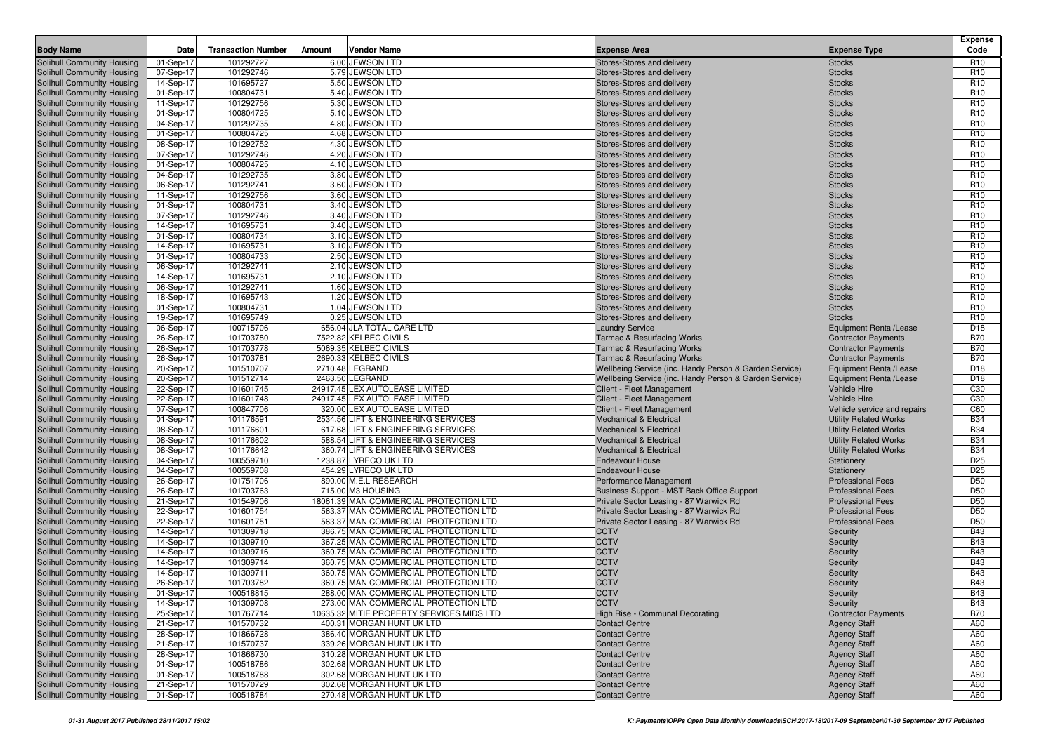| Body Name | Date | Transaction Number | Amount | Vendor Name | Expense Area | Expense Type | Expense Code |
|---|---|---|---|---|---|---|---|
| Solihull Community Housing | 01-Sep-17 | 101292727 | 6.00 | JEWSON LTD | Stores-Stores and delivery | Stocks | R10 |
| Solihull Community Housing | 07-Sep-17 | 101292746 | 5.79 | JEWSON LTD | Stores-Stores and delivery | Stocks | R10 |
| Solihull Community Housing | 14-Sep-17 | 101695727 | 5.50 | JEWSON LTD | Stores-Stores and delivery | Stocks | R10 |
| Solihull Community Housing | 01-Sep-17 | 100804731 | 5.40 | JEWSON LTD | Stores-Stores and delivery | Stocks | R10 |
| Solihull Community Housing | 11-Sep-17 | 101292756 | 5.30 | JEWSON LTD | Stores-Stores and delivery | Stocks | R10 |
| Solihull Community Housing | 01-Sep-17 | 100804725 | 5.10 | JEWSON LTD | Stores-Stores and delivery | Stocks | R10 |
| Solihull Community Housing | 04-Sep-17 | 101292735 | 4.80 | JEWSON LTD | Stores-Stores and delivery | Stocks | R10 |
| Solihull Community Housing | 01-Sep-17 | 100804725 | 4.68 | JEWSON LTD | Stores-Stores and delivery | Stocks | R10 |
| Solihull Community Housing | 08-Sep-17 | 101292752 | 4.30 | JEWSON LTD | Stores-Stores and delivery | Stocks | R10 |
| Solihull Community Housing | 07-Sep-17 | 101292746 | 4.20 | JEWSON LTD | Stores-Stores and delivery | Stocks | R10 |
| Solihull Community Housing | 01-Sep-17 | 100804725 | 4.10 | JEWSON LTD | Stores-Stores and delivery | Stocks | R10 |
| Solihull Community Housing | 04-Sep-17 | 101292735 | 3.80 | JEWSON LTD | Stores-Stores and delivery | Stocks | R10 |
| Solihull Community Housing | 06-Sep-17 | 101292741 | 3.60 | JEWSON LTD | Stores-Stores and delivery | Stocks | R10 |
| Solihull Community Housing | 11-Sep-17 | 101292756 | 3.60 | JEWSON LTD | Stores-Stores and delivery | Stocks | R10 |
| Solihull Community Housing | 01-Sep-17 | 100804731 | 3.40 | JEWSON LTD | Stores-Stores and delivery | Stocks | R10 |
| Solihull Community Housing | 07-Sep-17 | 101292746 | 3.40 | JEWSON LTD | Stores-Stores and delivery | Stocks | R10 |
| Solihull Community Housing | 14-Sep-17 | 101695731 | 3.40 | JEWSON LTD | Stores-Stores and delivery | Stocks | R10 |
| Solihull Community Housing | 01-Sep-17 | 100804734 | 3.10 | JEWSON LTD | Stores-Stores and delivery | Stocks | R10 |
| Solihull Community Housing | 14-Sep-17 | 101695731 | 3.10 | JEWSON LTD | Stores-Stores and delivery | Stocks | R10 |
| Solihull Community Housing | 01-Sep-17 | 100804733 | 2.50 | JEWSON LTD | Stores-Stores and delivery | Stocks | R10 |
| Solihull Community Housing | 06-Sep-17 | 101292741 | 2.10 | JEWSON LTD | Stores-Stores and delivery | Stocks | R10 |
| Solihull Community Housing | 14-Sep-17 | 101695731 | 2.10 | JEWSON LTD | Stores-Stores and delivery | Stocks | R10 |
| Solihull Community Housing | 06-Sep-17 | 101292741 | 1.60 | JEWSON LTD | Stores-Stores and delivery | Stocks | R10 |
| Solihull Community Housing | 18-Sep-17 | 101695743 | 1.20 | JEWSON LTD | Stores-Stores and delivery | Stocks | R10 |
| Solihull Community Housing | 01-Sep-17 | 100804731 | 1.04 | JEWSON LTD | Stores-Stores and delivery | Stocks | R10 |
| Solihull Community Housing | 19-Sep-17 | 101695749 | 0.25 | JEWSON LTD | Stores-Stores and delivery | Stocks | R10 |
| Solihull Community Housing | 06-Sep-17 | 100715706 | 656.04 | JLA TOTAL CARE LTD | Laundry Service | Equipment Rental/Lease | D18 |
| Solihull Community Housing | 26-Sep-17 | 101703780 | 7522.82 | KELBEC CIVILS | Tarmac & Resurfacing Works | Contractor Payments | B70 |
| Solihull Community Housing | 26-Sep-17 | 101703778 | 5069.35 | KELBEC CIVILS | Tarmac & Resurfacing Works | Contractor Payments | B70 |
| Solihull Community Housing | 26-Sep-17 | 101703781 | 2690.33 | KELBEC CIVILS | Tarmac & Resurfacing Works | Contractor Payments | B70 |
| Solihull Community Housing | 20-Sep-17 | 101510707 | 2710.48 | LEGRAND | Wellbeing Service (inc. Handy Person & Garden Service) | Equipment Rental/Lease | D18 |
| Solihull Community Housing | 20-Sep-17 | 101512714 | 2463.50 | LEGRAND | Wellbeing Service (inc. Handy Person & Garden Service) | Equipment Rental/Lease | D18 |
| Solihull Community Housing | 22-Sep-17 | 101601745 | 24917.45 | LEX AUTOLEASE LIMITED | Client - Fleet Management | Vehicle Hire | C30 |
| Solihull Community Housing | 22-Sep-17 | 101601748 | 24917.45 | LEX AUTOLEASE LIMITED | Client - Fleet Management | Vehicle Hire | C30 |
| Solihull Community Housing | 07-Sep-17 | 100847706 | 320.00 | LEX AUTOLEASE LIMITED | Client - Fleet Management | Vehicle service and repairs | C60 |
| Solihull Community Housing | 01-Sep-17 | 101176591 | 2534.56 | LIFT & ENGINEERING SERVICES | Mechanical & Electrical | Utility Related Works | B34 |
| Solihull Community Housing | 08-Sep-17 | 101176601 | 617.68 | LIFT & ENGINEERING SERVICES | Mechanical & Electrical | Utility Related Works | B34 |
| Solihull Community Housing | 08-Sep-17 | 101176602 | 588.54 | LIFT & ENGINEERING SERVICES | Mechanical & Electrical | Utility Related Works | B34 |
| Solihull Community Housing | 08-Sep-17 | 101176642 | 360.74 | LIFT & ENGINEERING SERVICES | Mechanical & Electrical | Utility Related Works | B34 |
| Solihull Community Housing | 04-Sep-17 | 100559710 | 1238.87 | LYRECO UK LTD | Endeavour House | Stationery | D25 |
| Solihull Community Housing | 04-Sep-17 | 100559708 | 454.29 | LYRECO UK LTD | Endeavour House | Stationery | D25 |
| Solihull Community Housing | 26-Sep-17 | 101751706 | 890.00 | M.E.L RESEARCH | Performance Management | Professional Fees | D50 |
| Solihull Community Housing | 26-Sep-17 | 101703763 | 715.00 | M3 HOUSING | Business Support - MST Back Office Support | Professional Fees | D50 |
| Solihull Community Housing | 21-Sep-17 | 101549706 | 18061.39 | MAN COMMERCIAL PROTECTION LTD | Private Sector Leasing - 87 Warwick Rd | Professional Fees | D50 |
| Solihull Community Housing | 22-Sep-17 | 101601754 | 563.37 | MAN COMMERCIAL PROTECTION LTD | Private Sector Leasing - 87 Warwick Rd | Professional Fees | D50 |
| Solihull Community Housing | 22-Sep-17 | 101601751 | 563.37 | MAN COMMERCIAL PROTECTION LTD | Private Sector Leasing - 87 Warwick Rd | Professional Fees | D50 |
| Solihull Community Housing | 14-Sep-17 | 101309718 | 386.75 | MAN COMMERCIAL PROTECTION LTD | CCTV | Security | B43 |
| Solihull Community Housing | 14-Sep-17 | 101309710 | 367.25 | MAN COMMERCIAL PROTECTION LTD | CCTV | Security | B43 |
| Solihull Community Housing | 14-Sep-17 | 101309716 | 360.75 | MAN COMMERCIAL PROTECTION LTD | CCTV | Security | B43 |
| Solihull Community Housing | 14-Sep-17 | 101309714 | 360.75 | MAN COMMERCIAL PROTECTION LTD | CCTV | Security | B43 |
| Solihull Community Housing | 14-Sep-17 | 101309711 | 360.75 | MAN COMMERCIAL PROTECTION LTD | CCTV | Security | B43 |
| Solihull Community Housing | 26-Sep-17 | 101703782 | 360.75 | MAN COMMERCIAL PROTECTION LTD | CCTV | Security | B43 |
| Solihull Community Housing | 01-Sep-17 | 100518815 | 288.00 | MAN COMMERCIAL PROTECTION LTD | CCTV | Security | B43 |
| Solihull Community Housing | 14-Sep-17 | 101309708 | 273.00 | MAN COMMERCIAL PROTECTION LTD | CCTV | Security | B43 |
| Solihull Community Housing | 25-Sep-17 | 101767714 | 10635.32 | MITIE PROPERTY SERVICES MIDS LTD | High Rise - Communal Decorating | Contractor Payments | B70 |
| Solihull Community Housing | 21-Sep-17 | 101570732 | 400.31 | MORGAN HUNT UK LTD | Contact Centre | Agency Staff | A60 |
| Solihull Community Housing | 28-Sep-17 | 101866728 | 386.40 | MORGAN HUNT UK LTD | Contact Centre | Agency Staff | A60 |
| Solihull Community Housing | 21-Sep-17 | 101570737 | 339.26 | MORGAN HUNT UK LTD | Contact Centre | Agency Staff | A60 |
| Solihull Community Housing | 28-Sep-17 | 101866730 | 310.28 | MORGAN HUNT UK LTD | Contact Centre | Agency Staff | A60 |
| Solihull Community Housing | 01-Sep-17 | 100518786 | 302.68 | MORGAN HUNT UK LTD | Contact Centre | Agency Staff | A60 |
| Solihull Community Housing | 01-Sep-17 | 100518788 | 302.68 | MORGAN HUNT UK LTD | Contact Centre | Agency Staff | A60 |
| Solihull Community Housing | 21-Sep-17 | 101570729 | 302.68 | MORGAN HUNT UK LTD | Contact Centre | Agency Staff | A60 |
| Solihull Community Housing | 01-Sep-17 | 100518784 | 270.48 | MORGAN HUNT UK LTD | Contact Centre | Agency Staff | A60 |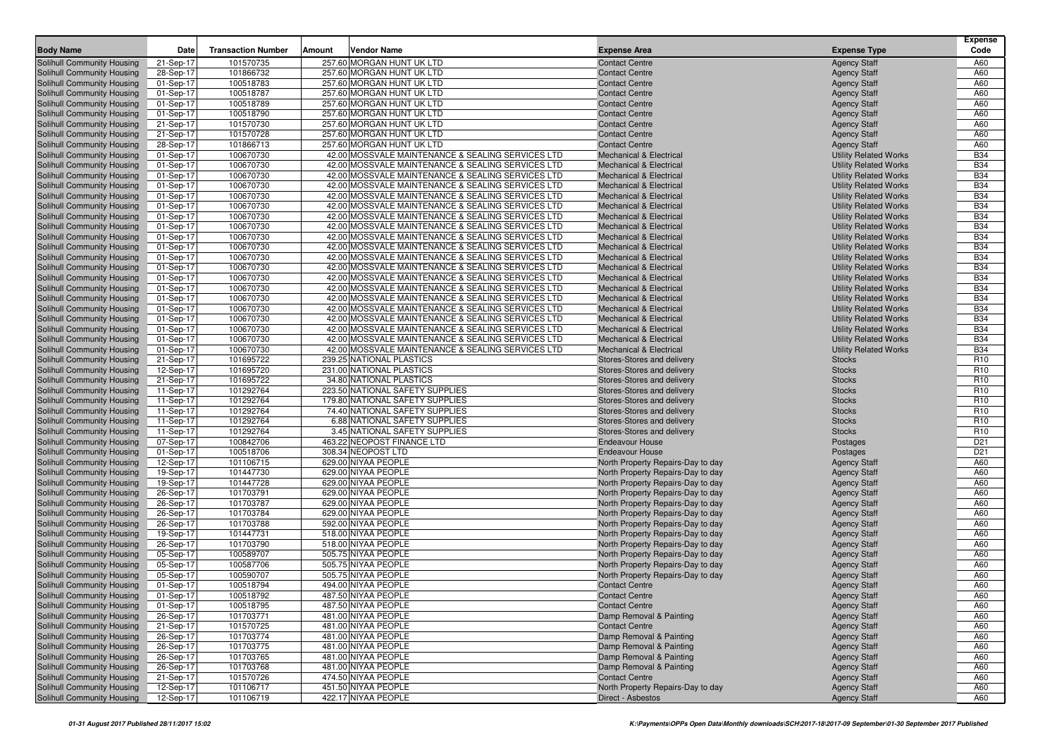| Body Name | Date | Transaction Number | Amount | Vendor Name | Expense Area | Expense Type | Expense Code |
|---|---|---|---|---|---|---|---|
| Solihull Community Housing | 21-Sep-17 | 101570735 | 257.60 | MORGAN HUNT UK LTD | Contact Centre | Agency Staff | A60 |
| Solihull Community Housing | 28-Sep-17 | 101866732 | 257.60 | MORGAN HUNT UK LTD | Contact Centre | Agency Staff | A60 |
| Solihull Community Housing | 01-Sep-17 | 100518783 | 257.60 | MORGAN HUNT UK LTD | Contact Centre | Agency Staff | A60 |
| Solihull Community Housing | 01-Sep-17 | 100518787 | 257.60 | MORGAN HUNT UK LTD | Contact Centre | Agency Staff | A60 |
| Solihull Community Housing | 01-Sep-17 | 100518789 | 257.60 | MORGAN HUNT UK LTD | Contact Centre | Agency Staff | A60 |
| Solihull Community Housing | 01-Sep-17 | 100518790 | 257.60 | MORGAN HUNT UK LTD | Contact Centre | Agency Staff | A60 |
| Solihull Community Housing | 21-Sep-17 | 101570730 | 257.60 | MORGAN HUNT UK LTD | Contact Centre | Agency Staff | A60 |
| Solihull Community Housing | 21-Sep-17 | 101570728 | 257.60 | MORGAN HUNT UK LTD | Contact Centre | Agency Staff | A60 |
| Solihull Community Housing | 28-Sep-17 | 101866713 | 257.60 | MORGAN HUNT UK LTD | Contact Centre | Agency Staff | A60 |
| Solihull Community Housing | 01-Sep-17 | 100670730 | 42.00 | MOSSVALE MAINTENANCE & SEALING SERVICES LTD | Mechanical & Electrical | Utility Related Works | B34 |
| Solihull Community Housing | 01-Sep-17 | 100670730 | 42.00 | MOSSVALE MAINTENANCE & SEALING SERVICES LTD | Mechanical & Electrical | Utility Related Works | B34 |
| Solihull Community Housing | 01-Sep-17 | 100670730 | 42.00 | MOSSVALE MAINTENANCE & SEALING SERVICES LTD | Mechanical & Electrical | Utility Related Works | B34 |
| Solihull Community Housing | 01-Sep-17 | 100670730 | 42.00 | MOSSVALE MAINTENANCE & SEALING SERVICES LTD | Mechanical & Electrical | Utility Related Works | B34 |
| Solihull Community Housing | 01-Sep-17 | 100670730 | 42.00 | MOSSVALE MAINTENANCE & SEALING SERVICES LTD | Mechanical & Electrical | Utility Related Works | B34 |
| Solihull Community Housing | 01-Sep-17 | 100670730 | 42.00 | MOSSVALE MAINTENANCE & SEALING SERVICES LTD | Mechanical & Electrical | Utility Related Works | B34 |
| Solihull Community Housing | 01-Sep-17 | 100670730 | 42.00 | MOSSVALE MAINTENANCE & SEALING SERVICES LTD | Mechanical & Electrical | Utility Related Works | B34 |
| Solihull Community Housing | 01-Sep-17 | 100670730 | 42.00 | MOSSVALE MAINTENANCE & SEALING SERVICES LTD | Mechanical & Electrical | Utility Related Works | B34 |
| Solihull Community Housing | 01-Sep-17 | 100670730 | 42.00 | MOSSVALE MAINTENANCE & SEALING SERVICES LTD | Mechanical & Electrical | Utility Related Works | B34 |
| Solihull Community Housing | 01-Sep-17 | 100670730 | 42.00 | MOSSVALE MAINTENANCE & SEALING SERVICES LTD | Mechanical & Electrical | Utility Related Works | B34 |
| Solihull Community Housing | 01-Sep-17 | 100670730 | 42.00 | MOSSVALE MAINTENANCE & SEALING SERVICES LTD | Mechanical & Electrical | Utility Related Works | B34 |
| Solihull Community Housing | 01-Sep-17 | 100670730 | 42.00 | MOSSVALE MAINTENANCE & SEALING SERVICES LTD | Mechanical & Electrical | Utility Related Works | B34 |
| Solihull Community Housing | 01-Sep-17 | 100670730 | 42.00 | MOSSVALE MAINTENANCE & SEALING SERVICES LTD | Mechanical & Electrical | Utility Related Works | B34 |
| Solihull Community Housing | 01-Sep-17 | 100670730 | 42.00 | MOSSVALE MAINTENANCE & SEALING SERVICES LTD | Mechanical & Electrical | Utility Related Works | B34 |
| Solihull Community Housing | 01-Sep-17 | 100670730 | 42.00 | MOSSVALE MAINTENANCE & SEALING SERVICES LTD | Mechanical & Electrical | Utility Related Works | B34 |
| Solihull Community Housing | 01-Sep-17 | 100670730 | 42.00 | MOSSVALE MAINTENANCE & SEALING SERVICES LTD | Mechanical & Electrical | Utility Related Works | B34 |
| Solihull Community Housing | 01-Sep-17 | 100670730 | 42.00 | MOSSVALE MAINTENANCE & SEALING SERVICES LTD | Mechanical & Electrical | Utility Related Works | B34 |
| Solihull Community Housing | 01-Sep-17 | 100670730 | 42.00 | MOSSVALE MAINTENANCE & SEALING SERVICES LTD | Mechanical & Electrical | Utility Related Works | B34 |
| Solihull Community Housing | 01-Sep-17 | 100670730 | 42.00 | MOSSVALE MAINTENANCE & SEALING SERVICES LTD | Mechanical & Electrical | Utility Related Works | B34 |
| Solihull Community Housing | 01-Sep-17 | 100670730 | 42.00 | MOSSVALE MAINTENANCE & SEALING SERVICES LTD | Mechanical & Electrical | Utility Related Works | B34 |
| Solihull Community Housing | 21-Sep-17 | 101695722 | 239.25 | NATIONAL PLASTICS | Stores-Stores and delivery | Stocks | R10 |
| Solihull Community Housing | 12-Sep-17 | 101695720 | 231.00 | NATIONAL PLASTICS | Stores-Stores and delivery | Stocks | R10 |
| Solihull Community Housing | 21-Sep-17 | 101695722 | 34.80 | NATIONAL PLASTICS | Stores-Stores and delivery | Stocks | R10 |
| Solihull Community Housing | 11-Sep-17 | 101292764 | 223.50 | NATIONAL SAFETY SUPPLIES | Stores-Stores and delivery | Stocks | R10 |
| Solihull Community Housing | 11-Sep-17 | 101292764 | 179.80 | NATIONAL SAFETY SUPPLIES | Stores-Stores and delivery | Stocks | R10 |
| Solihull Community Housing | 11-Sep-17 | 101292764 | 74.40 | NATIONAL SAFETY SUPPLIES | Stores-Stores and delivery | Stocks | R10 |
| Solihull Community Housing | 11-Sep-17 | 101292764 | 6.88 | NATIONAL SAFETY SUPPLIES | Stores-Stores and delivery | Stocks | R10 |
| Solihull Community Housing | 11-Sep-17 | 101292764 | 3.45 | NATIONAL SAFETY SUPPLIES | Stores-Stores and delivery | Stocks | R10 |
| Solihull Community Housing | 07-Sep-17 | 100842706 | 463.22 | NEOPOST FINANCE LTD | Endeavour House | Postages | D21 |
| Solihull Community Housing | 01-Sep-17 | 100518706 | 308.34 | NEOPOST LTD | Endeavour House | Postages | D21 |
| Solihull Community Housing | 12-Sep-17 | 101106715 | 629.00 | NIYAA PEOPLE | North Property Repairs-Day to day | Agency Staff | A60 |
| Solihull Community Housing | 19-Sep-17 | 101447730 | 629.00 | NIYAA PEOPLE | North Property Repairs-Day to day | Agency Staff | A60 |
| Solihull Community Housing | 19-Sep-17 | 101447728 | 629.00 | NIYAA PEOPLE | North Property Repairs-Day to day | Agency Staff | A60 |
| Solihull Community Housing | 26-Sep-17 | 101703791 | 629.00 | NIYAA PEOPLE | North Property Repairs-Day to day | Agency Staff | A60 |
| Solihull Community Housing | 26-Sep-17 | 101703787 | 629.00 | NIYAA PEOPLE | North Property Repairs-Day to day | Agency Staff | A60 |
| Solihull Community Housing | 26-Sep-17 | 101703784 | 629.00 | NIYAA PEOPLE | North Property Repairs-Day to day | Agency Staff | A60 |
| Solihull Community Housing | 26-Sep-17 | 101703788 | 592.00 | NIYAA PEOPLE | North Property Repairs-Day to day | Agency Staff | A60 |
| Solihull Community Housing | 19-Sep-17 | 101447731 | 518.00 | NIYAA PEOPLE | North Property Repairs-Day to day | Agency Staff | A60 |
| Solihull Community Housing | 26-Sep-17 | 101703790 | 518.00 | NIYAA PEOPLE | North Property Repairs-Day to day | Agency Staff | A60 |
| Solihull Community Housing | 05-Sep-17 | 100589707 | 505.75 | NIYAA PEOPLE | North Property Repairs-Day to day | Agency Staff | A60 |
| Solihull Community Housing | 05-Sep-17 | 100587706 | 505.75 | NIYAA PEOPLE | North Property Repairs-Day to day | Agency Staff | A60 |
| Solihull Community Housing | 05-Sep-17 | 100590707 | 505.75 | NIYAA PEOPLE | North Property Repairs-Day to day | Agency Staff | A60 |
| Solihull Community Housing | 01-Sep-17 | 100518794 | 494.00 | NIYAA PEOPLE | Contact Centre | Agency Staff | A60 |
| Solihull Community Housing | 01-Sep-17 | 100518792 | 487.50 | NIYAA PEOPLE | Contact Centre | Agency Staff | A60 |
| Solihull Community Housing | 01-Sep-17 | 100518795 | 487.50 | NIYAA PEOPLE | Contact Centre | Agency Staff | A60 |
| Solihull Community Housing | 26-Sep-17 | 101703771 | 481.00 | NIYAA PEOPLE | Damp Removal & Painting | Agency Staff | A60 |
| Solihull Community Housing | 21-Sep-17 | 101570725 | 481.00 | NIYAA PEOPLE | Contact Centre | Agency Staff | A60 |
| Solihull Community Housing | 26-Sep-17 | 101703774 | 481.00 | NIYAA PEOPLE | Damp Removal & Painting | Agency Staff | A60 |
| Solihull Community Housing | 26-Sep-17 | 101703775 | 481.00 | NIYAA PEOPLE | Damp Removal & Painting | Agency Staff | A60 |
| Solihull Community Housing | 26-Sep-17 | 101703765 | 481.00 | NIYAA PEOPLE | Damp Removal & Painting | Agency Staff | A60 |
| Solihull Community Housing | 26-Sep-17 | 101703768 | 481.00 | NIYAA PEOPLE | Damp Removal & Painting | Agency Staff | A60 |
| Solihull Community Housing | 21-Sep-17 | 101570726 | 474.50 | NIYAA PEOPLE | Contact Centre | Agency Staff | A60 |
| Solihull Community Housing | 12-Sep-17 | 101106717 | 451.50 | NIYAA PEOPLE | North Property Repairs-Day to day | Agency Staff | A60 |
| Solihull Community Housing | 12-Sep-17 | 101106719 | 422.17 | NIYAA PEOPLE | Direct - Asbestos | Agency Staff | A60 |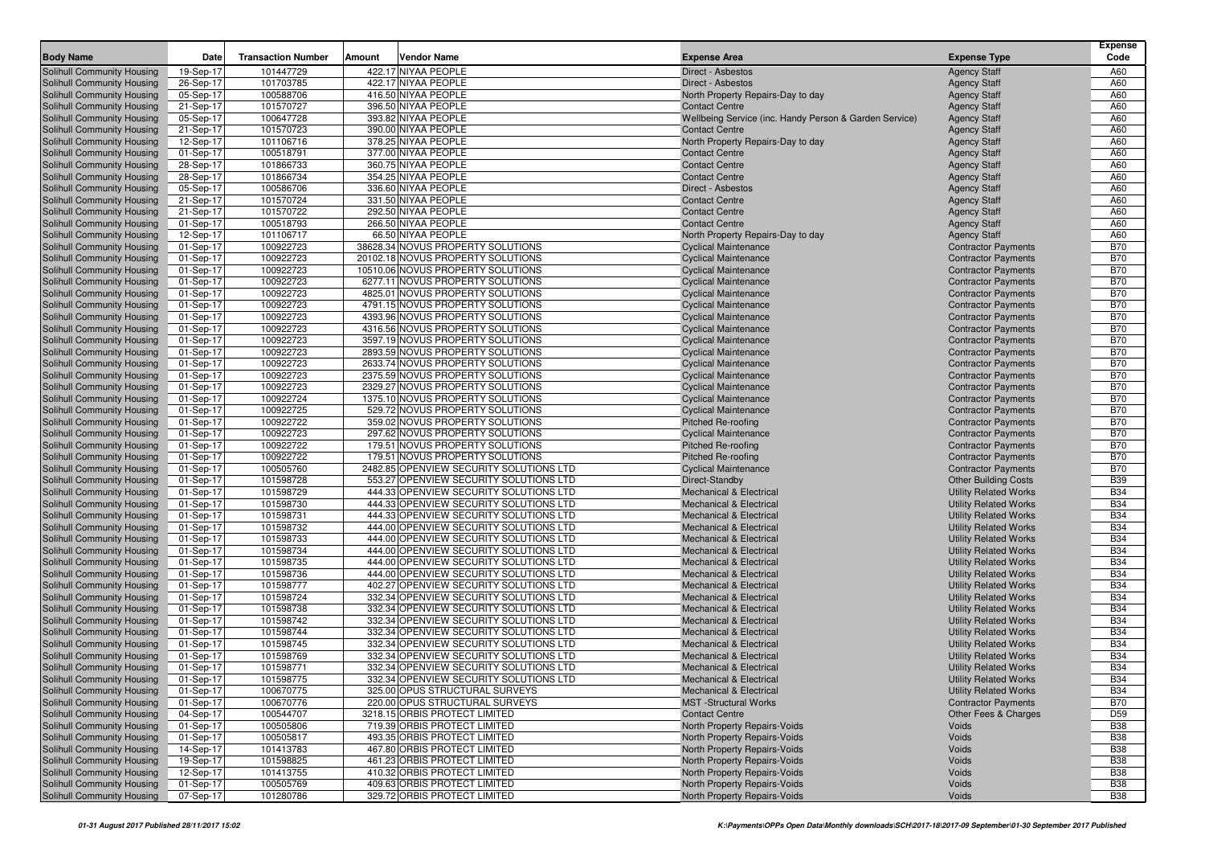| Body Name | Date | Transaction Number | Amount | Vendor Name | Expense Area | Expense Type | Expense Code |
|---|---|---|---|---|---|---|---|
| Solihull Community Housing | 19-Sep-17 | 101447729 | 422.17 | NIYAA PEOPLE | Direct - Asbestos | Agency Staff | A60 |
| Solihull Community Housing | 26-Sep-17 | 101703785 | 422.17 | NIYAA PEOPLE | Direct - Asbestos | Agency Staff | A60 |
| Solihull Community Housing | 05-Sep-17 | 100588706 | 416.50 | NIYAA PEOPLE | North Property Repairs-Day to day | Agency Staff | A60 |
| Solihull Community Housing | 21-Sep-17 | 101570727 | 396.50 | NIYAA PEOPLE | Contact Centre | Agency Staff | A60 |
| Solihull Community Housing | 05-Sep-17 | 100647728 | 393.82 | NIYAA PEOPLE | Wellbeing Service (inc. Handy Person & Garden Service) | Agency Staff | A60 |
| Solihull Community Housing | 21-Sep-17 | 101570723 | 390.00 | NIYAA PEOPLE | Contact Centre | Agency Staff | A60 |
| Solihull Community Housing | 12-Sep-17 | 101106716 | 378.25 | NIYAA PEOPLE | North Property Repairs-Day to day | Agency Staff | A60 |
| Solihull Community Housing | 01-Sep-17 | 100518791 | 377.00 | NIYAA PEOPLE | Contact Centre | Agency Staff | A60 |
| Solihull Community Housing | 28-Sep-17 | 101866733 | 360.75 | NIYAA PEOPLE | Contact Centre | Agency Staff | A60 |
| Solihull Community Housing | 28-Sep-17 | 101866734 | 354.25 | NIYAA PEOPLE | Contact Centre | Agency Staff | A60 |
| Solihull Community Housing | 05-Sep-17 | 100586706 | 336.60 | NIYAA PEOPLE | Direct - Asbestos | Agency Staff | A60 |
| Solihull Community Housing | 21-Sep-17 | 101570724 | 331.50 | NIYAA PEOPLE | Contact Centre | Agency Staff | A60 |
| Solihull Community Housing | 21-Sep-17 | 101570722 | 292.50 | NIYAA PEOPLE | Contact Centre | Agency Staff | A60 |
| Solihull Community Housing | 01-Sep-17 | 100518793 | 266.50 | NIYAA PEOPLE | Contact Centre | Agency Staff | A60 |
| Solihull Community Housing | 12-Sep-17 | 101106717 | 66.50 | NIYAA PEOPLE | North Property Repairs-Day to day | Agency Staff | A60 |
| Solihull Community Housing | 01-Sep-17 | 100922723 | 38628.34 | NOVUS PROPERTY SOLUTIONS | Cyclical Maintenance | Contractor Payments | B70 |
| Solihull Community Housing | 01-Sep-17 | 100922723 | 20102.18 | NOVUS PROPERTY SOLUTIONS | Cyclical Maintenance | Contractor Payments | B70 |
| Solihull Community Housing | 01-Sep-17 | 100922723 | 10510.06 | NOVUS PROPERTY SOLUTIONS | Cyclical Maintenance | Contractor Payments | B70 |
| Solihull Community Housing | 01-Sep-17 | 100922723 | 6277.11 | NOVUS PROPERTY SOLUTIONS | Cyclical Maintenance | Contractor Payments | B70 |
| Solihull Community Housing | 01-Sep-17 | 100922723 | 4825.01 | NOVUS PROPERTY SOLUTIONS | Cyclical Maintenance | Contractor Payments | B70 |
| Solihull Community Housing | 01-Sep-17 | 100922723 | 4791.15 | NOVUS PROPERTY SOLUTIONS | Cyclical Maintenance | Contractor Payments | B70 |
| Solihull Community Housing | 01-Sep-17 | 100922723 | 4393.96 | NOVUS PROPERTY SOLUTIONS | Cyclical Maintenance | Contractor Payments | B70 |
| Solihull Community Housing | 01-Sep-17 | 100922723 | 4316.56 | NOVUS PROPERTY SOLUTIONS | Cyclical Maintenance | Contractor Payments | B70 |
| Solihull Community Housing | 01-Sep-17 | 100922723 | 3597.19 | NOVUS PROPERTY SOLUTIONS | Cyclical Maintenance | Contractor Payments | B70 |
| Solihull Community Housing | 01-Sep-17 | 100922723 | 2893.59 | NOVUS PROPERTY SOLUTIONS | Cyclical Maintenance | Contractor Payments | B70 |
| Solihull Community Housing | 01-Sep-17 | 100922723 | 2633.74 | NOVUS PROPERTY SOLUTIONS | Cyclical Maintenance | Contractor Payments | B70 |
| Solihull Community Housing | 01-Sep-17 | 100922723 | 2375.59 | NOVUS PROPERTY SOLUTIONS | Cyclical Maintenance | Contractor Payments | B70 |
| Solihull Community Housing | 01-Sep-17 | 100922723 | 2329.27 | NOVUS PROPERTY SOLUTIONS | Cyclical Maintenance | Contractor Payments | B70 |
| Solihull Community Housing | 01-Sep-17 | 100922724 | 1375.10 | NOVUS PROPERTY SOLUTIONS | Cyclical Maintenance | Contractor Payments | B70 |
| Solihull Community Housing | 01-Sep-17 | 100922725 | 529.72 | NOVUS PROPERTY SOLUTIONS | Cyclical Maintenance | Contractor Payments | B70 |
| Solihull Community Housing | 01-Sep-17 | 100922722 | 359.02 | NOVUS PROPERTY SOLUTIONS | Pitched Re-roofing | Contractor Payments | B70 |
| Solihull Community Housing | 01-Sep-17 | 100922723 | 297.62 | NOVUS PROPERTY SOLUTIONS | Cyclical Maintenance | Contractor Payments | B70 |
| Solihull Community Housing | 01-Sep-17 | 100922722 | 179.51 | NOVUS PROPERTY SOLUTIONS | Pitched Re-roofing | Contractor Payments | B70 |
| Solihull Community Housing | 01-Sep-17 | 100922722 | 179.51 | NOVUS PROPERTY SOLUTIONS | Pitched Re-roofing | Contractor Payments | B70 |
| Solihull Community Housing | 01-Sep-17 | 100505760 | 2482.85 | OPENVIEW SECURITY SOLUTIONS LTD | Cyclical Maintenance | Contractor Payments | B70 |
| Solihull Community Housing | 01-Sep-17 | 101598728 | 553.27 | OPENVIEW SECURITY SOLUTIONS LTD | Direct-Standby | Other Building Costs | B39 |
| Solihull Community Housing | 01-Sep-17 | 101598729 | 444.33 | OPENVIEW SECURITY SOLUTIONS LTD | Mechanical & Electrical | Utility Related Works | B34 |
| Solihull Community Housing | 01-Sep-17 | 101598730 | 444.33 | OPENVIEW SECURITY SOLUTIONS LTD | Mechanical & Electrical | Utility Related Works | B34 |
| Solihull Community Housing | 01-Sep-17 | 101598731 | 444.33 | OPENVIEW SECURITY SOLUTIONS LTD | Mechanical & Electrical | Utility Related Works | B34 |
| Solihull Community Housing | 01-Sep-17 | 101598732 | 444.00 | OPENVIEW SECURITY SOLUTIONS LTD | Mechanical & Electrical | Utility Related Works | B34 |
| Solihull Community Housing | 01-Sep-17 | 101598733 | 444.00 | OPENVIEW SECURITY SOLUTIONS LTD | Mechanical & Electrical | Utility Related Works | B34 |
| Solihull Community Housing | 01-Sep-17 | 101598734 | 444.00 | OPENVIEW SECURITY SOLUTIONS LTD | Mechanical & Electrical | Utility Related Works | B34 |
| Solihull Community Housing | 01-Sep-17 | 101598735 | 444.00 | OPENVIEW SECURITY SOLUTIONS LTD | Mechanical & Electrical | Utility Related Works | B34 |
| Solihull Community Housing | 01-Sep-17 | 101598736 | 444.00 | OPENVIEW SECURITY SOLUTIONS LTD | Mechanical & Electrical | Utility Related Works | B34 |
| Solihull Community Housing | 01-Sep-17 | 101598777 | 402.27 | OPENVIEW SECURITY SOLUTIONS LTD | Mechanical & Electrical | Utility Related Works | B34 |
| Solihull Community Housing | 01-Sep-17 | 101598724 | 332.34 | OPENVIEW SECURITY SOLUTIONS LTD | Mechanical & Electrical | Utility Related Works | B34 |
| Solihull Community Housing | 01-Sep-17 | 101598738 | 332.34 | OPENVIEW SECURITY SOLUTIONS LTD | Mechanical & Electrical | Utility Related Works | B34 |
| Solihull Community Housing | 01-Sep-17 | 101598742 | 332.34 | OPENVIEW SECURITY SOLUTIONS LTD | Mechanical & Electrical | Utility Related Works | B34 |
| Solihull Community Housing | 01-Sep-17 | 101598744 | 332.34 | OPENVIEW SECURITY SOLUTIONS LTD | Mechanical & Electrical | Utility Related Works | B34 |
| Solihull Community Housing | 01-Sep-17 | 101598745 | 332.34 | OPENVIEW SECURITY SOLUTIONS LTD | Mechanical & Electrical | Utility Related Works | B34 |
| Solihull Community Housing | 01-Sep-17 | 101598769 | 332.34 | OPENVIEW SECURITY SOLUTIONS LTD | Mechanical & Electrical | Utility Related Works | B34 |
| Solihull Community Housing | 01-Sep-17 | 101598771 | 332.34 | OPENVIEW SECURITY SOLUTIONS LTD | Mechanical & Electrical | Utility Related Works | B34 |
| Solihull Community Housing | 01-Sep-17 | 101598775 | 332.34 | OPENVIEW SECURITY SOLUTIONS LTD | Mechanical & Electrical | Utility Related Works | B34 |
| Solihull Community Housing | 01-Sep-17 | 100670775 | 325.00 | OPUS STRUCTURAL SURVEYS | Mechanical & Electrical | Utility Related Works | B34 |
| Solihull Community Housing | 01-Sep-17 | 100670776 | 220.00 | OPUS STRUCTURAL SURVEYS | MST -Structural Works | Contractor Payments | B70 |
| Solihull Community Housing | 04-Sep-17 | 100544707 | 3218.15 | ORBIS PROTECT LIMITED | Contact Centre | Other Fees & Charges | D59 |
| Solihull Community Housing | 01-Sep-17 | 100505806 | 719.39 | ORBIS PROTECT LIMITED | North Property Repairs-Voids | Voids | B38 |
| Solihull Community Housing | 01-Sep-17 | 100505817 | 493.35 | ORBIS PROTECT LIMITED | North Property Repairs-Voids | Voids | B38 |
| Solihull Community Housing | 14-Sep-17 | 101413783 | 467.80 | ORBIS PROTECT LIMITED | North Property Repairs-Voids | Voids | B38 |
| Solihull Community Housing | 19-Sep-17 | 101598825 | 461.23 | ORBIS PROTECT LIMITED | North Property Repairs-Voids | Voids | B38 |
| Solihull Community Housing | 12-Sep-17 | 101413755 | 410.32 | ORBIS PROTECT LIMITED | North Property Repairs-Voids | Voids | B38 |
| Solihull Community Housing | 01-Sep-17 | 100505769 | 409.63 | ORBIS PROTECT LIMITED | North Property Repairs-Voids | Voids | B38 |
| Solihull Community Housing | 07-Sep-17 | 101280786 | 329.72 | ORBIS PROTECT LIMITED | North Property Repairs-Voids | Voids | B38 |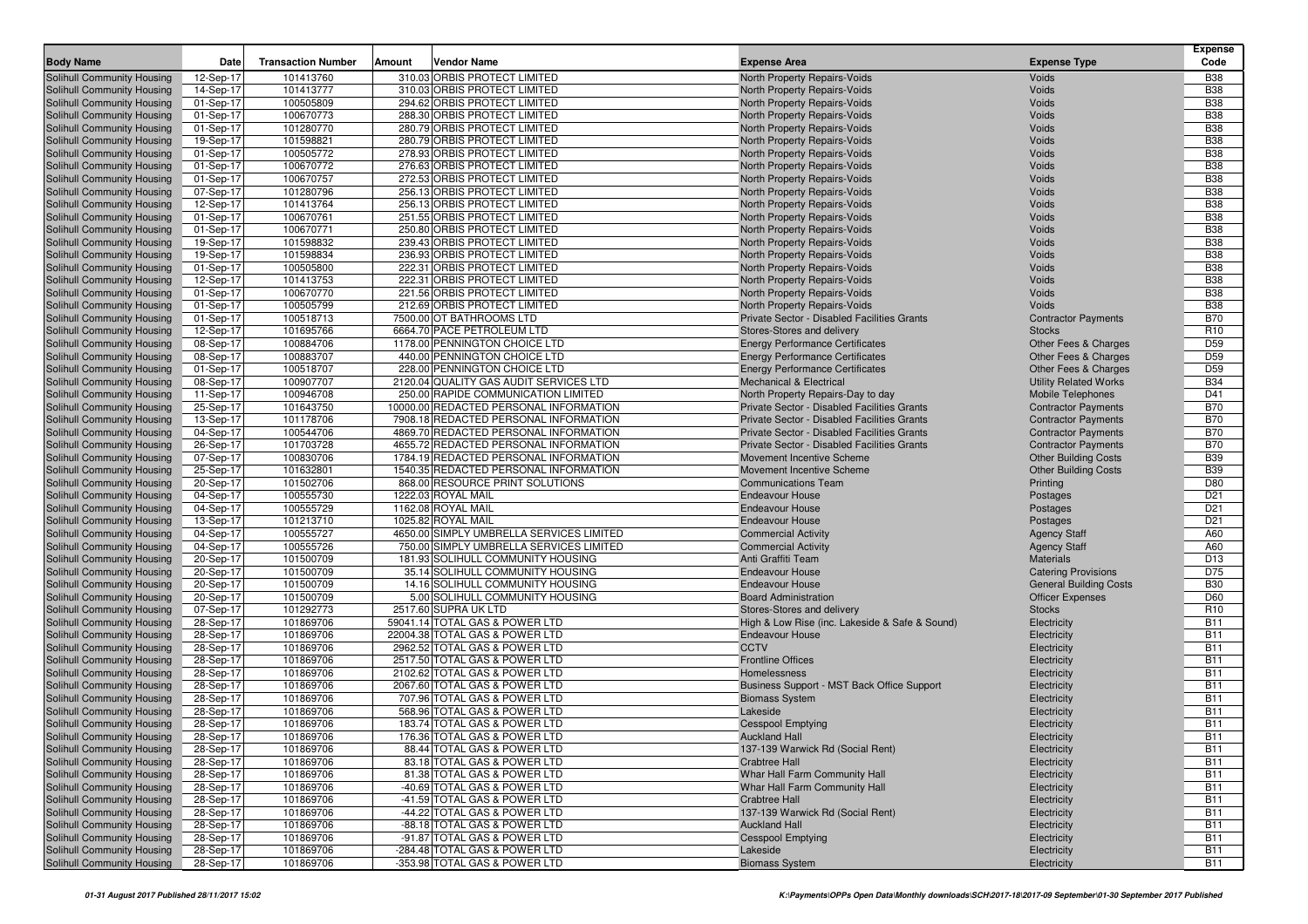| Body Name | Date | Transaction Number | Amount | Vendor Name | Expense Area | Expense Type | Expense Code |
|---|---|---|---|---|---|---|---|
| Solihull Community Housing | 12-Sep-17 | 101413760 | 310.03 | ORBIS PROTECT LIMITED | North Property Repairs-Voids | Voids | B38 |
| Solihull Community Housing | 14-Sep-17 | 101413777 | 310.03 | ORBIS PROTECT LIMITED | North Property Repairs-Voids | Voids | B38 |
| Solihull Community Housing | 01-Sep-17 | 100505809 | 294.62 | ORBIS PROTECT LIMITED | North Property Repairs-Voids | Voids | B38 |
| Solihull Community Housing | 01-Sep-17 | 100670773 | 288.30 | ORBIS PROTECT LIMITED | North Property Repairs-Voids | Voids | B38 |
| Solihull Community Housing | 01-Sep-17 | 101280770 | 280.79 | ORBIS PROTECT LIMITED | North Property Repairs-Voids | Voids | B38 |
| Solihull Community Housing | 19-Sep-17 | 101598821 | 280.79 | ORBIS PROTECT LIMITED | North Property Repairs-Voids | Voids | B38 |
| Solihull Community Housing | 01-Sep-17 | 100505772 | 278.93 | ORBIS PROTECT LIMITED | North Property Repairs-Voids | Voids | B38 |
| Solihull Community Housing | 01-Sep-17 | 100670772 | 276.63 | ORBIS PROTECT LIMITED | North Property Repairs-Voids | Voids | B38 |
| Solihull Community Housing | 01-Sep-17 | 100670757 | 272.53 | ORBIS PROTECT LIMITED | North Property Repairs-Voids | Voids | B38 |
| Solihull Community Housing | 07-Sep-17 | 101280796 | 256.13 | ORBIS PROTECT LIMITED | North Property Repairs-Voids | Voids | B38 |
| Solihull Community Housing | 12-Sep-17 | 101413764 | 256.13 | ORBIS PROTECT LIMITED | North Property Repairs-Voids | Voids | B38 |
| Solihull Community Housing | 01-Sep-17 | 100670761 | 251.55 | ORBIS PROTECT LIMITED | North Property Repairs-Voids | Voids | B38 |
| Solihull Community Housing | 01-Sep-17 | 100670771 | 250.80 | ORBIS PROTECT LIMITED | North Property Repairs-Voids | Voids | B38 |
| Solihull Community Housing | 19-Sep-17 | 101598832 | 239.43 | ORBIS PROTECT LIMITED | North Property Repairs-Voids | Voids | B38 |
| Solihull Community Housing | 19-Sep-17 | 101598834 | 236.93 | ORBIS PROTECT LIMITED | North Property Repairs-Voids | Voids | B38 |
| Solihull Community Housing | 01-Sep-17 | 100505800 | 222.31 | ORBIS PROTECT LIMITED | North Property Repairs-Voids | Voids | B38 |
| Solihull Community Housing | 12-Sep-17 | 101413753 | 222.31 | ORBIS PROTECT LIMITED | North Property Repairs-Voids | Voids | B38 |
| Solihull Community Housing | 01-Sep-17 | 100670770 | 221.56 | ORBIS PROTECT LIMITED | North Property Repairs-Voids | Voids | B38 |
| Solihull Community Housing | 01-Sep-17 | 100505799 | 212.69 | ORBIS PROTECT LIMITED | North Property Repairs-Voids | Voids | B38 |
| Solihull Community Housing | 01-Sep-17 | 100518713 | 7500.00 | OT BATHROOMS LTD | Private Sector - Disabled Facilities Grants | Contractor Payments | B70 |
| Solihull Community Housing | 12-Sep-17 | 101695766 | 6664.70 | PACE PETROLEUM LTD | Stores-Stores and delivery | Stocks | R10 |
| Solihull Community Housing | 08-Sep-17 | 100884706 | 1178.00 | PENNINGTON CHOICE LTD | Energy Performance Certificates | Other Fees & Charges | D59 |
| Solihull Community Housing | 08-Sep-17 | 100883707 | 440.00 | PENNINGTON CHOICE LTD | Energy Performance Certificates | Other Fees & Charges | D59 |
| Solihull Community Housing | 01-Sep-17 | 100518707 | 228.00 | PENNINGTON CHOICE LTD | Energy Performance Certificates | Other Fees & Charges | D59 |
| Solihull Community Housing | 08-Sep-17 | 100907707 | 2120.04 | QUALITY GAS AUDIT SERVICES LTD | Mechanical & Electrical | Utility Related Works | B34 |
| Solihull Community Housing | 11-Sep-17 | 100946708 | 250.00 | RAPIDE COMMUNICATION LIMITED | North Property Repairs-Day to day | Mobile Telephones | D41 |
| Solihull Community Housing | 25-Sep-17 | 101643750 | 10000.00 | REDACTED PERSONAL INFORMATION | Private Sector - Disabled Facilities Grants | Contractor Payments | B70 |
| Solihull Community Housing | 13-Sep-17 | 101178706 | 7908.18 | REDACTED PERSONAL INFORMATION | Private Sector - Disabled Facilities Grants | Contractor Payments | B70 |
| Solihull Community Housing | 04-Sep-17 | 100544706 | 4869.70 | REDACTED PERSONAL INFORMATION | Private Sector - Disabled Facilities Grants | Contractor Payments | B70 |
| Solihull Community Housing | 26-Sep-17 | 101703728 | 4655.72 | REDACTED PERSONAL INFORMATION | Private Sector - Disabled Facilities Grants | Contractor Payments | B70 |
| Solihull Community Housing | 07-Sep-17 | 100830706 | 1784.19 | REDACTED PERSONAL INFORMATION | Movement Incentive Scheme | Other Building Costs | B39 |
| Solihull Community Housing | 25-Sep-17 | 101632801 | 1540.35 | REDACTED PERSONAL INFORMATION | Movement Incentive Scheme | Other Building Costs | B39 |
| Solihull Community Housing | 20-Sep-17 | 101502706 | 868.00 | RESOURCE PRINT SOLUTIONS | Communications Team | Printing | D80 |
| Solihull Community Housing | 04-Sep-17 | 100555730 | 1222.03 | ROYAL MAIL | Endeavour House | Postages | D21 |
| Solihull Community Housing | 04-Sep-17 | 100555729 | 1162.08 | ROYAL MAIL | Endeavour House | Postages | D21 |
| Solihull Community Housing | 13-Sep-17 | 101213710 | 1025.82 | ROYAL MAIL | Endeavour House | Postages | D21 |
| Solihull Community Housing | 04-Sep-17 | 100555727 | 4650.00 | SIMPLY UMBRELLA SERVICES LIMITED | Commercial Activity | Agency Staff | A60 |
| Solihull Community Housing | 04-Sep-17 | 100555726 | 750.00 | SIMPLY UMBRELLA SERVICES LIMITED | Commercial Activity | Agency Staff | A60 |
| Solihull Community Housing | 20-Sep-17 | 101500709 | 181.93 | SOLIHULL COMMUNITY HOUSING | Anti Graffiti Team | Materials | D13 |
| Solihull Community Housing | 20-Sep-17 | 101500709 | 35.14 | SOLIHULL COMMUNITY HOUSING | Endeavour House | Catering Provisions | D75 |
| Solihull Community Housing | 20-Sep-17 | 101500709 | 14.16 | SOLIHULL COMMUNITY HOUSING | Endeavour House | General Building Costs | B30 |
| Solihull Community Housing | 20-Sep-17 | 101500709 | 5.00 | SOLIHULL COMMUNITY HOUSING | Board Administration | Officer Expenses | D60 |
| Solihull Community Housing | 07-Sep-17 | 101292773 | 2517.60 | SUPRA UK LTD | Stores-Stores and delivery | Stocks | R10 |
| Solihull Community Housing | 28-Sep-17 | 101869706 | 59041.14 | TOTAL GAS & POWER LTD | High & Low Rise (inc. Lakeside & Safe & Sound) | Electricity | B11 |
| Solihull Community Housing | 28-Sep-17 | 101869706 | 22004.38 | TOTAL GAS & POWER LTD | Endeavour House | Electricity | B11 |
| Solihull Community Housing | 28-Sep-17 | 101869706 | 2962.52 | TOTAL GAS & POWER LTD | CCTV | Electricity | B11 |
| Solihull Community Housing | 28-Sep-17 | 101869706 | 2517.50 | TOTAL GAS & POWER LTD | Frontline Offices | Electricity | B11 |
| Solihull Community Housing | 28-Sep-17 | 101869706 | 2102.62 | TOTAL GAS & POWER LTD | Homelessness | Electricity | B11 |
| Solihull Community Housing | 28-Sep-17 | 101869706 | 2067.60 | TOTAL GAS & POWER LTD | Business Support - MST Back Office Support | Electricity | B11 |
| Solihull Community Housing | 28-Sep-17 | 101869706 | 707.96 | TOTAL GAS & POWER LTD | Biomass System | Electricity | B11 |
| Solihull Community Housing | 28-Sep-17 | 101869706 | 568.96 | TOTAL GAS & POWER LTD | Lakeside | Electricity | B11 |
| Solihull Community Housing | 28-Sep-17 | 101869706 | 183.74 | TOTAL GAS & POWER LTD | Cesspool Emptying | Electricity | B11 |
| Solihull Community Housing | 28-Sep-17 | 101869706 | 176.36 | TOTAL GAS & POWER LTD | Auckland Hall | Electricity | B11 |
| Solihull Community Housing | 28-Sep-17 | 101869706 | 88.44 | TOTAL GAS & POWER LTD | 137-139 Warwick Rd (Social Rent) | Electricity | B11 |
| Solihull Community Housing | 28-Sep-17 | 101869706 | 83.18 | TOTAL GAS & POWER LTD | Crabtree Hall | Electricity | B11 |
| Solihull Community Housing | 28-Sep-17 | 101869706 | 81.38 | TOTAL GAS & POWER LTD | Whar Hall Farm Community Hall | Electricity | B11 |
| Solihull Community Housing | 28-Sep-17 | 101869706 | -40.69 | TOTAL GAS & POWER LTD | Whar Hall Farm Community Hall | Electricity | B11 |
| Solihull Community Housing | 28-Sep-17 | 101869706 | -41.59 | TOTAL GAS & POWER LTD | Crabtree Hall | Electricity | B11 |
| Solihull Community Housing | 28-Sep-17 | 101869706 | -44.22 | TOTAL GAS & POWER LTD | 137-139 Warwick Rd (Social Rent) | Electricity | B11 |
| Solihull Community Housing | 28-Sep-17 | 101869706 | -88.18 | TOTAL GAS & POWER LTD | Auckland Hall | Electricity | B11 |
| Solihull Community Housing | 28-Sep-17 | 101869706 | -91.87 | TOTAL GAS & POWER LTD | Cesspool Emptying | Electricity | B11 |
| Solihull Community Housing | 28-Sep-17 | 101869706 | -284.48 | TOTAL GAS & POWER LTD | Lakeside | Electricity | B11 |
| Solihull Community Housing | 28-Sep-17 | 101869706 | -353.98 | TOTAL GAS & POWER LTD | Biomass System | Electricity | B11 |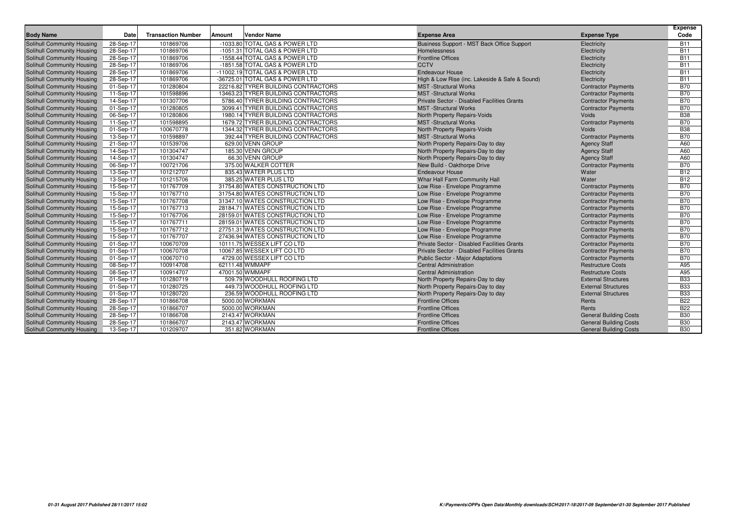| Body Name | Date | Transaction Number | Amount | Vendor Name | Expense Area | Expense Type | Expense Code |
|---|---|---|---|---|---|---|---|
| Solihull Community Housing | 28-Sep-17 | 101869706 | -1033.80 | TOTAL GAS & POWER LTD | Business Support - MST Back Office Support | Electricity | B11 |
| Solihull Community Housing | 28-Sep-17 | 101869706 | -1051.31 | TOTAL GAS & POWER LTD | Homelessness | Electricity | B11 |
| Solihull Community Housing | 28-Sep-17 | 101869706 | -1558.44 | TOTAL GAS & POWER LTD | Frontline Offices | Electricity | B11 |
| Solihull Community Housing | 28-Sep-17 | 101869706 | -1851.58 | TOTAL GAS & POWER LTD | CCTV | Electricity | B11 |
| Solihull Community Housing | 28-Sep-17 | 101869706 | -11002.19 | TOTAL GAS & POWER LTD | Endeavour House | Electricity | B11 |
| Solihull Community Housing | 28-Sep-17 | 101869706 | -36725.01 | TOTAL GAS & POWER LTD | High & Low Rise (inc. Lakeside & Safe & Sound) | Electricity | B11 |
| Solihull Community Housing | 01-Sep-17 | 101280804 | 22216.82 | TYRER BUILDING CONTRACTORS | MST -Structural Works | Contractor Payments | B70 |
| Solihull Community Housing | 11-Sep-17 | 101598896 | 13463.23 | TYRER BUILDING CONTRACTORS | MST -Structural Works | Contractor Payments | B70 |
| Solihull Community Housing | 14-Sep-17 | 101307706 | 5786.40 | TYRER BUILDING CONTRACTORS | Private Sector - Disabled Facilities Grants | Contractor Payments | B70 |
| Solihull Community Housing | 01-Sep-17 | 101280805 | 3099.41 | TYRER BUILDING CONTRACTORS | MST -Structural Works | Contractor Payments | B70 |
| Solihull Community Housing | 06-Sep-17 | 101280806 | 1980.14 | TYRER BUILDING CONTRACTORS | North Property Repairs-Voids | Voids | B38 |
| Solihull Community Housing | 11-Sep-17 | 101598895 | 1679.72 | TYRER BUILDING CONTRACTORS | MST -Structural Works | Contractor Payments | B70 |
| Solihull Community Housing | 01-Sep-17 | 100670778 | 1344.32 | TYRER BUILDING CONTRACTORS | North Property Repairs-Voids | Voids | B38 |
| Solihull Community Housing | 13-Sep-17 | 101598897 | 392.44 | TYRER BUILDING CONTRACTORS | MST -Structural Works | Contractor Payments | B70 |
| Solihull Community Housing | 21-Sep-17 | 101539706 | 629.00 | VENN GROUP | North Property Repairs-Day to day | Agency Staff | A60 |
| Solihull Community Housing | 14-Sep-17 | 101304747 | 185.30 | VENN GROUP | North Property Repairs-Day to day | Agency Staff | A60 |
| Solihull Community Housing | 14-Sep-17 | 101304747 | 66.30 | VENN GROUP | North Property Repairs-Day to day | Agency Staff | A60 |
| Solihull Community Housing | 06-Sep-17 | 100721706 | 375.00 | WALKER COTTER | New Build - Oakthorpe Drive | Contractor Payments | B70 |
| Solihull Community Housing | 13-Sep-17 | 101212707 | 835.43 | WATER PLUS LTD | Endeavour House | Water | B12 |
| Solihull Community Housing | 13-Sep-17 | 101215706 | 385.25 | WATER PLUS LTD | Whar Hall Farm Community Hall | Water | B12 |
| Solihull Community Housing | 15-Sep-17 | 101767709 | 31754.80 | WATES CONSTRUCTION LTD | Low Rise - Envelope Programme | Contractor Payments | B70 |
| Solihull Community Housing | 15-Sep-17 | 101767710 | 31754.80 | WATES CONSTRUCTION LTD | Low Rise - Envelope Programme | Contractor Payments | B70 |
| Solihull Community Housing | 15-Sep-17 | 101767708 | 31347.10 | WATES CONSTRUCTION LTD | Low Rise - Envelope Programme | Contractor Payments | B70 |
| Solihull Community Housing | 15-Sep-17 | 101767713 | 28184.71 | WATES CONSTRUCTION LTD | Low Rise - Envelope Programme | Contractor Payments | B70 |
| Solihull Community Housing | 15-Sep-17 | 101767706 | 28159.01 | WATES CONSTRUCTION LTD | Low Rise - Envelope Programme | Contractor Payments | B70 |
| Solihull Community Housing | 15-Sep-17 | 101767711 | 28159.01 | WATES CONSTRUCTION LTD | Low Rise - Envelope Programme | Contractor Payments | B70 |
| Solihull Community Housing | 15-Sep-17 | 101767712 | 27751.31 | WATES CONSTRUCTION LTD | Low Rise - Envelope Programme | Contractor Payments | B70 |
| Solihull Community Housing | 15-Sep-17 | 101767707 | 27436.94 | WATES CONSTRUCTION LTD | Low Rise - Envelope Programme | Contractor Payments | B70 |
| Solihull Community Housing | 01-Sep-17 | 100670709 | 10111.75 | WESSEX LIFT CO LTD | Private Sector - Disabled Facilities Grants | Contractor Payments | B70 |
| Solihull Community Housing | 01-Sep-17 | 100670708 | 10067.85 | WESSEX LIFT CO LTD | Private Sector - Disabled Facilities Grants | Contractor Payments | B70 |
| Solihull Community Housing | 01-Sep-17 | 100670710 | 4729.00 | WESSEX LIFT CO LTD | Public Sector - Major Adaptations | Contractor Payments | B70 |
| Solihull Community Housing | 08-Sep-17 | 100914708 | 62111.48 | WMMAPF | Central Administration | Restructure Costs | A95 |
| Solihull Community Housing | 08-Sep-17 | 100914707 | 47001.50 | WMMAPF | Central Administration | Restructure Costs | A95 |
| Solihull Community Housing | 01-Sep-17 | 101280719 | 509.79 | WOODHULL ROOFING LTD | North Property Repairs-Day to day | External Structures | B33 |
| Solihull Community Housing | 01-Sep-17 | 101280725 | 449.73 | WOODHULL ROOFING LTD | North Property Repairs-Day to day | External Structures | B33 |
| Solihull Community Housing | 01-Sep-17 | 101280720 | 236.59 | WOODHULL ROOFING LTD | North Property Repairs-Day to day | External Structures | B33 |
| Solihull Community Housing | 28-Sep-17 | 101866708 | 5000.00 | WORKMAN | Frontline Offices | Rents | B22 |
| Solihull Community Housing | 28-Sep-17 | 101866707 | 5000.00 | WORKMAN | Frontline Offices | Rents | B22 |
| Solihull Community Housing | 28-Sep-17 | 101866708 | 2143.47 | WORKMAN | Frontline Offices | General Building Costs | B30 |
| Solihull Community Housing | 28-Sep-17 | 101866707 | 2143.47 | WORKMAN | Frontline Offices | General Building Costs | B30 |
| Solihull Community Housing | 13-Sep-17 | 101209707 | 351.82 | WORKMAN | Frontline Offices | General Building Costs | B30 |

*01-31 August 2017 Published 28/11/2017 15:02*

*K:\Payments\OPPs Open Data\Monthly downloads\SCH\2017-18\2017-09 September\01-30 September 2017 Published*